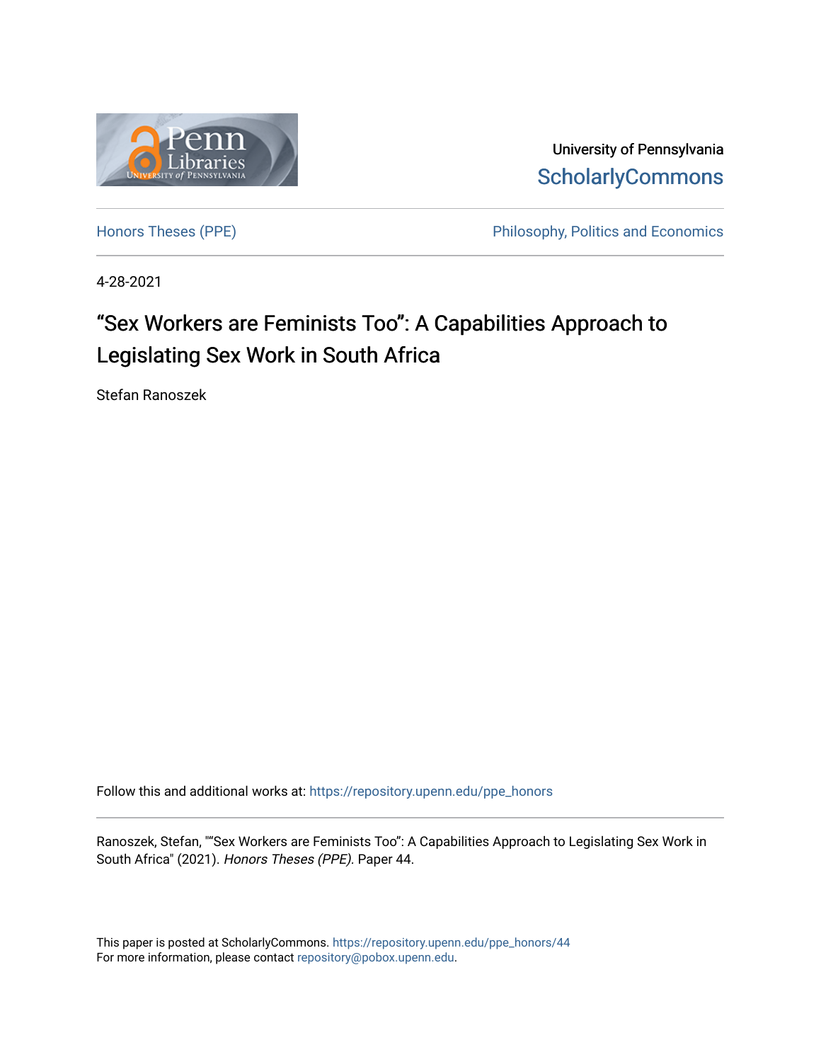University of Pennsylvania
ScholarlyCommons

Honors Theses (PPE) | Philosophy, Politics and Economics

4-28-2021

# "Sex Workers are Feminists Too": A Capabilities Approach to Legislating Sex Work in South Africa

Stefan Ranoszek

Follow this and additional works at: https://repository.upenn.edu/ppe_honors

Ranoszek, Stefan, ""Sex Workers are Feminists Too": A Capabilities Approach to Legislating Sex Work in South Africa" (2021). *Honors Theses (PPE)*. Paper 44.

This paper is posted at ScholarlyCommons. https://repository.upenn.edu/ppe_honors/44
For more information, please contact repository@pobox.upenn.edu.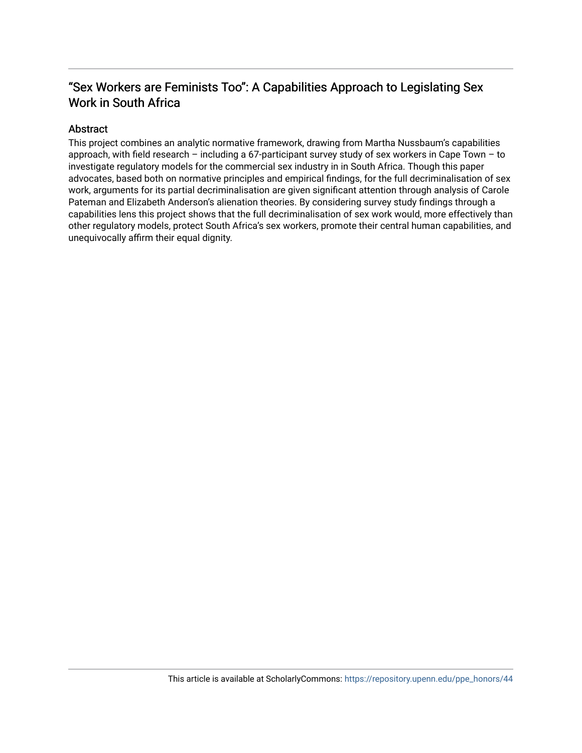## "Sex Workers are Feminists Too": A Capabilities Approach to Legislating Sex Work in South Africa

### Abstract

This project combines an analytic normative framework, drawing from Martha Nussbaum's capabilities approach, with field research – including a 67-participant survey study of sex workers in Cape Town – to investigate regulatory models for the commercial sex industry in in South Africa. Though this paper advocates, based both on normative principles and empirical findings, for the full decriminalisation of sex work, arguments for its partial decriminalisation are given significant attention through analysis of Carole Pateman and Elizabeth Anderson's alienation theories. By considering survey study findings through a capabilities lens this project shows that the full decriminalisation of sex work would, more effectively than other regulatory models, protect South Africa's sex workers, promote their central human capabilities, and unequivocally affirm their equal dignity.

This article is available at ScholarlyCommons: https://repository.upenn.edu/ppe_honors/44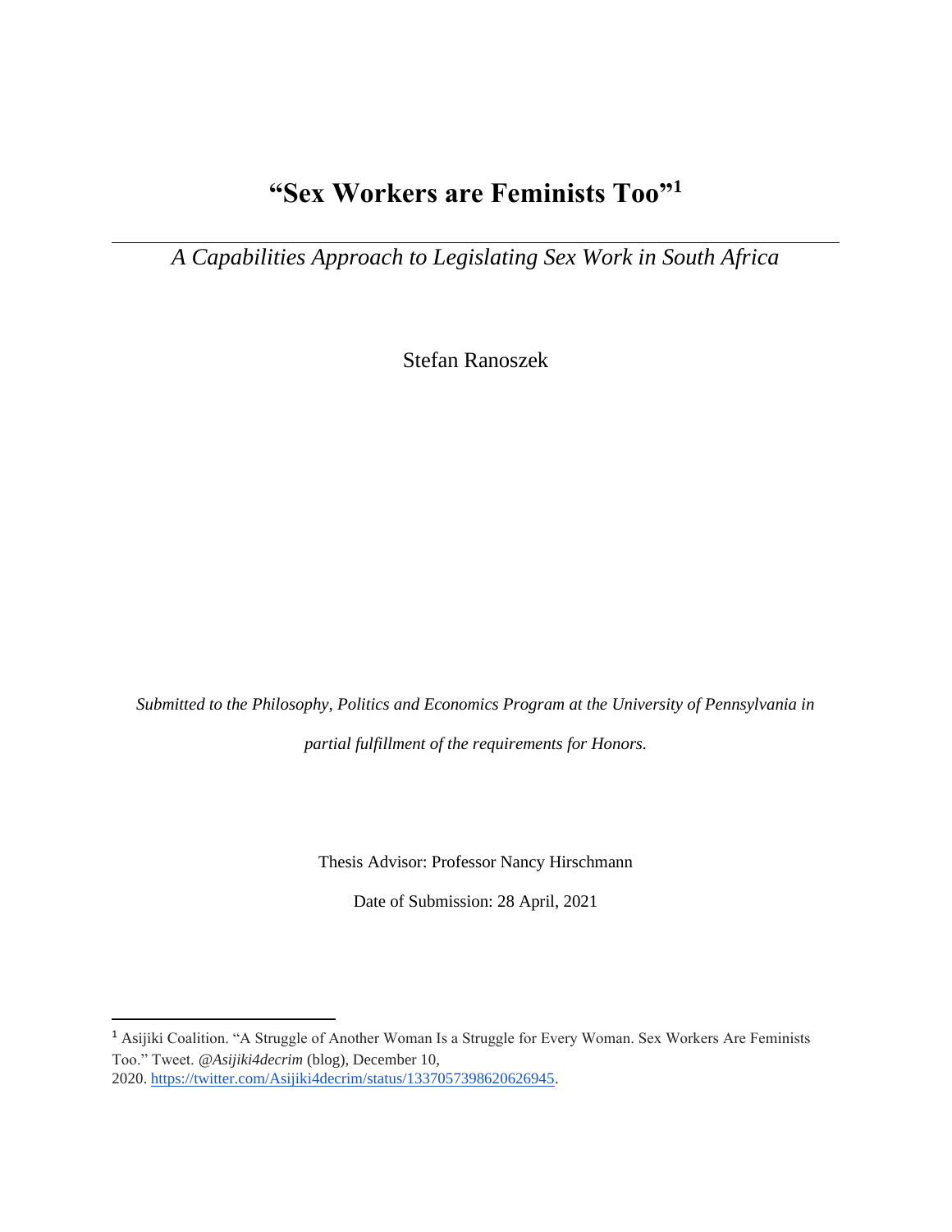# "Sex Workers are Feminists Too"[1]

*A Capabilities Approach to Legislating Sex Work in South Africa*

Stefan Ranoszek

*Submitted to the Philosophy, Politics and Economics Program at the University of Pennsylvania in partial fulfillment of the requirements for Honors.*

Thesis Advisor: Professor Nancy Hirschmann

Date of Submission: 28 April, 2021

---

[1] Asijiki Coalition. "A Struggle of Another Woman Is a Struggle for Every Woman. Sex Workers Are Feminists Too." Tweet. *@Asijiki4decrim* (blog), December 10, 2020. https://twitter.com/Asijiki4decrim/status/1337057398620626945.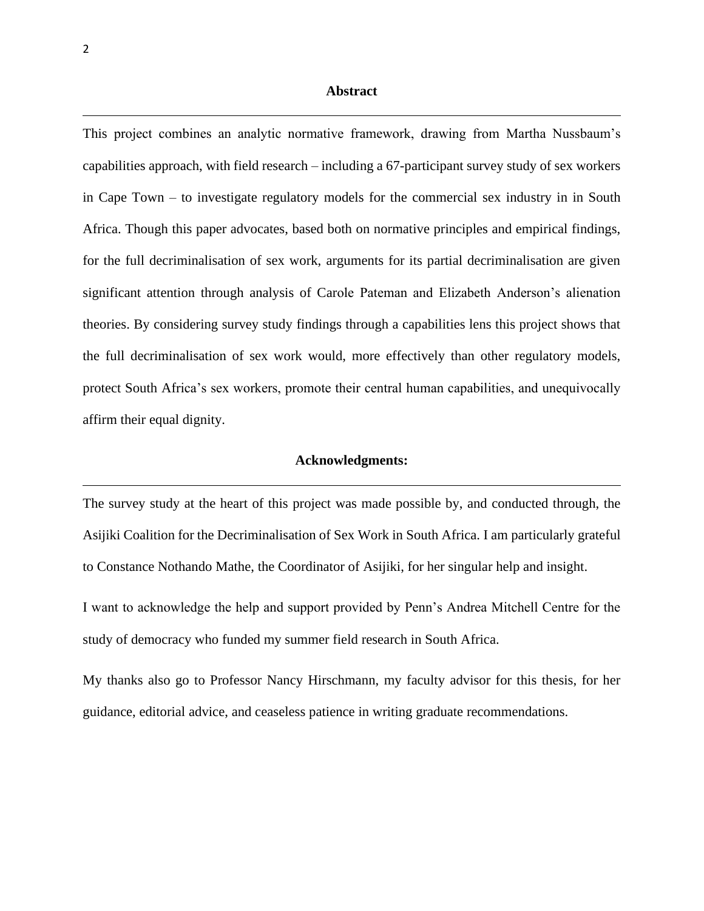## Abstract

This project combines an analytic normative framework, drawing from Martha Nussbaum's capabilities approach, with field research – including a 67-participant survey study of sex workers in Cape Town – to investigate regulatory models for the commercial sex industry in in South Africa. Though this paper advocates, based both on normative principles and empirical findings, for the full decriminalisation of sex work, arguments for its partial decriminalisation are given significant attention through analysis of Carole Pateman and Elizabeth Anderson's alienation theories. By considering survey study findings through a capabilities lens this project shows that the full decriminalisation of sex work would, more effectively than other regulatory models, protect South Africa's sex workers, promote their central human capabilities, and unequivocally affirm their equal dignity.

## Acknowledgments:

The survey study at the heart of this project was made possible by, and conducted through, the Asijiki Coalition for the Decriminalisation of Sex Work in South Africa. I am particularly grateful to Constance Nothando Mathe, the Coordinator of Asijiki, for her singular help and insight.

I want to acknowledge the help and support provided by Penn's Andrea Mitchell Centre for the study of democracy who funded my summer field research in South Africa.

My thanks also go to Professor Nancy Hirschmann, my faculty advisor for this thesis, for her guidance, editorial advice, and ceaseless patience in writing graduate recommendations.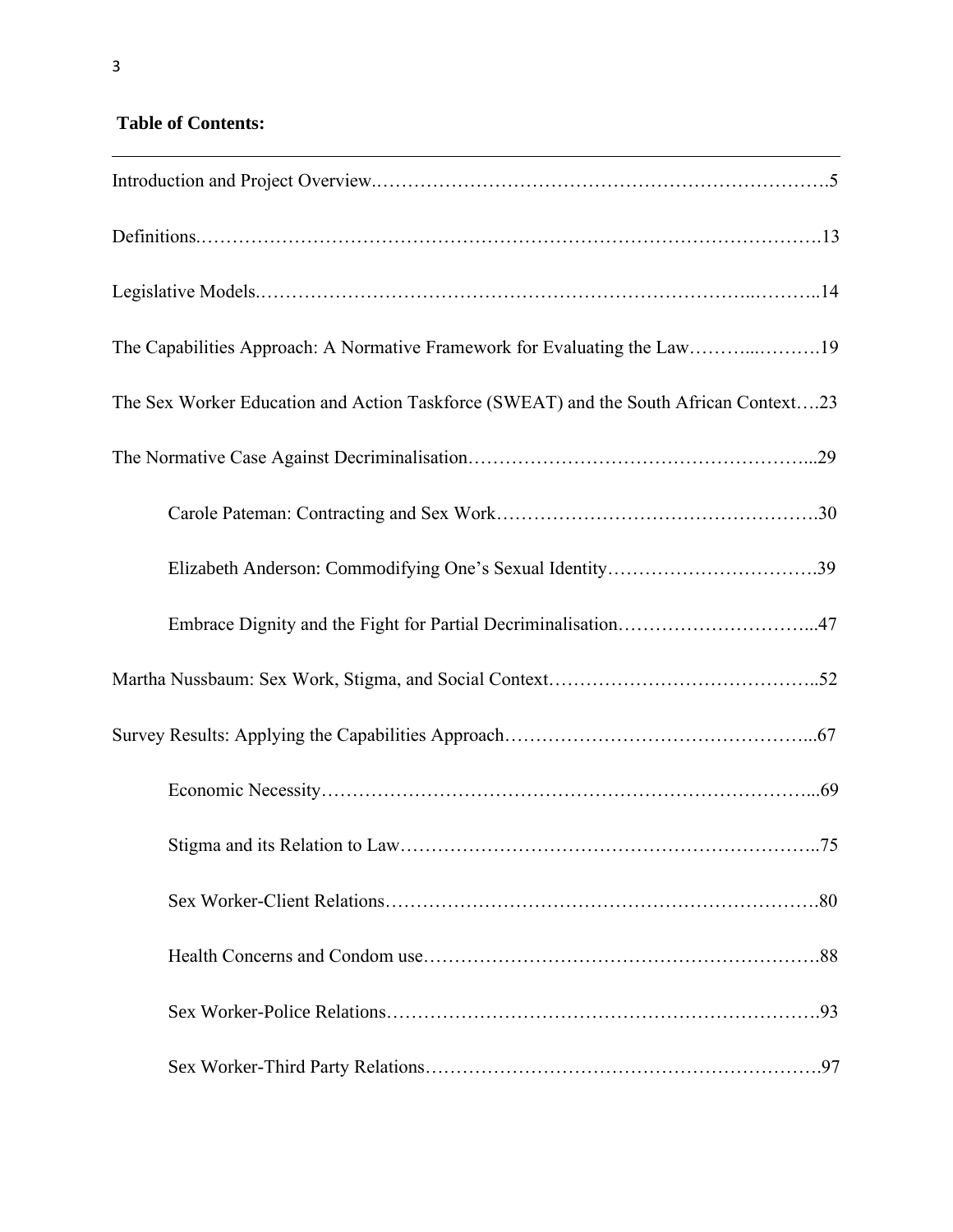**Table of Contents:**

---

Introduction and Project Overview……………………………………………………………….5

Definitions………………………………………………………………………………………13

Legislative Models……………………………………………………………………..………..14

The Capabilities Approach: A Normative Framework for Evaluating the Law………..……….19

The Sex Worker Education and Action Taskforce (SWEAT) and the South African Context….23

The Normative Case Against Decriminalisation………………………………………………...29

- Carole Pateman: Contracting and Sex Work…………………………………………….30
- Elizabeth Anderson: Commodifying One's Sexual Identity…………………………….39
- Embrace Dignity and the Fight for Partial Decriminalisation…………………………...47

Martha Nussbaum: Sex Work, Stigma, and Social Context……………………………………..52

Survey Results: Applying the Capabilities Approach…………………………………………...67

- Economic Necessity……………………………………………………………………...69
- Stigma and its Relation to Law…………………………………………………………..75
- Sex Worker-Client Relations…………………………………………………………….80
- Health Concerns and Condom use……………………………………………………….88
- Sex Worker-Police Relations…………………………………………………………….93
- Sex Worker-Third Party Relations……………………………………………………….97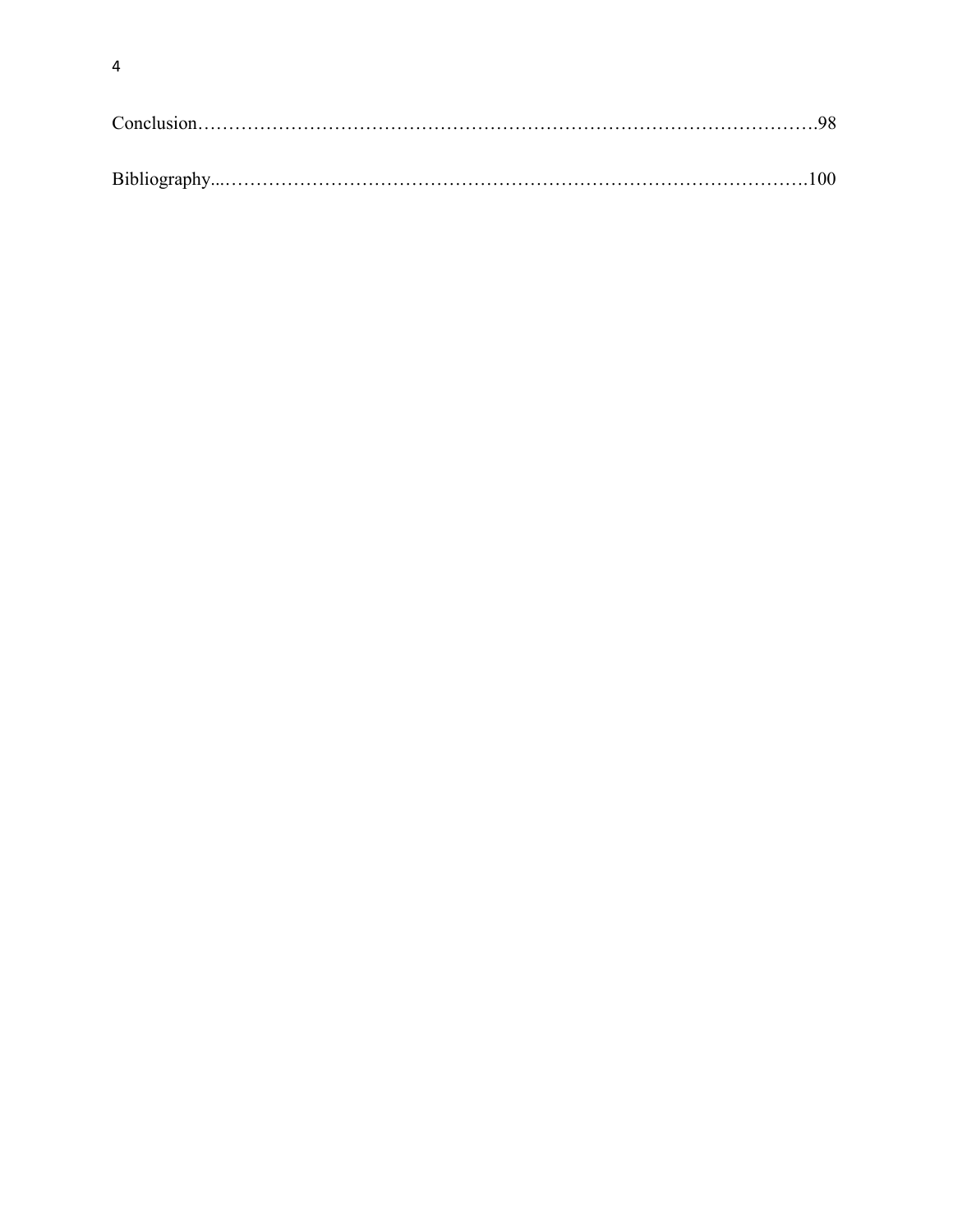Conclusion……………………………………………………………………………………..98

Bibliography...…………………………………………………………………………………100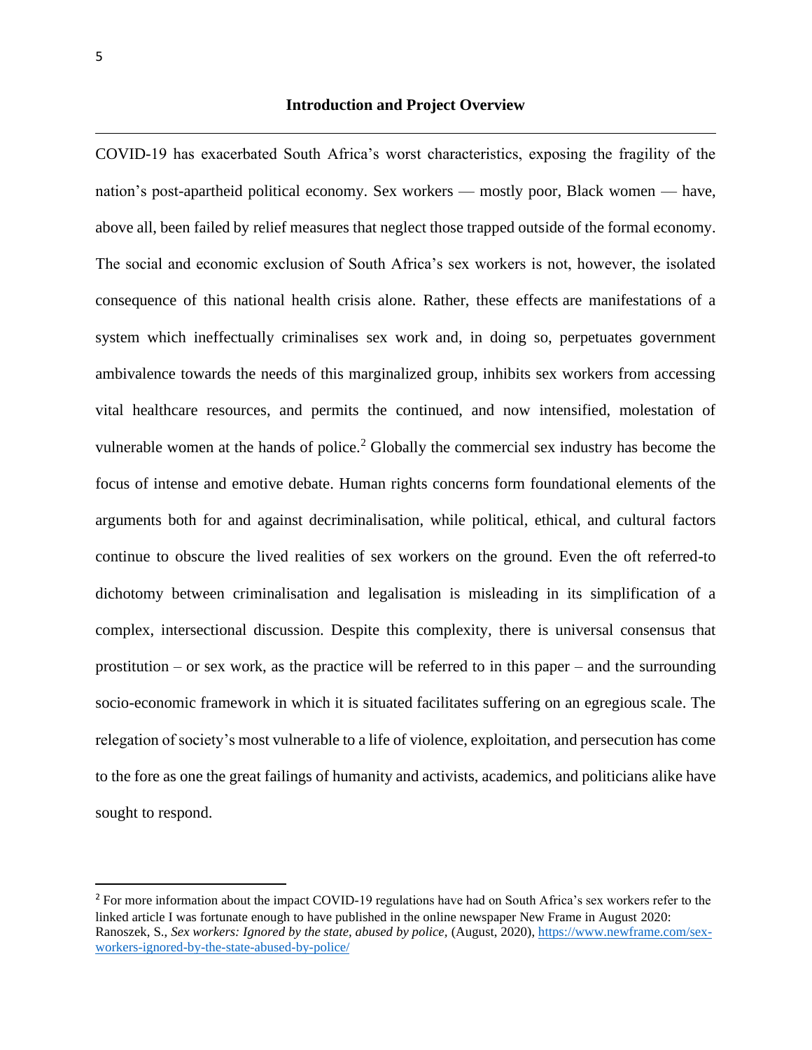## Introduction and Project Overview

COVID-19 has exacerbated South Africa's worst characteristics, exposing the fragility of the nation's post-apartheid political economy. Sex workers — mostly poor, Black women — have, above all, been failed by relief measures that neglect those trapped outside of the formal economy. The social and economic exclusion of South Africa's sex workers is not, however, the isolated consequence of this national health crisis alone. Rather, these effects are manifestations of a system which ineffectually criminalises sex work and, in doing so, perpetuates government ambivalence towards the needs of this marginalized group, inhibits sex workers from accessing vital healthcare resources, and permits the continued, and now intensified, molestation of vulnerable women at the hands of police.[2] Globally the commercial sex industry has become the focus of intense and emotive debate. Human rights concerns form foundational elements of the arguments both for and against decriminalisation, while political, ethical, and cultural factors continue to obscure the lived realities of sex workers on the ground. Even the oft referred-to dichotomy between criminalisation and legalisation is misleading in its simplification of a complex, intersectional discussion. Despite this complexity, there is universal consensus that prostitution – or sex work, as the practice will be referred to in this paper – and the surrounding socio-economic framework in which it is situated facilitates suffering on an egregious scale. The relegation of society's most vulnerable to a life of violence, exploitation, and persecution has come to the fore as one the great failings of humanity and activists, academics, and politicians alike have sought to respond.

---

[2] For more information about the impact COVID-19 regulations have had on South Africa's sex workers refer to the linked article I was fortunate enough to have published in the online newspaper New Frame in August 2020: Ranoszek, S., *Sex workers: Ignored by the state, abused by police,* (August, 2020), https://www.newframe.com/sex-workers-ignored-by-the-state-abused-by-police/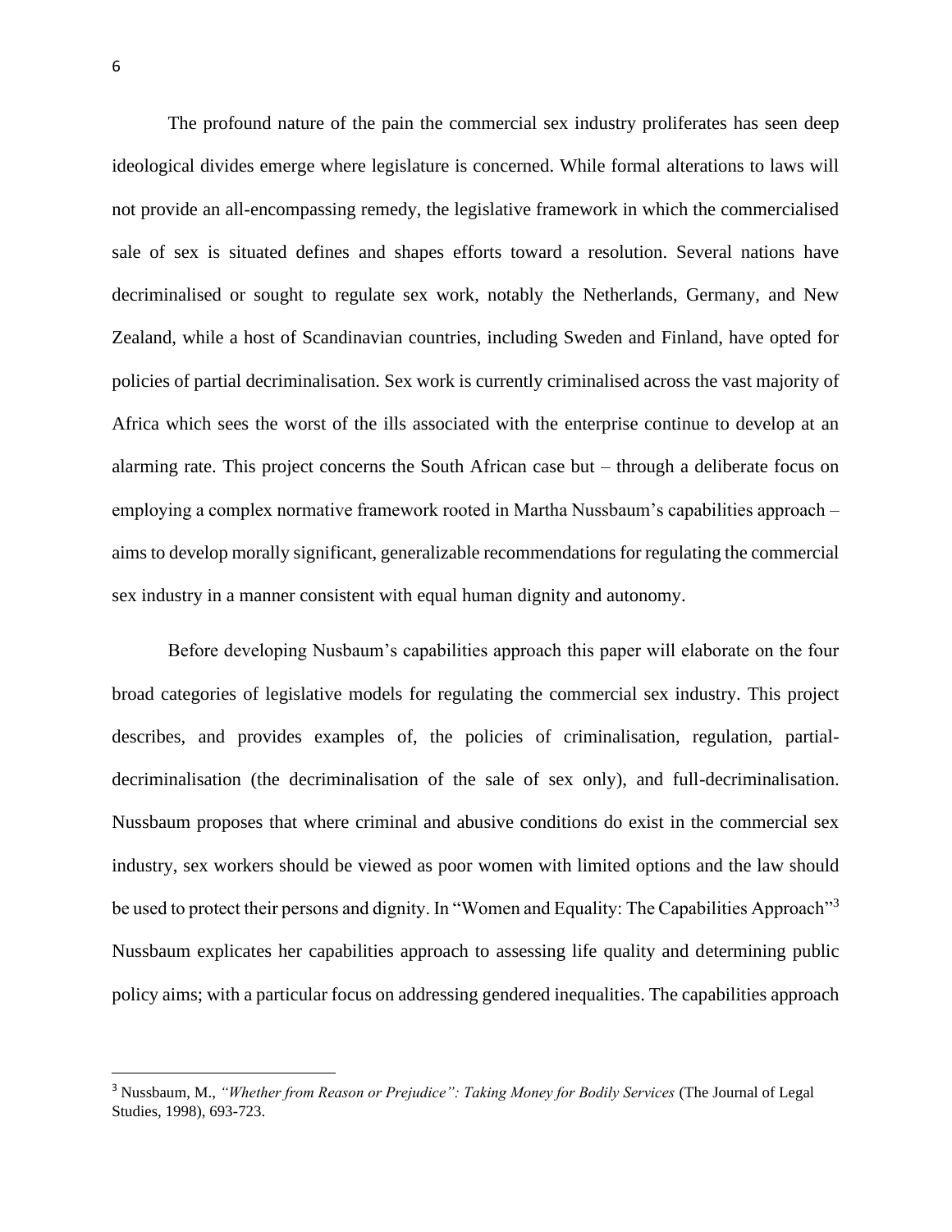The profound nature of the pain the commercial sex industry proliferates has seen deep ideological divides emerge where legislature is concerned. While formal alterations to laws will not provide an all-encompassing remedy, the legislative framework in which the commercialised sale of sex is situated defines and shapes efforts toward a resolution. Several nations have decriminalised or sought to regulate sex work, notably the Netherlands, Germany, and New Zealand, while a host of Scandinavian countries, including Sweden and Finland, have opted for policies of partial decriminalisation. Sex work is currently criminalised across the vast majority of Africa which sees the worst of the ills associated with the enterprise continue to develop at an alarming rate. This project concerns the South African case but – through a deliberate focus on employing a complex normative framework rooted in Martha Nussbaum's capabilities approach – aims to develop morally significant, generalizable recommendations for regulating the commercial sex industry in a manner consistent with equal human dignity and autonomy.

Before developing Nusbaum's capabilities approach this paper will elaborate on the four broad categories of legislative models for regulating the commercial sex industry. This project describes, and provides examples of, the policies of criminalisation, regulation, partial-decriminalisation (the decriminalisation of the sale of sex only), and full-decriminalisation. Nussbaum proposes that where criminal and abusive conditions do exist in the commercial sex industry, sex workers should be viewed as poor women with limited options and the law should be used to protect their persons and dignity. In "Women and Equality: The Capabilities Approach"[3] Nussbaum explicates her capabilities approach to assessing life quality and determining public policy aims; with a particular focus on addressing gendered inequalities. The capabilities approach

[3] Nussbaum, M., *"Whether from Reason or Prejudice": Taking Money for Bodily Services* (The Journal of Legal Studies, 1998), 693-723.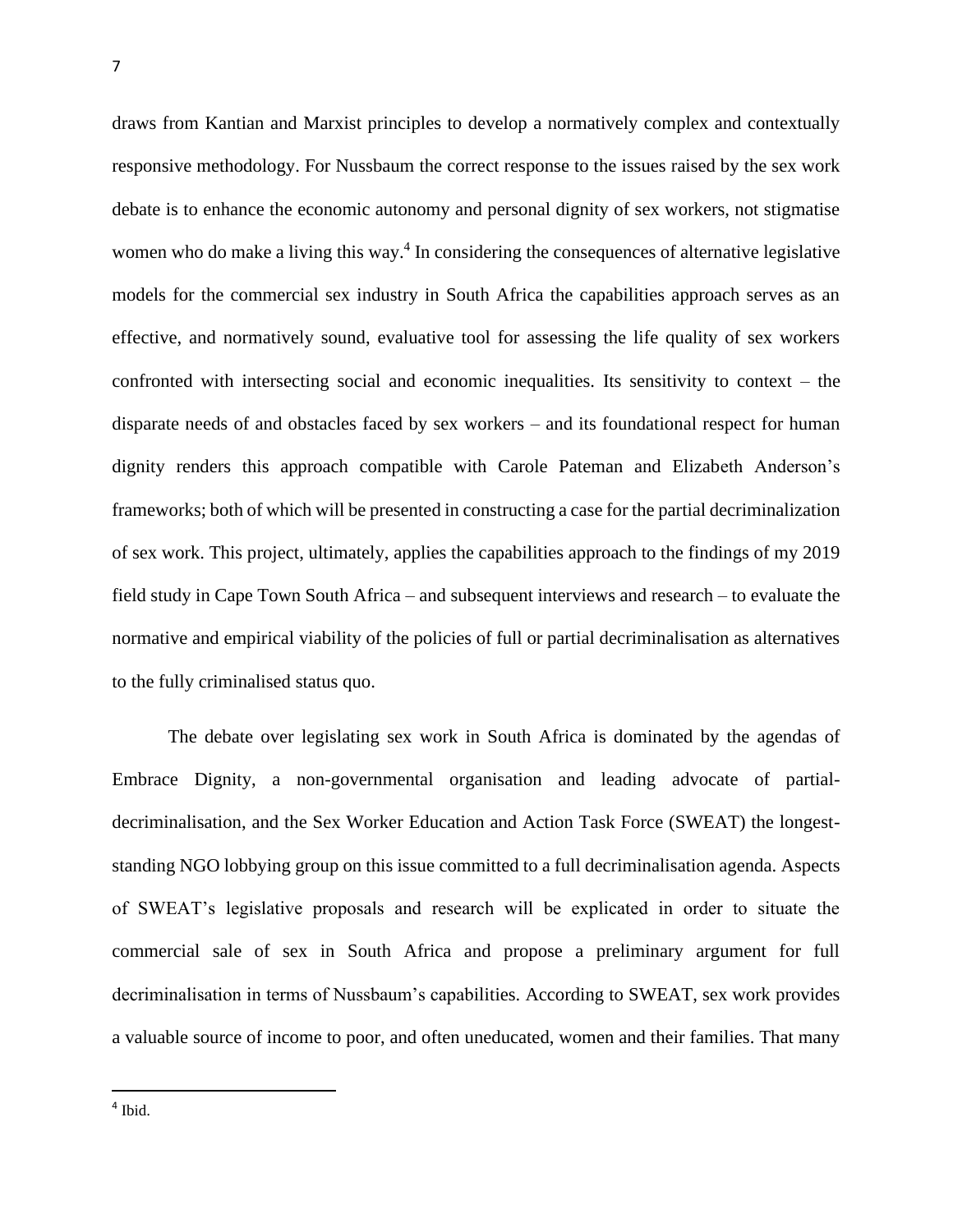draws from Kantian and Marxist principles to develop a normatively complex and contextually responsive methodology. For Nussbaum the correct response to the issues raised by the sex work debate is to enhance the economic autonomy and personal dignity of sex workers, not stigmatise women who do make a living this way.[4] In considering the consequences of alternative legislative models for the commercial sex industry in South Africa the capabilities approach serves as an effective, and normatively sound, evaluative tool for assessing the life quality of sex workers confronted with intersecting social and economic inequalities. Its sensitivity to context – the disparate needs of and obstacles faced by sex workers – and its foundational respect for human dignity renders this approach compatible with Carole Pateman and Elizabeth Anderson's frameworks; both of which will be presented in constructing a case for the partial decriminalization of sex work. This project, ultimately, applies the capabilities approach to the findings of my 2019 field study in Cape Town South Africa – and subsequent interviews and research – to evaluate the normative and empirical viability of the policies of full or partial decriminalisation as alternatives to the fully criminalised status quo.

The debate over legislating sex work in South Africa is dominated by the agendas of Embrace Dignity, a non-governmental organisation and leading advocate of partial-decriminalisation, and the Sex Worker Education and Action Task Force (SWEAT) the longest-standing NGO lobbying group on this issue committed to a full decriminalisation agenda. Aspects of SWEAT's legislative proposals and research will be explicated in order to situate the commercial sale of sex in South Africa and propose a preliminary argument for full decriminalisation in terms of Nussbaum's capabilities. According to SWEAT, sex work provides a valuable source of income to poor, and often uneducated, women and their families. That many

[4] Ibid.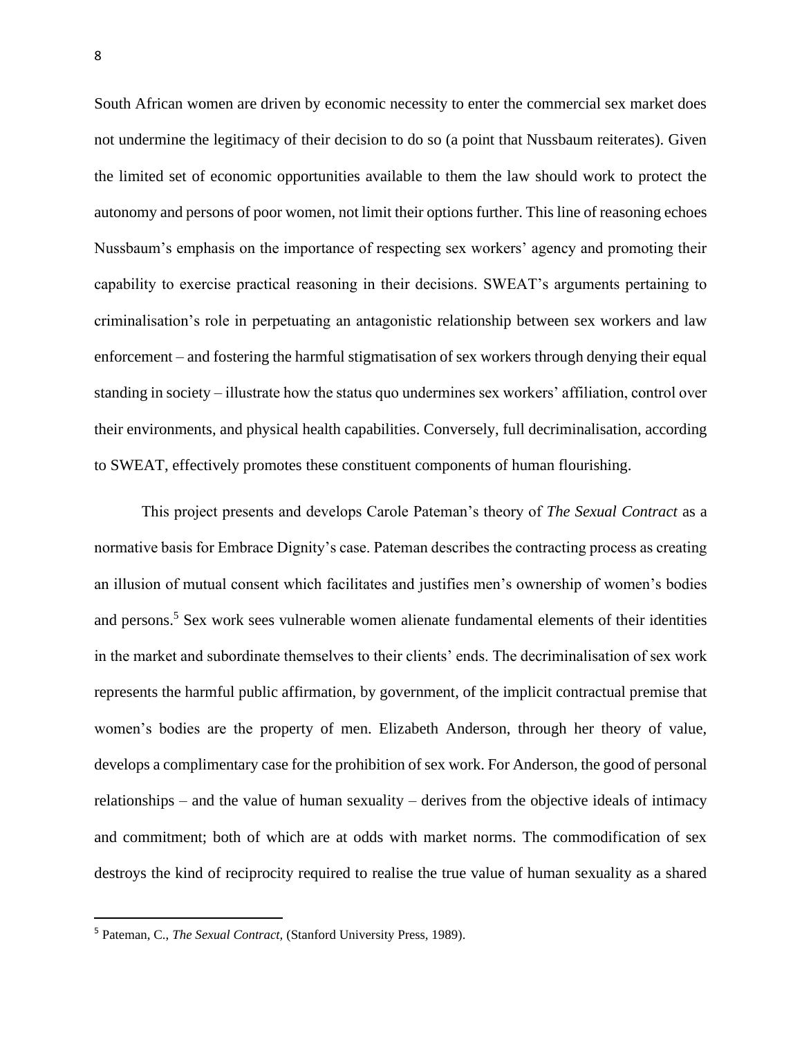South African women are driven by economic necessity to enter the commercial sex market does not undermine the legitimacy of their decision to do so (a point that Nussbaum reiterates). Given the limited set of economic opportunities available to them the law should work to protect the autonomy and persons of poor women, not limit their options further. This line of reasoning echoes Nussbaum's emphasis on the importance of respecting sex workers' agency and promoting their capability to exercise practical reasoning in their decisions. SWEAT's arguments pertaining to criminalisation's role in perpetuating an antagonistic relationship between sex workers and law enforcement – and fostering the harmful stigmatisation of sex workers through denying their equal standing in society – illustrate how the status quo undermines sex workers' affiliation, control over their environments, and physical health capabilities. Conversely, full decriminalisation, according to SWEAT, effectively promotes these constituent components of human flourishing.

This project presents and develops Carole Pateman's theory of *The Sexual Contract* as a normative basis for Embrace Dignity's case. Pateman describes the contracting process as creating an illusion of mutual consent which facilitates and justifies men's ownership of women's bodies and persons.[5] Sex work sees vulnerable women alienate fundamental elements of their identities in the market and subordinate themselves to their clients' ends. The decriminalisation of sex work represents the harmful public affirmation, by government, of the implicit contractual premise that women's bodies are the property of men. Elizabeth Anderson, through her theory of value, develops a complimentary case for the prohibition of sex work. For Anderson, the good of personal relationships – and the value of human sexuality – derives from the objective ideals of intimacy and commitment; both of which are at odds with market norms. The commodification of sex destroys the kind of reciprocity required to realise the true value of human sexuality as a shared

[5] Pateman, C., *The Sexual Contract*, (Stanford University Press, 1989).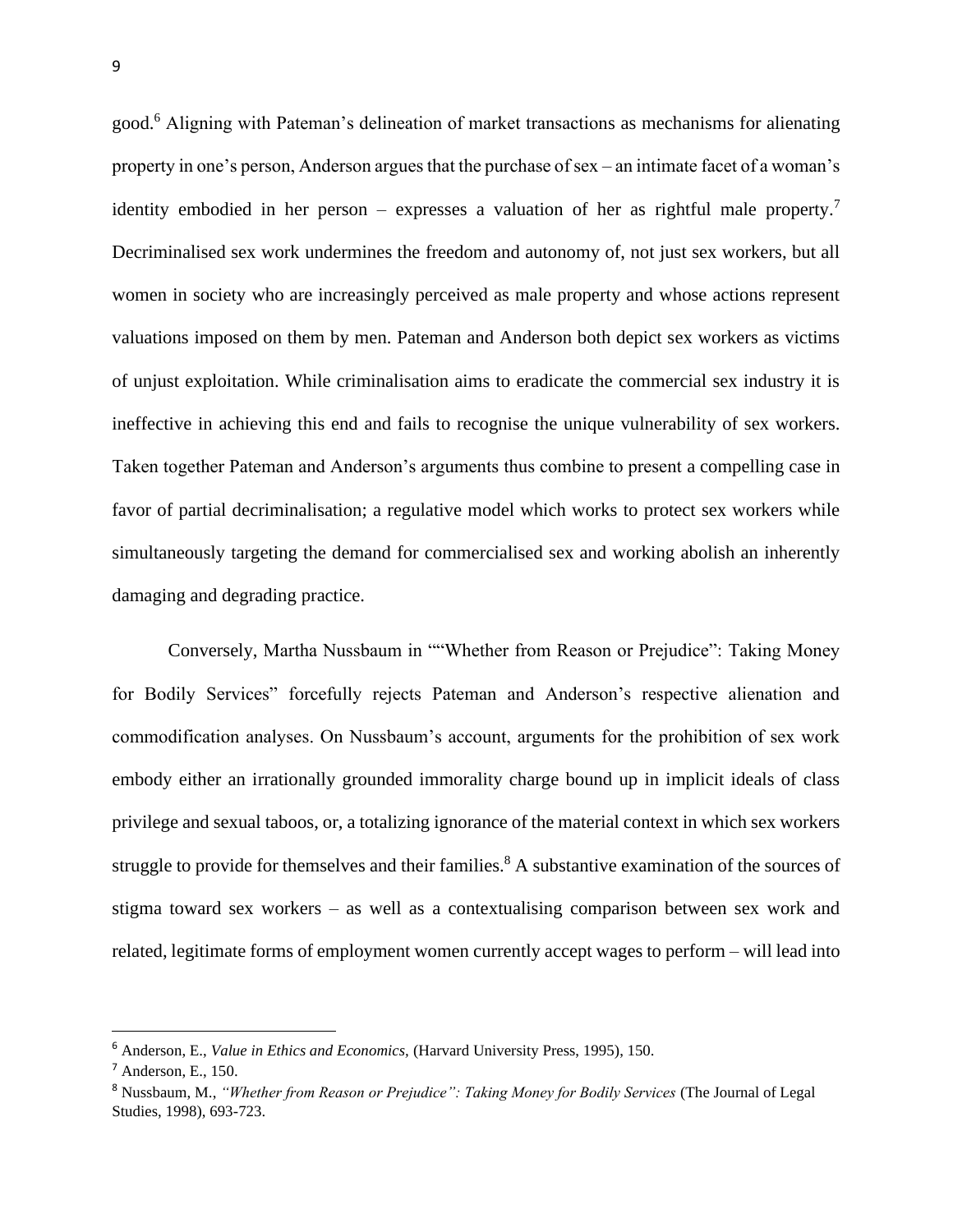good.[6] Aligning with Pateman's delineation of market transactions as mechanisms for alienating property in one's person, Anderson argues that the purchase of sex – an intimate facet of a woman's identity embodied in her person – expresses a valuation of her as rightful male property.[7] Decriminalised sex work undermines the freedom and autonomy of, not just sex workers, but all women in society who are increasingly perceived as male property and whose actions represent valuations imposed on them by men. Pateman and Anderson both depict sex workers as victims of unjust exploitation. While criminalisation aims to eradicate the commercial sex industry it is ineffective in achieving this end and fails to recognise the unique vulnerability of sex workers. Taken together Pateman and Anderson's arguments thus combine to present a compelling case in favor of partial decriminalisation; a regulative model which works to protect sex workers while simultaneously targeting the demand for commercialised sex and working abolish an inherently damaging and degrading practice.

Conversely, Martha Nussbaum in ""Whether from Reason or Prejudice": Taking Money for Bodily Services" forcefully rejects Pateman and Anderson's respective alienation and commodification analyses. On Nussbaum's account, arguments for the prohibition of sex work embody either an irrationally grounded immorality charge bound up in implicit ideals of class privilege and sexual taboos, or, a totalizing ignorance of the material context in which sex workers struggle to provide for themselves and their families.[8] A substantive examination of the sources of stigma toward sex workers – as well as a contextualising comparison between sex work and related, legitimate forms of employment women currently accept wages to perform – will lead into

---

[6] Anderson, E., *Value in Ethics and Economics,* (Harvard University Press, 1995), 150.

[7] Anderson, E., 150.

[8] Nussbaum, M., *"Whether from Reason or Prejudice": Taking Money for Bodily Services* (The Journal of Legal Studies, 1998), 693-723.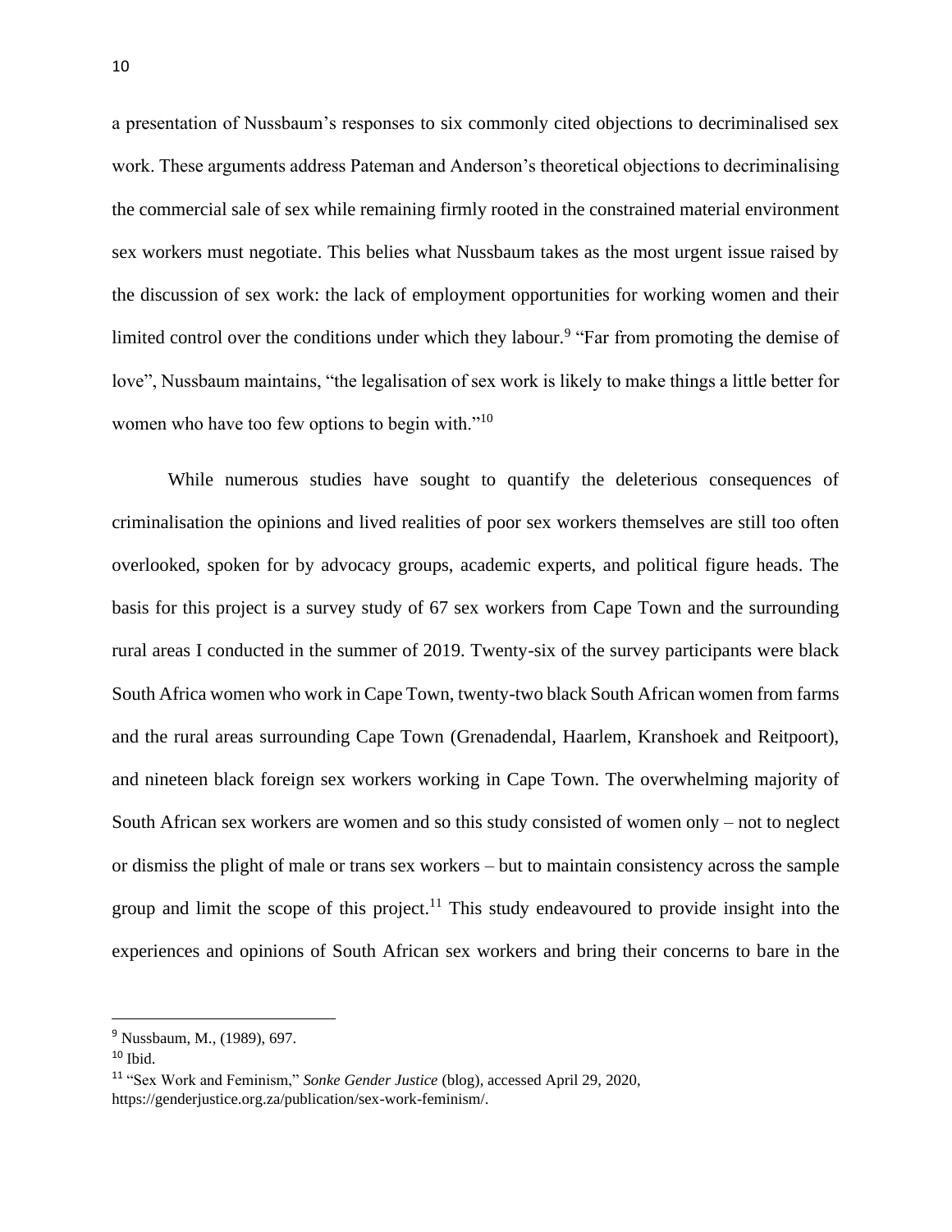a presentation of Nussbaum's responses to six commonly cited objections to decriminalised sex work. These arguments address Pateman and Anderson's theoretical objections to decriminalising the commercial sale of sex while remaining firmly rooted in the constrained material environment sex workers must negotiate. This belies what Nussbaum takes as the most urgent issue raised by the discussion of sex work: the lack of employment opportunities for working women and their limited control over the conditions under which they labour.[9] "Far from promoting the demise of love", Nussbaum maintains, "the legalisation of sex work is likely to make things a little better for women who have too few options to begin with."[10]

While numerous studies have sought to quantify the deleterious consequences of criminalisation the opinions and lived realities of poor sex workers themselves are still too often overlooked, spoken for by advocacy groups, academic experts, and political figure heads. The basis for this project is a survey study of 67 sex workers from Cape Town and the surrounding rural areas I conducted in the summer of 2019. Twenty-six of the survey participants were black South Africa women who work in Cape Town, twenty-two black South African women from farms and the rural areas surrounding Cape Town (Grenadendal, Haarlem, Kranshoek and Reitpoort), and nineteen black foreign sex workers working in Cape Town. The overwhelming majority of South African sex workers are women and so this study consisted of women only – not to neglect or dismiss the plight of male or trans sex workers – but to maintain consistency across the sample group and limit the scope of this project.[11] This study endeavoured to provide insight into the experiences and opinions of South African sex workers and bring their concerns to bare in the

---

[9] Nussbaum, M., (1989), 697.

[10] Ibid.

[11] "Sex Work and Feminism," *Sonke Gender Justice* (blog), accessed April 29, 2020, https://genderjustice.org.za/publication/sex-work-feminism/.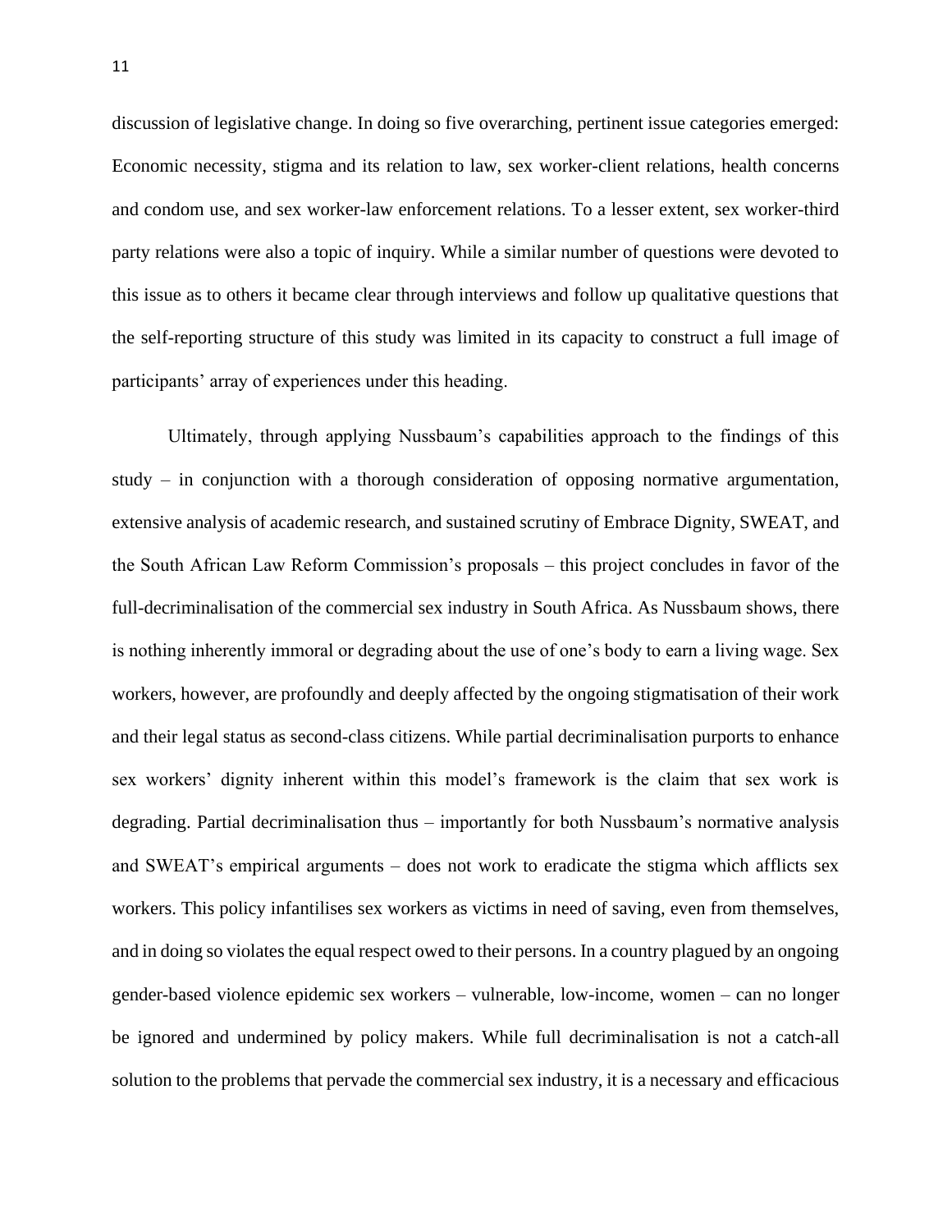discussion of legislative change. In doing so five overarching, pertinent issue categories emerged: Economic necessity, stigma and its relation to law, sex worker-client relations, health concerns and condom use, and sex worker-law enforcement relations. To a lesser extent, sex worker-third party relations were also a topic of inquiry. While a similar number of questions were devoted to this issue as to others it became clear through interviews and follow up qualitative questions that the self-reporting structure of this study was limited in its capacity to construct a full image of participants' array of experiences under this heading.

Ultimately, through applying Nussbaum's capabilities approach to the findings of this study – in conjunction with a thorough consideration of opposing normative argumentation, extensive analysis of academic research, and sustained scrutiny of Embrace Dignity, SWEAT, and the South African Law Reform Commission's proposals – this project concludes in favor of the full-decriminalisation of the commercial sex industry in South Africa. As Nussbaum shows, there is nothing inherently immoral or degrading about the use of one's body to earn a living wage. Sex workers, however, are profoundly and deeply affected by the ongoing stigmatisation of their work and their legal status as second-class citizens. While partial decriminalisation purports to enhance sex workers' dignity inherent within this model's framework is the claim that sex work is degrading. Partial decriminalisation thus – importantly for both Nussbaum's normative analysis and SWEAT's empirical arguments – does not work to eradicate the stigma which afflicts sex workers. This policy infantilises sex workers as victims in need of saving, even from themselves, and in doing so violates the equal respect owed to their persons. In a country plagued by an ongoing gender-based violence epidemic sex workers – vulnerable, low-income, women – can no longer be ignored and undermined by policy makers. While full decriminalisation is not a catch-all solution to the problems that pervade the commercial sex industry, it is a necessary and efficacious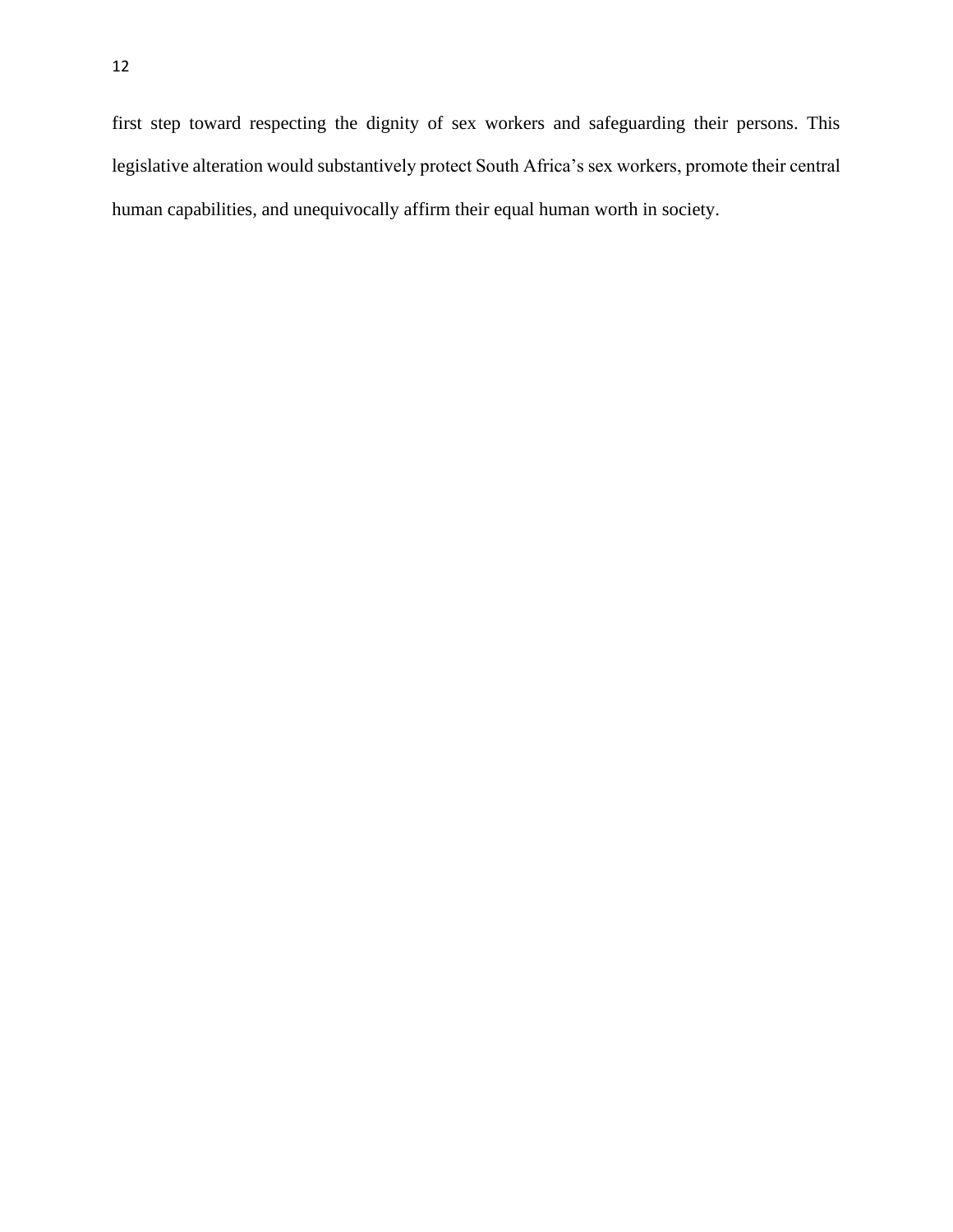first step toward respecting the dignity of sex workers and safeguarding their persons. This legislative alteration would substantively protect South Africa's sex workers, promote their central human capabilities, and unequivocally affirm their equal human worth in society.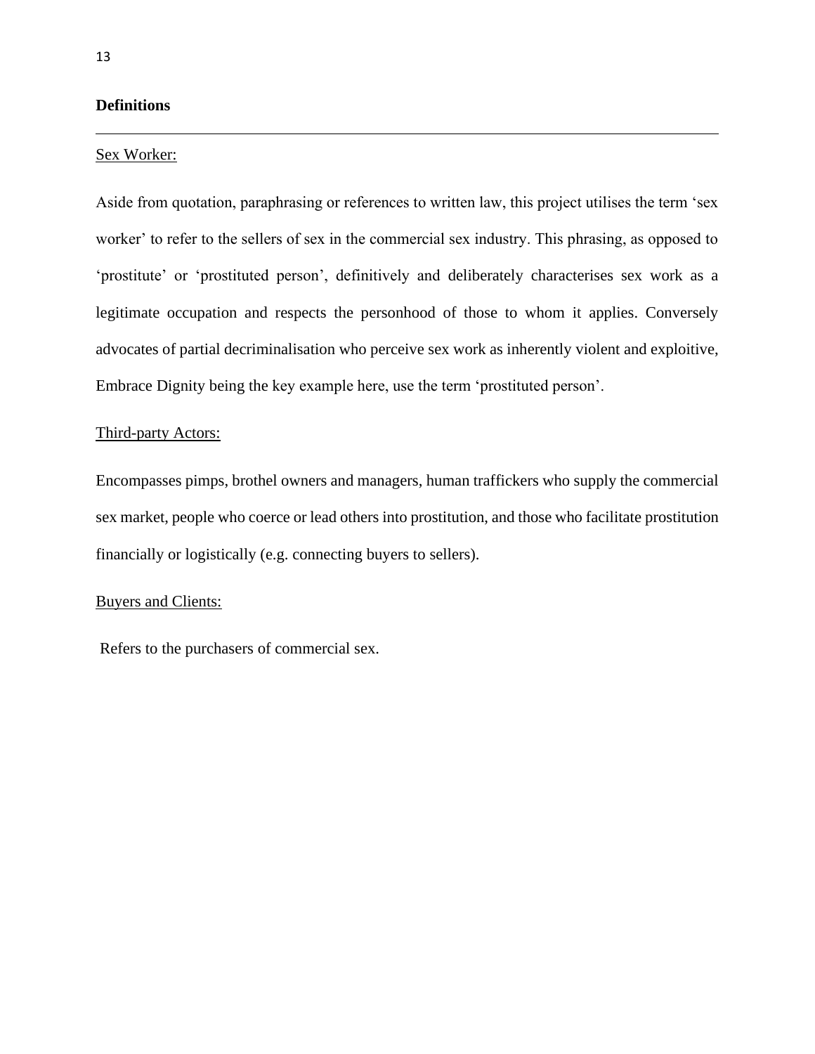## Definitions

---

Sex Worker:

Aside from quotation, paraphrasing or references to written law, this project utilises the term 'sex worker' to refer to the sellers of sex in the commercial sex industry. This phrasing, as opposed to 'prostitute' or 'prostituted person', definitively and deliberately characterises sex work as a legitimate occupation and respects the personhood of those to whom it applies. Conversely advocates of partial decriminalisation who perceive sex work as inherently violent and exploitive, Embrace Dignity being the key example here, use the term 'prostituted person'.

Third-party Actors:

Encompasses pimps, brothel owners and managers, human traffickers who supply the commercial sex market, people who coerce or lead others into prostitution, and those who facilitate prostitution financially or logistically (e.g. connecting buyers to sellers).

Buyers and Clients:

Refers to the purchasers of commercial sex.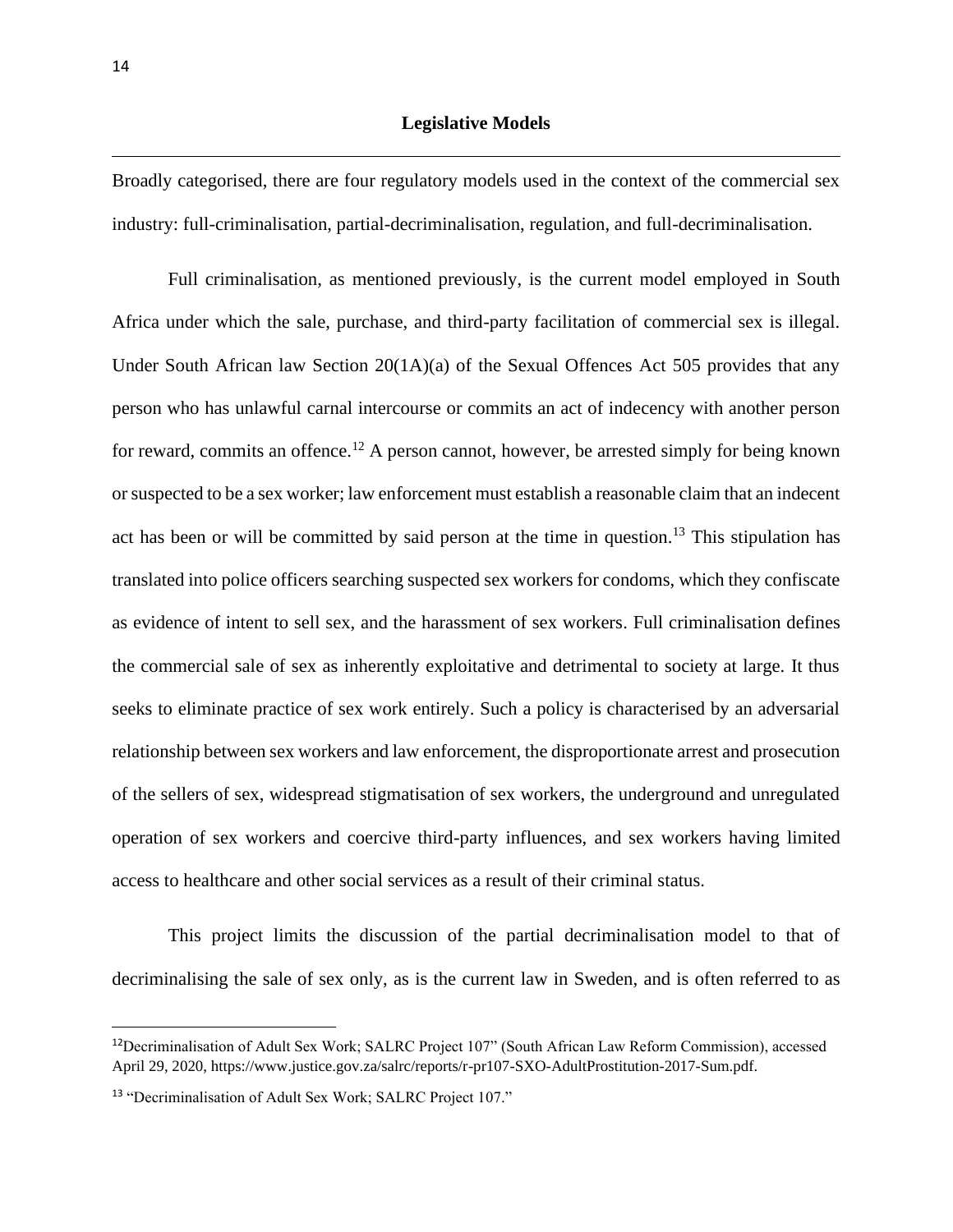## Legislative Models

Broadly categorised, there are four regulatory models used in the context of the commercial sex industry: full-criminalisation, partial-decriminalisation, regulation, and full-decriminalisation.

Full criminalisation, as mentioned previously, is the current model employed in South Africa under which the sale, purchase, and third-party facilitation of commercial sex is illegal. Under South African law Section 20(1A)(a) of the Sexual Offences Act 505 provides that any person who has unlawful carnal intercourse or commits an act of indecency with another person for reward, commits an offence.[12] A person cannot, however, be arrested simply for being known or suspected to be a sex worker; law enforcement must establish a reasonable claim that an indecent act has been or will be committed by said person at the time in question.[13] This stipulation has translated into police officers searching suspected sex workers for condoms, which they confiscate as evidence of intent to sell sex, and the harassment of sex workers. Full criminalisation defines the commercial sale of sex as inherently exploitative and detrimental to society at large. It thus seeks to eliminate practice of sex work entirely. Such a policy is characterised by an adversarial relationship between sex workers and law enforcement, the disproportionate arrest and prosecution of the sellers of sex, widespread stigmatisation of sex workers, the underground and unregulated operation of sex workers and coercive third-party influences, and sex workers having limited access to healthcare and other social services as a result of their criminal status.

This project limits the discussion of the partial decriminalisation model to that of decriminalising the sale of sex only, as is the current law in Sweden, and is often referred to as

---

[12]Decriminalisation of Adult Sex Work; SALRC Project 107" (South African Law Reform Commission), accessed April 29, 2020, https://www.justice.gov.za/salrc/reports/r-pr107-SXO-AdultProstitution-2017-Sum.pdf.

[13] "Decriminalisation of Adult Sex Work; SALRC Project 107."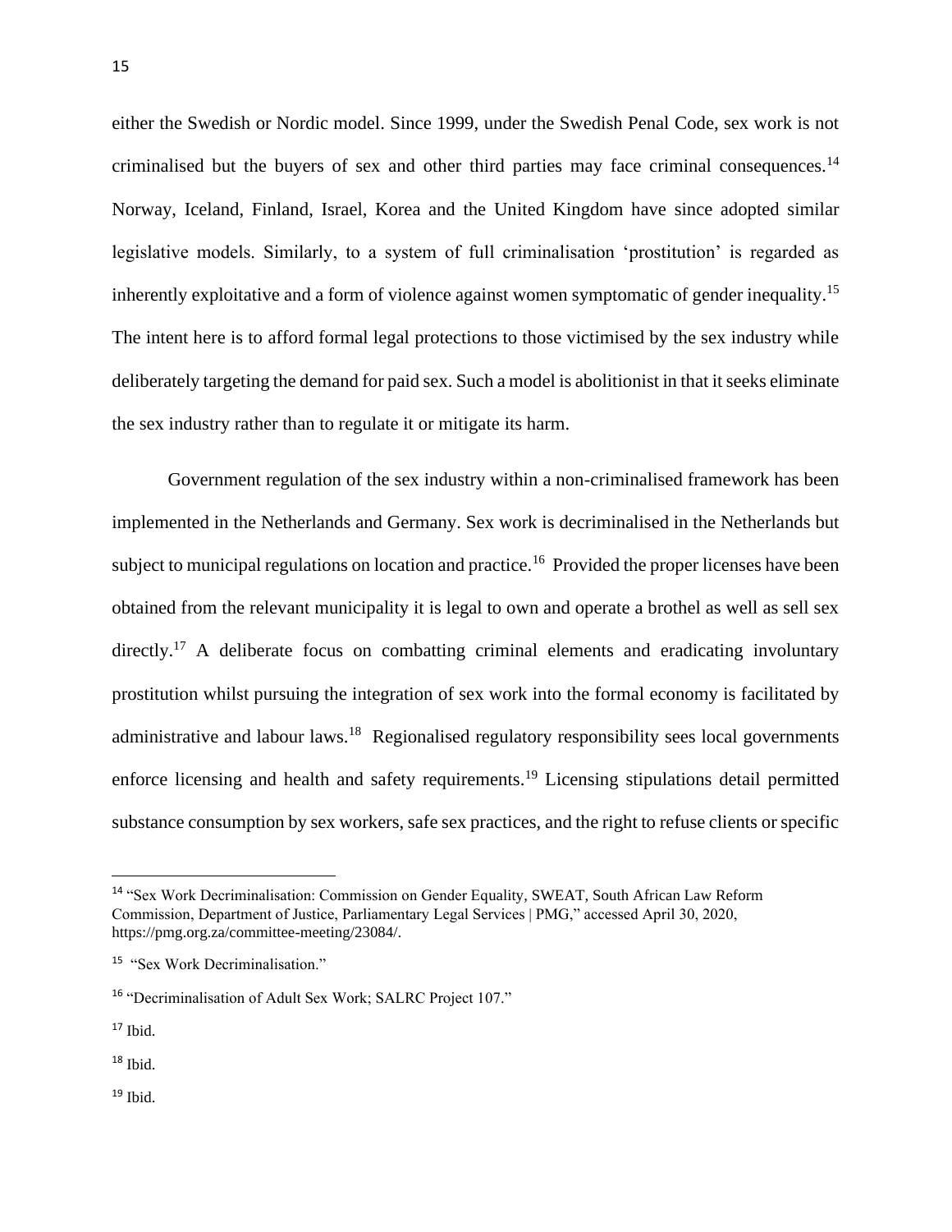either the Swedish or Nordic model. Since 1999, under the Swedish Penal Code, sex work is not criminalised but the buyers of sex and other third parties may face criminal consequences.[14] Norway, Iceland, Finland, Israel, Korea and the United Kingdom have since adopted similar legislative models. Similarly, to a system of full criminalisation 'prostitution' is regarded as inherently exploitative and a form of violence against women symptomatic of gender inequality.[15] The intent here is to afford formal legal protections to those victimised by the sex industry while deliberately targeting the demand for paid sex. Such a model is abolitionist in that it seeks eliminate the sex industry rather than to regulate it or mitigate its harm.

Government regulation of the sex industry within a non-criminalised framework has been implemented in the Netherlands and Germany. Sex work is decriminalised in the Netherlands but subject to municipal regulations on location and practice.[16] Provided the proper licenses have been obtained from the relevant municipality it is legal to own and operate a brothel as well as sell sex directly.[17] A deliberate focus on combatting criminal elements and eradicating involuntary prostitution whilst pursuing the integration of sex work into the formal economy is facilitated by administrative and labour laws.[18] Regionalised regulatory responsibility sees local governments enforce licensing and health and safety requirements.[19] Licensing stipulations detail permitted substance consumption by sex workers, safe sex practices, and the right to refuse clients or specific

[14] "Sex Work Decriminalisation: Commission on Gender Equality, SWEAT, South African Law Reform Commission, Department of Justice, Parliamentary Legal Services | PMG," accessed April 30, 2020, https://pmg.org.za/committee-meeting/23084/.

[15] "Sex Work Decriminalisation."

[16] "Decriminalisation of Adult Sex Work; SALRC Project 107."

[17] Ibid.

[18] Ibid.

[19] Ibid.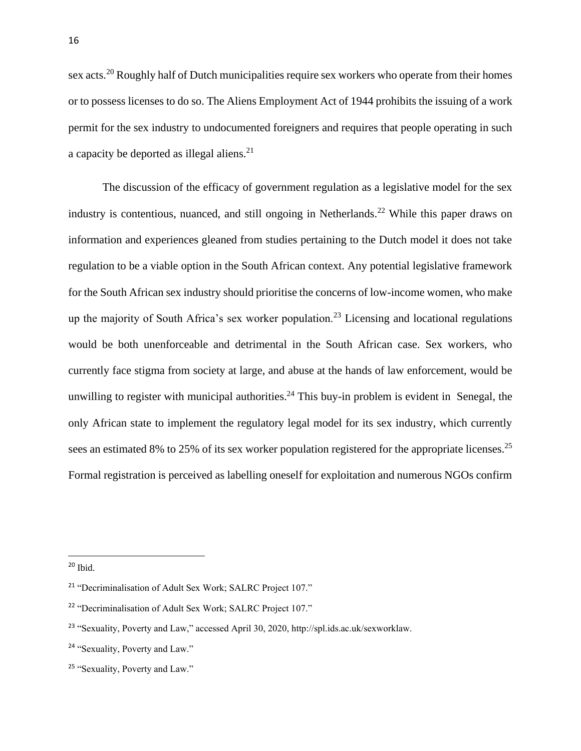sex acts.[20] Roughly half of Dutch municipalities require sex workers who operate from their homes or to possess licenses to do so. The Aliens Employment Act of 1944 prohibits the issuing of a work permit for the sex industry to undocumented foreigners and requires that people operating in such a capacity be deported as illegal aliens.[21]

The discussion of the efficacy of government regulation as a legislative model for the sex industry is contentious, nuanced, and still ongoing in Netherlands.[22] While this paper draws on information and experiences gleaned from studies pertaining to the Dutch model it does not take regulation to be a viable option in the South African context. Any potential legislative framework for the South African sex industry should prioritise the concerns of low-income women, who make up the majority of South Africa's sex worker population.[23] Licensing and locational regulations would be both unenforceable and detrimental in the South African case. Sex workers, who currently face stigma from society at large, and abuse at the hands of law enforcement, would be unwilling to register with municipal authorities.[24] This buy-in problem is evident in Senegal, the only African state to implement the regulatory legal model for its sex industry, which currently sees an estimated 8% to 25% of its sex worker population registered for the appropriate licenses.[25] Formal registration is perceived as labelling oneself for exploitation and numerous NGOs confirm

---

[20] Ibid.

[21] "Decriminalisation of Adult Sex Work; SALRC Project 107."

[22] "Decriminalisation of Adult Sex Work; SALRC Project 107."

[23] "Sexuality, Poverty and Law," accessed April 30, 2020, http://spl.ids.ac.uk/sexworklaw.

[24] "Sexuality, Poverty and Law."

[25] "Sexuality, Poverty and Law."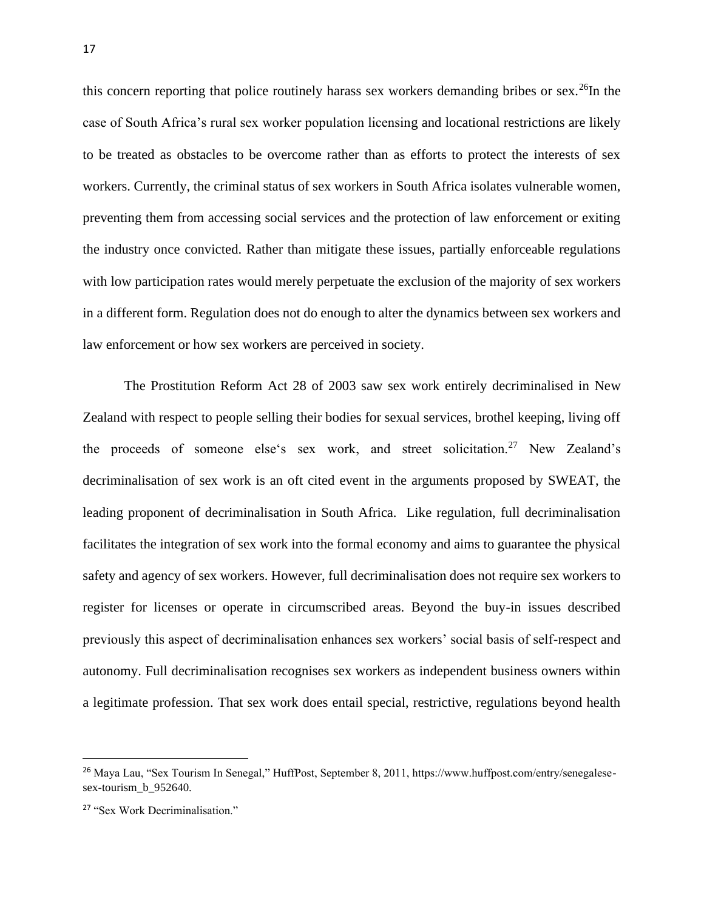this concern reporting that police routinely harass sex workers demanding bribes or sex.[26]In the case of South Africa's rural sex worker population licensing and locational restrictions are likely to be treated as obstacles to be overcome rather than as efforts to protect the interests of sex workers. Currently, the criminal status of sex workers in South Africa isolates vulnerable women, preventing them from accessing social services and the protection of law enforcement or exiting the industry once convicted. Rather than mitigate these issues, partially enforceable regulations with low participation rates would merely perpetuate the exclusion of the majority of sex workers in a different form. Regulation does not do enough to alter the dynamics between sex workers and law enforcement or how sex workers are perceived in society.

The Prostitution Reform Act 28 of 2003 saw sex work entirely decriminalised in New Zealand with respect to people selling their bodies for sexual services, brothel keeping, living off the proceeds of someone else's sex work, and street solicitation.[27] New Zealand's decriminalisation of sex work is an oft cited event in the arguments proposed by SWEAT, the leading proponent of decriminalisation in South Africa. Like regulation, full decriminalisation facilitates the integration of sex work into the formal economy and aims to guarantee the physical safety and agency of sex workers. However, full decriminalisation does not require sex workers to register for licenses or operate in circumscribed areas. Beyond the buy-in issues described previously this aspect of decriminalisation enhances sex workers' social basis of self-respect and autonomy. Full decriminalisation recognises sex workers as independent business owners within a legitimate profession. That sex work does entail special, restrictive, regulations beyond health

---

[26] Maya Lau, "Sex Tourism In Senegal," HuffPost, September 8, 2011, https://www.huffpost.com/entry/senegalese-sex-tourism_b_952640.

[27] "Sex Work Decriminalisation."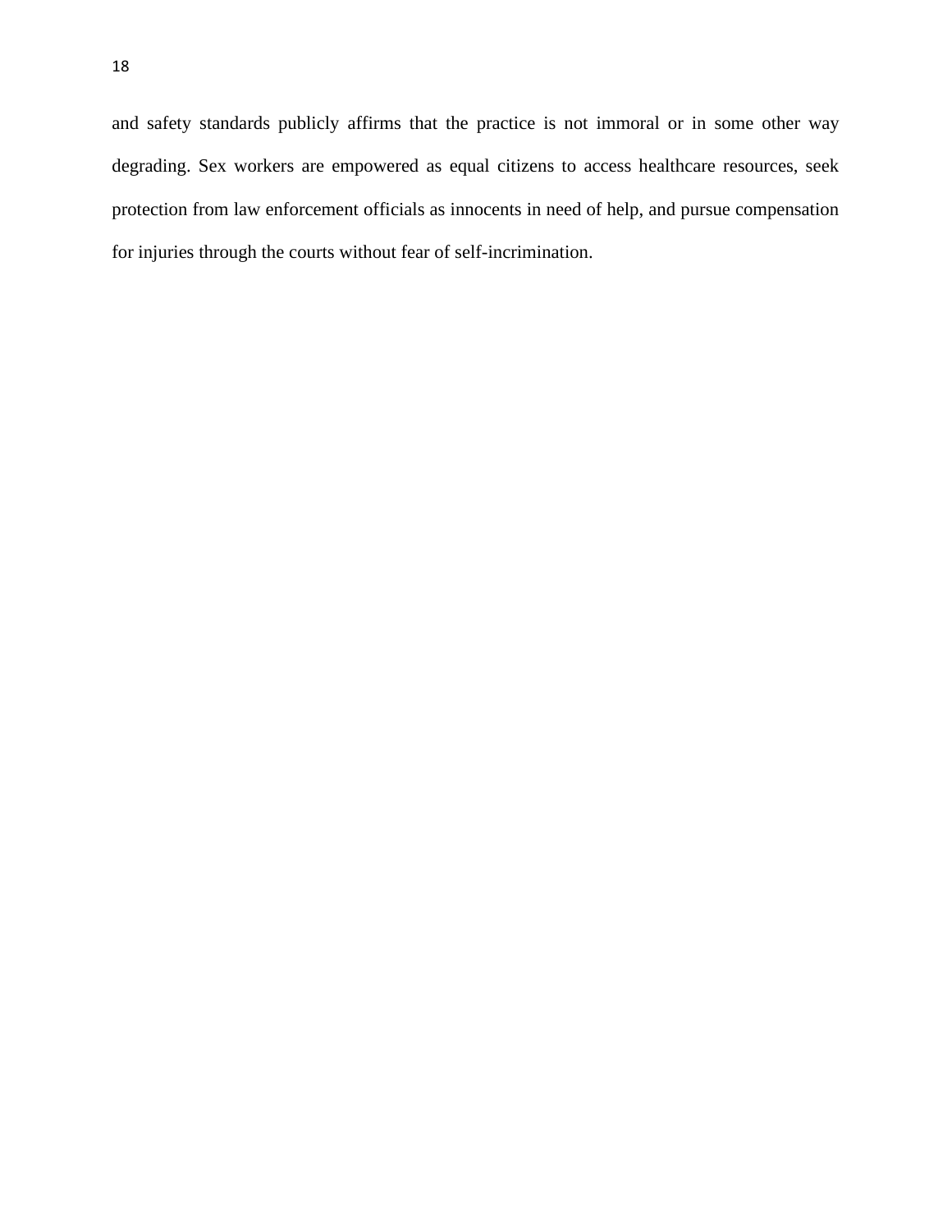and safety standards publicly affirms that the practice is not immoral or in some other way degrading. Sex workers are empowered as equal citizens to access healthcare resources, seek protection from law enforcement officials as innocents in need of help, and pursue compensation for injuries through the courts without fear of self-incrimination.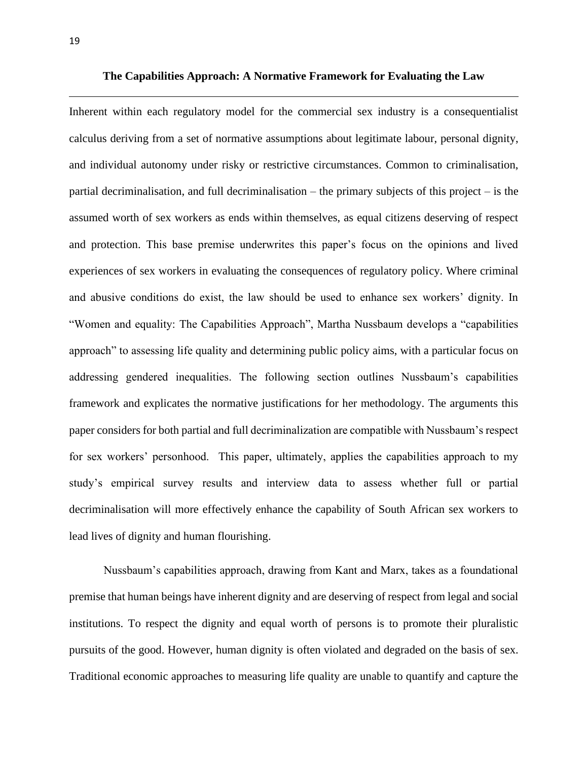## The Capabilities Approach: A Normative Framework for Evaluating the Law

Inherent within each regulatory model for the commercial sex industry is a consequentialist calculus deriving from a set of normative assumptions about legitimate labour, personal dignity, and individual autonomy under risky or restrictive circumstances. Common to criminalisation, partial decriminalisation, and full decriminalisation – the primary subjects of this project – is the assumed worth of sex workers as ends within themselves, as equal citizens deserving of respect and protection. This base premise underwrites this paper's focus on the opinions and lived experiences of sex workers in evaluating the consequences of regulatory policy. Where criminal and abusive conditions do exist, the law should be used to enhance sex workers' dignity. In "Women and equality: The Capabilities Approach", Martha Nussbaum develops a "capabilities approach" to assessing life quality and determining public policy aims, with a particular focus on addressing gendered inequalities. The following section outlines Nussbaum's capabilities framework and explicates the normative justifications for her methodology. The arguments this paper considers for both partial and full decriminalization are compatible with Nussbaum's respect for sex workers' personhood. This paper, ultimately, applies the capabilities approach to my study's empirical survey results and interview data to assess whether full or partial decriminalisation will more effectively enhance the capability of South African sex workers to lead lives of dignity and human flourishing.

Nussbaum's capabilities approach, drawing from Kant and Marx, takes as a foundational premise that human beings have inherent dignity and are deserving of respect from legal and social institutions. To respect the dignity and equal worth of persons is to promote their pluralistic pursuits of the good. However, human dignity is often violated and degraded on the basis of sex. Traditional economic approaches to measuring life quality are unable to quantify and capture the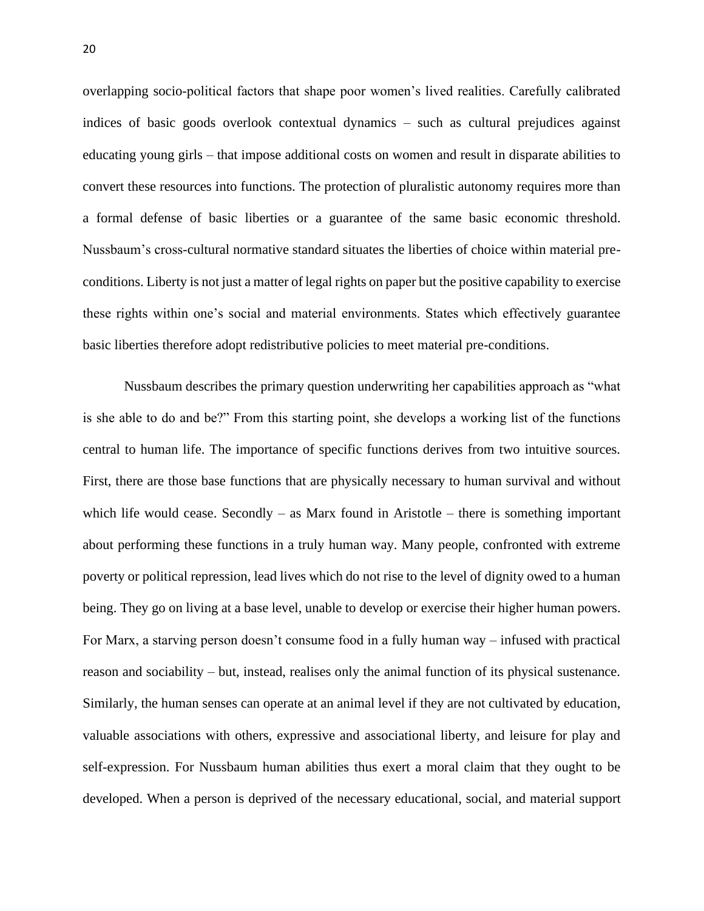overlapping socio-political factors that shape poor women's lived realities. Carefully calibrated indices of basic goods overlook contextual dynamics – such as cultural prejudices against educating young girls – that impose additional costs on women and result in disparate abilities to convert these resources into functions. The protection of pluralistic autonomy requires more than a formal defense of basic liberties or a guarantee of the same basic economic threshold. Nussbaum's cross-cultural normative standard situates the liberties of choice within material pre-conditions. Liberty is not just a matter of legal rights on paper but the positive capability to exercise these rights within one's social and material environments. States which effectively guarantee basic liberties therefore adopt redistributive policies to meet material pre-conditions.

Nussbaum describes the primary question underwriting her capabilities approach as "what is she able to do and be?" From this starting point, she develops a working list of the functions central to human life. The importance of specific functions derives from two intuitive sources. First, there are those base functions that are physically necessary to human survival and without which life would cease. Secondly – as Marx found in Aristotle – there is something important about performing these functions in a truly human way. Many people, confronted with extreme poverty or political repression, lead lives which do not rise to the level of dignity owed to a human being. They go on living at a base level, unable to develop or exercise their higher human powers. For Marx, a starving person doesn't consume food in a fully human way – infused with practical reason and sociability – but, instead, realises only the animal function of its physical sustenance. Similarly, the human senses can operate at an animal level if they are not cultivated by education, valuable associations with others, expressive and associational liberty, and leisure for play and self-expression. For Nussbaum human abilities thus exert a moral claim that they ought to be developed. When a person is deprived of the necessary educational, social, and material support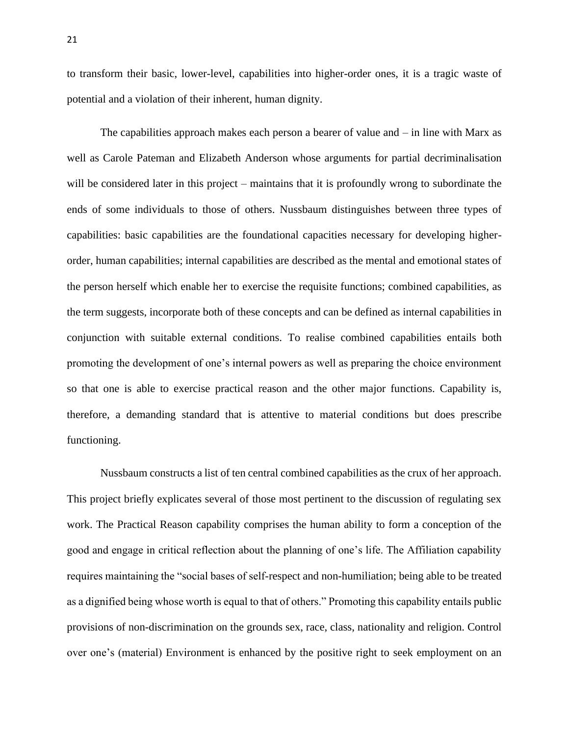to transform their basic, lower-level, capabilities into higher-order ones, it is a tragic waste of potential and a violation of their inherent, human dignity.

The capabilities approach makes each person a bearer of value and – in line with Marx as well as Carole Pateman and Elizabeth Anderson whose arguments for partial decriminalisation will be considered later in this project – maintains that it is profoundly wrong to subordinate the ends of some individuals to those of others. Nussbaum distinguishes between three types of capabilities: basic capabilities are the foundational capacities necessary for developing higher-order, human capabilities; internal capabilities are described as the mental and emotional states of the person herself which enable her to exercise the requisite functions; combined capabilities, as the term suggests, incorporate both of these concepts and can be defined as internal capabilities in conjunction with suitable external conditions. To realise combined capabilities entails both promoting the development of one's internal powers as well as preparing the choice environment so that one is able to exercise practical reason and the other major functions. Capability is, therefore, a demanding standard that is attentive to material conditions but does prescribe functioning.

Nussbaum constructs a list of ten central combined capabilities as the crux of her approach. This project briefly explicates several of those most pertinent to the discussion of regulating sex work. The Practical Reason capability comprises the human ability to form a conception of the good and engage in critical reflection about the planning of one's life. The Affiliation capability requires maintaining the "social bases of self-respect and non-humiliation; being able to be treated as a dignified being whose worth is equal to that of others." Promoting this capability entails public provisions of non-discrimination on the grounds sex, race, class, nationality and religion. Control over one's (material) Environment is enhanced by the positive right to seek employment on an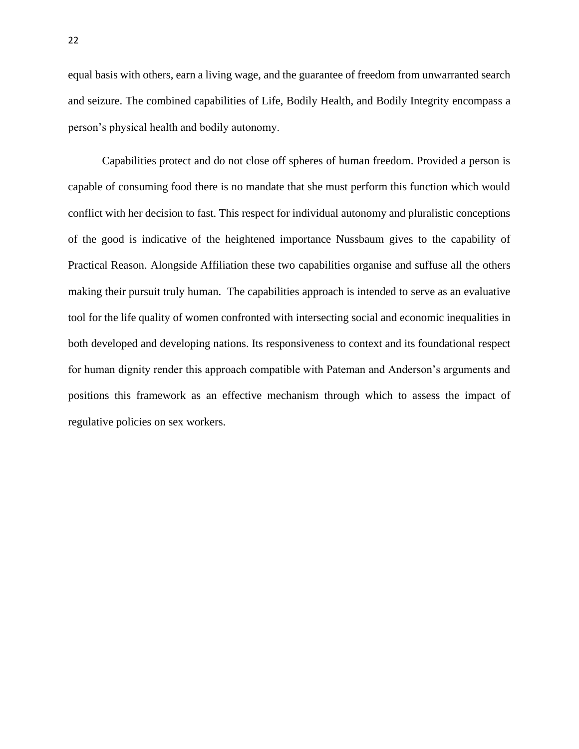equal basis with others, earn a living wage, and the guarantee of freedom from unwarranted search and seizure. The combined capabilities of Life, Bodily Health, and Bodily Integrity encompass a person's physical health and bodily autonomy.

Capabilities protect and do not close off spheres of human freedom. Provided a person is capable of consuming food there is no mandate that she must perform this function which would conflict with her decision to fast. This respect for individual autonomy and pluralistic conceptions of the good is indicative of the heightened importance Nussbaum gives to the capability of Practical Reason. Alongside Affiliation these two capabilities organise and suffuse all the others making their pursuit truly human. The capabilities approach is intended to serve as an evaluative tool for the life quality of women confronted with intersecting social and economic inequalities in both developed and developing nations. Its responsiveness to context and its foundational respect for human dignity render this approach compatible with Pateman and Anderson's arguments and positions this framework as an effective mechanism through which to assess the impact of regulative policies on sex workers.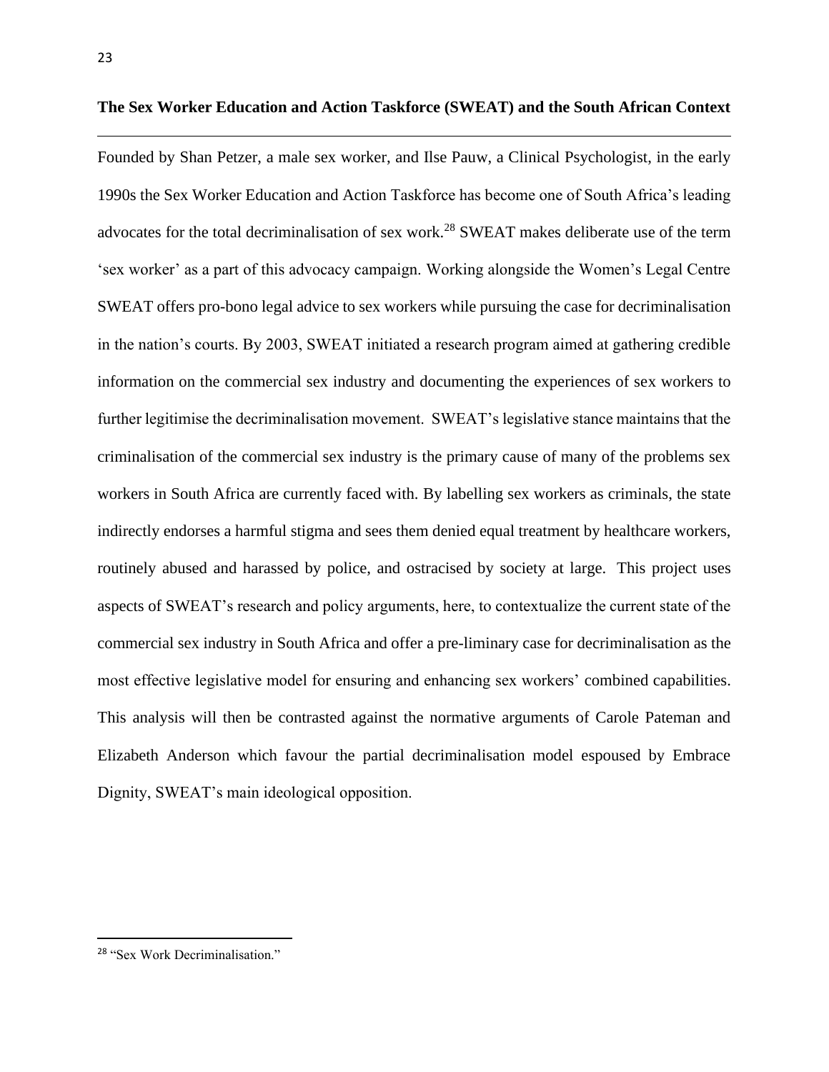**The Sex Worker Education and Action Taskforce (SWEAT) and the South African Context**

Founded by Shan Petzer, a male sex worker, and Ilse Pauw, a Clinical Psychologist, in the early 1990s the Sex Worker Education and Action Taskforce has become one of South Africa's leading advocates for the total decriminalisation of sex work.[28] SWEAT makes deliberate use of the term 'sex worker' as a part of this advocacy campaign. Working alongside the Women's Legal Centre SWEAT offers pro-bono legal advice to sex workers while pursuing the case for decriminalisation in the nation's courts. By 2003, SWEAT initiated a research program aimed at gathering credible information on the commercial sex industry and documenting the experiences of sex workers to further legitimise the decriminalisation movement. SWEAT's legislative stance maintains that the criminalisation of the commercial sex industry is the primary cause of many of the problems sex workers in South Africa are currently faced with. By labelling sex workers as criminals, the state indirectly endorses a harmful stigma and sees them denied equal treatment by healthcare workers, routinely abused and harassed by police, and ostracised by society at large. This project uses aspects of SWEAT's research and policy arguments, here, to contextualize the current state of the commercial sex industry in South Africa and offer a pre-liminary case for decriminalisation as the most effective legislative model for ensuring and enhancing sex workers' combined capabilities. This analysis will then be contrasted against the normative arguments of Carole Pateman and Elizabeth Anderson which favour the partial decriminalisation model espoused by Embrace Dignity, SWEAT's main ideological opposition.

[28] "Sex Work Decriminalisation."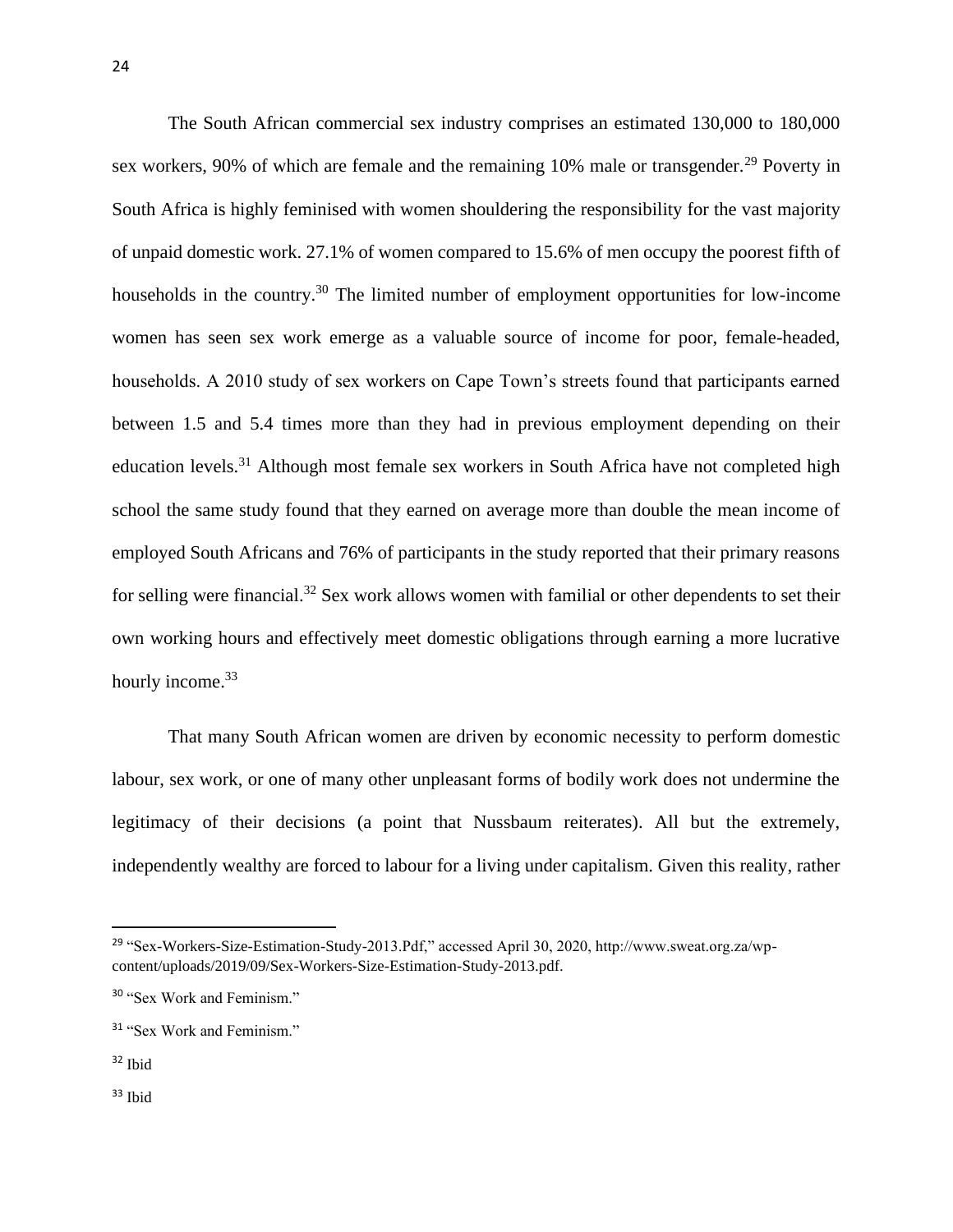The South African commercial sex industry comprises an estimated 130,000 to 180,000 sex workers, 90% of which are female and the remaining 10% male or transgender.[29] Poverty in South Africa is highly feminised with women shouldering the responsibility for the vast majority of unpaid domestic work. 27.1% of women compared to 15.6% of men occupy the poorest fifth of households in the country.[30] The limited number of employment opportunities for low-income women has seen sex work emerge as a valuable source of income for poor, female-headed, households. A 2010 study of sex workers on Cape Town's streets found that participants earned between 1.5 and 5.4 times more than they had in previous employment depending on their education levels.[31] Although most female sex workers in South Africa have not completed high school the same study found that they earned on average more than double the mean income of employed South Africans and 76% of participants in the study reported that their primary reasons for selling were financial.[32] Sex work allows women with familial or other dependents to set their own working hours and effectively meet domestic obligations through earning a more lucrative hourly income.[33]

That many South African women are driven by economic necessity to perform domestic labour, sex work, or one of many other unpleasant forms of bodily work does not undermine the legitimacy of their decisions (a point that Nussbaum reiterates). All but the extremely, independently wealthy are forced to labour for a living under capitalism. Given this reality, rather

---

[29] "Sex-Workers-Size-Estimation-Study-2013.Pdf," accessed April 30, 2020, http://www.sweat.org.za/wp-content/uploads/2019/09/Sex-Workers-Size-Estimation-Study-2013.pdf.

[30] "Sex Work and Feminism."

[31] "Sex Work and Feminism."

[32] Ibid

[33] Ibid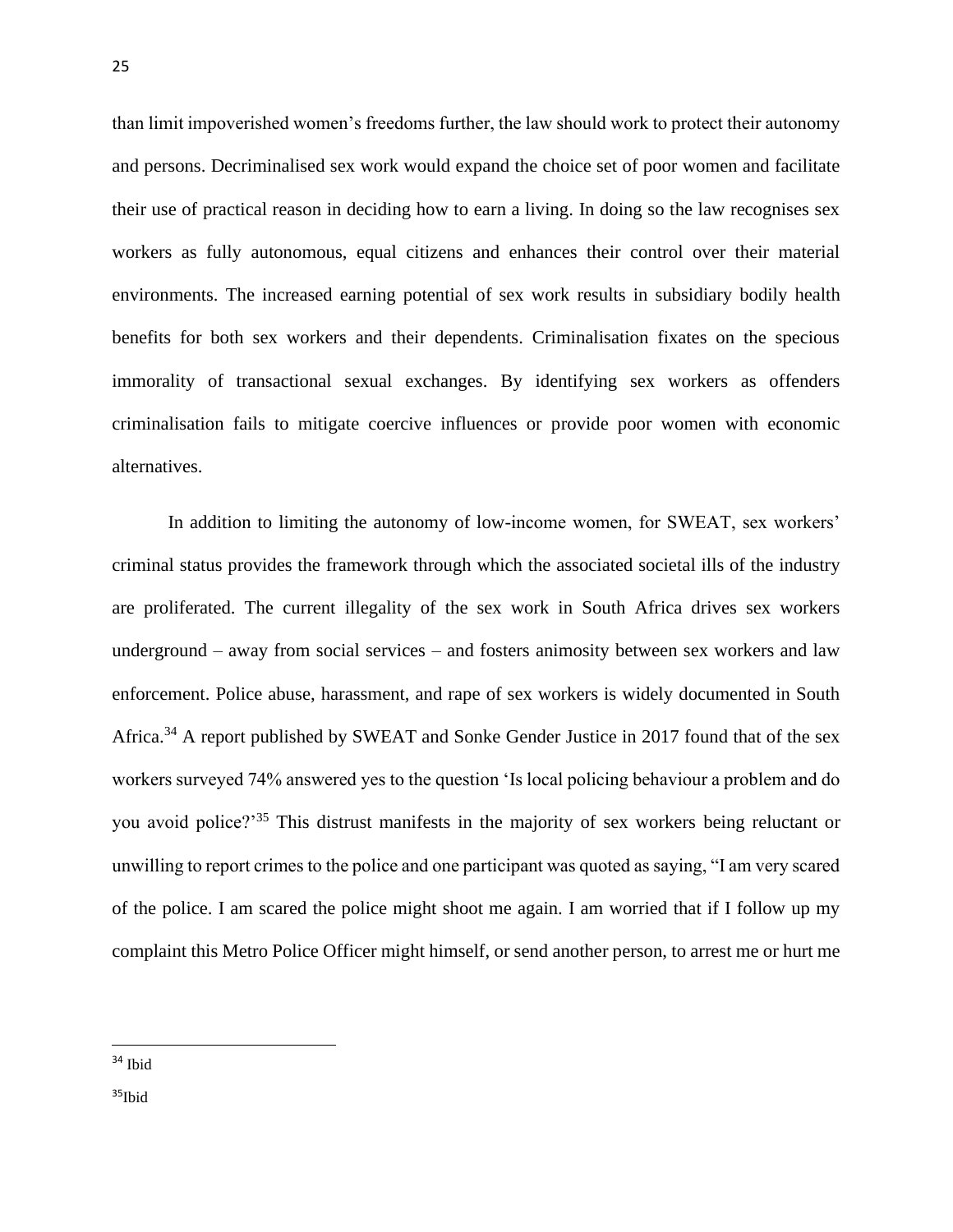than limit impoverished women's freedoms further, the law should work to protect their autonomy and persons. Decriminalised sex work would expand the choice set of poor women and facilitate their use of practical reason in deciding how to earn a living. In doing so the law recognises sex workers as fully autonomous, equal citizens and enhances their control over their material environments. The increased earning potential of sex work results in subsidiary bodily health benefits for both sex workers and their dependents. Criminalisation fixates on the specious immorality of transactional sexual exchanges. By identifying sex workers as offenders criminalisation fails to mitigate coercive influences or provide poor women with economic alternatives.

In addition to limiting the autonomy of low-income women, for SWEAT, sex workers' criminal status provides the framework through which the associated societal ills of the industry are proliferated. The current illegality of the sex work in South Africa drives sex workers underground – away from social services – and fosters animosity between sex workers and law enforcement. Police abuse, harassment, and rape of sex workers is widely documented in South Africa.[34] A report published by SWEAT and Sonke Gender Justice in 2017 found that of the sex workers surveyed 74% answered yes to the question 'Is local policing behaviour a problem and do you avoid police?'[35] This distrust manifests in the majority of sex workers being reluctant or unwilling to report crimes to the police and one participant was quoted as saying, "I am very scared of the police. I am scared the police might shoot me again. I am worried that if I follow up my complaint this Metro Police Officer might himself, or send another person, to arrest me or hurt me

---

[34] Ibid

[35] Ibid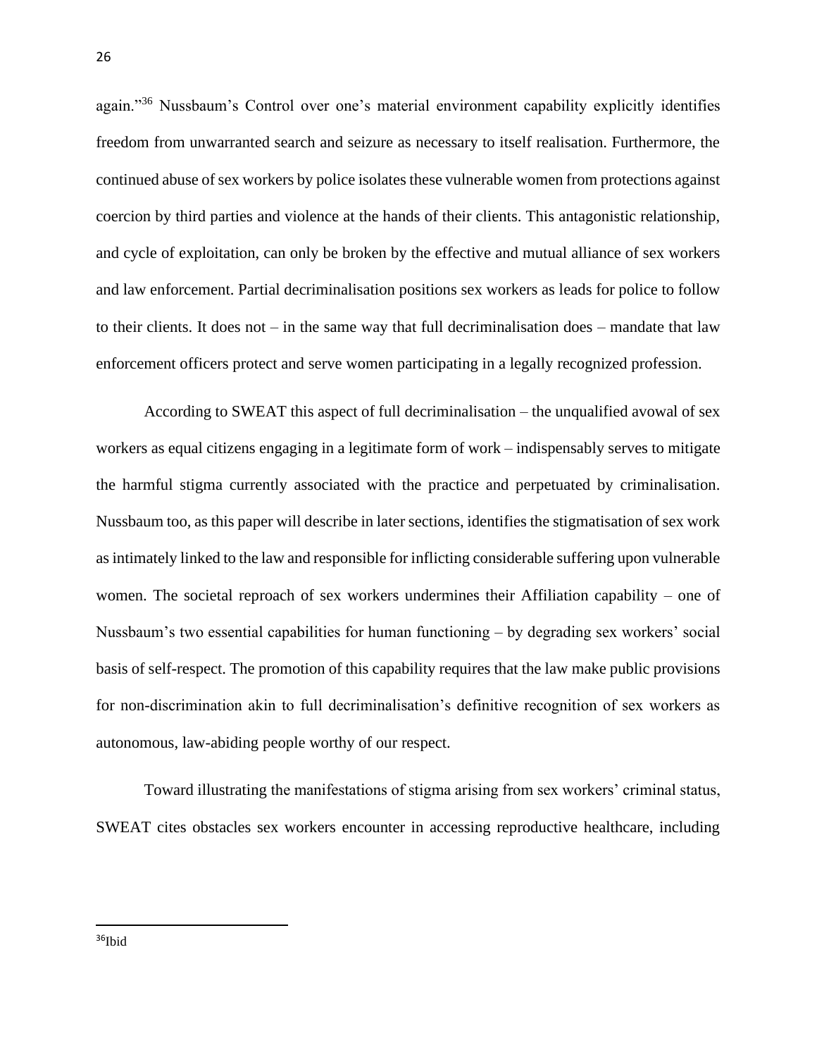again."[36] Nussbaum's Control over one's material environment capability explicitly identifies freedom from unwarranted search and seizure as necessary to itself realisation. Furthermore, the continued abuse of sex workers by police isolates these vulnerable women from protections against coercion by third parties and violence at the hands of their clients. This antagonistic relationship, and cycle of exploitation, can only be broken by the effective and mutual alliance of sex workers and law enforcement. Partial decriminalisation positions sex workers as leads for police to follow to their clients. It does not – in the same way that full decriminalisation does – mandate that law enforcement officers protect and serve women participating in a legally recognized profession.

According to SWEAT this aspect of full decriminalisation – the unqualified avowal of sex workers as equal citizens engaging in a legitimate form of work – indispensably serves to mitigate the harmful stigma currently associated with the practice and perpetuated by criminalisation. Nussbaum too, as this paper will describe in later sections, identifies the stigmatisation of sex work as intimately linked to the law and responsible for inflicting considerable suffering upon vulnerable women. The societal reproach of sex workers undermines their Affiliation capability – one of Nussbaum's two essential capabilities for human functioning – by degrading sex workers' social basis of self-respect. The promotion of this capability requires that the law make public provisions for non-discrimination akin to full decriminalisation's definitive recognition of sex workers as autonomous, law-abiding people worthy of our respect.

Toward illustrating the manifestations of stigma arising from sex workers' criminal status, SWEAT cites obstacles sex workers encounter in accessing reproductive healthcare, including

---

[36] Ibid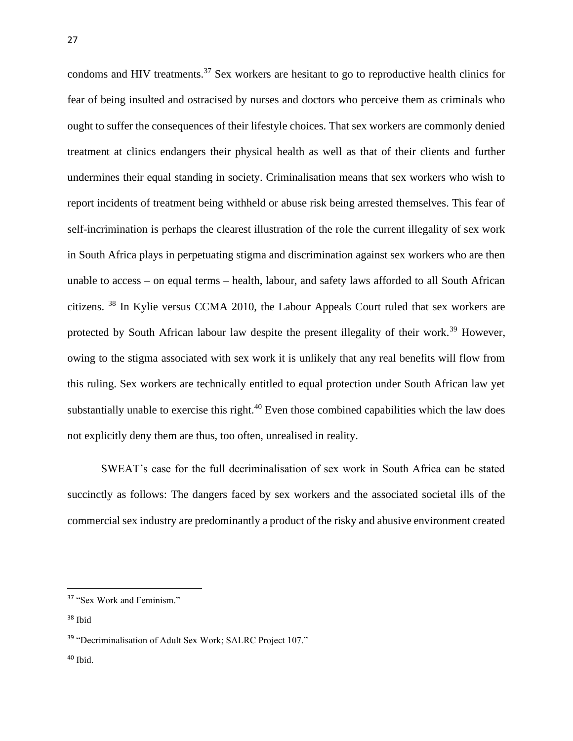condoms and HIV treatments.[37] Sex workers are hesitant to go to reproductive health clinics for fear of being insulted and ostracised by nurses and doctors who perceive them as criminals who ought to suffer the consequences of their lifestyle choices. That sex workers are commonly denied treatment at clinics endangers their physical health as well as that of their clients and further undermines their equal standing in society. Criminalisation means that sex workers who wish to report incidents of treatment being withheld or abuse risk being arrested themselves. This fear of self-incrimination is perhaps the clearest illustration of the role the current illegality of sex work in South Africa plays in perpetuating stigma and discrimination against sex workers who are then unable to access – on equal terms – health, labour, and safety laws afforded to all South African citizens. [38] In Kylie versus CCMA 2010, the Labour Appeals Court ruled that sex workers are protected by South African labour law despite the present illegality of their work.[39] However, owing to the stigma associated with sex work it is unlikely that any real benefits will flow from this ruling. Sex workers are technically entitled to equal protection under South African law yet substantially unable to exercise this right.[40] Even those combined capabilities which the law does not explicitly deny them are thus, too often, unrealised in reality.

SWEAT's case for the full decriminalisation of sex work in South Africa can be stated succinctly as follows: The dangers faced by sex workers and the associated societal ills of the commercial sex industry are predominantly a product of the risky and abusive environment created

---

[37] "Sex Work and Feminism."

[38] Ibid

[39] "Decriminalisation of Adult Sex Work; SALRC Project 107."

[40] Ibid.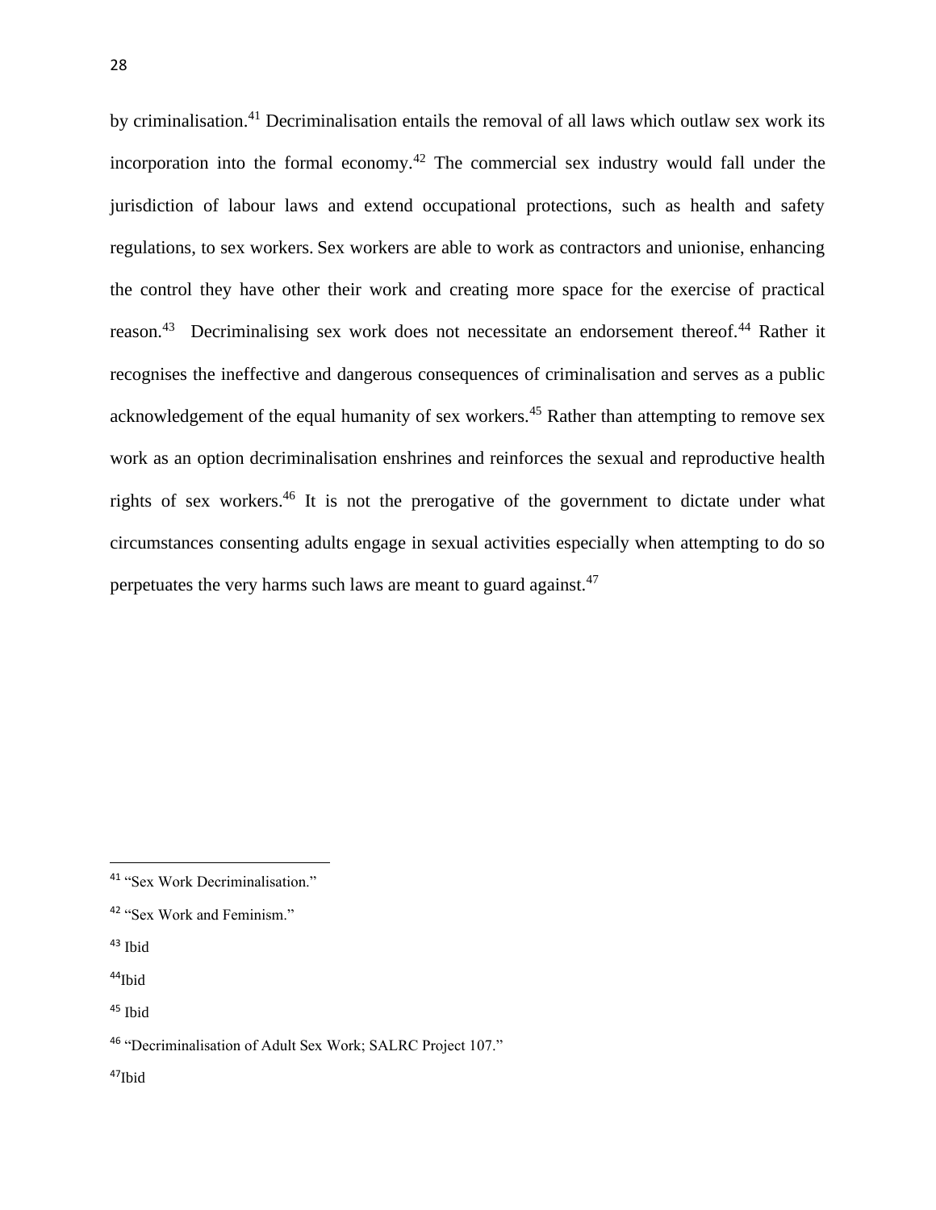by criminalisation.[41] Decriminalisation entails the removal of all laws which outlaw sex work its incorporation into the formal economy.[42] The commercial sex industry would fall under the jurisdiction of labour laws and extend occupational protections, such as health and safety regulations, to sex workers. Sex workers are able to work as contractors and unionise, enhancing the control they have other their work and creating more space for the exercise of practical reason.[43] Decriminalising sex work does not necessitate an endorsement thereof.[44] Rather it recognises the ineffective and dangerous consequences of criminalisation and serves as a public acknowledgement of the equal humanity of sex workers.[45] Rather than attempting to remove sex work as an option decriminalisation enshrines and reinforces the sexual and reproductive health rights of sex workers.[46] It is not the prerogative of the government to dictate under what circumstances consenting adults engage in sexual activities especially when attempting to do so perpetuates the very harms such laws are meant to guard against.[47]

---

[41] "Sex Work Decriminalisation."

[42] "Sex Work and Feminism."

[43] Ibid

[44] Ibid

[45] Ibid

[46] "Decriminalisation of Adult Sex Work; SALRC Project 107."

[47] Ibid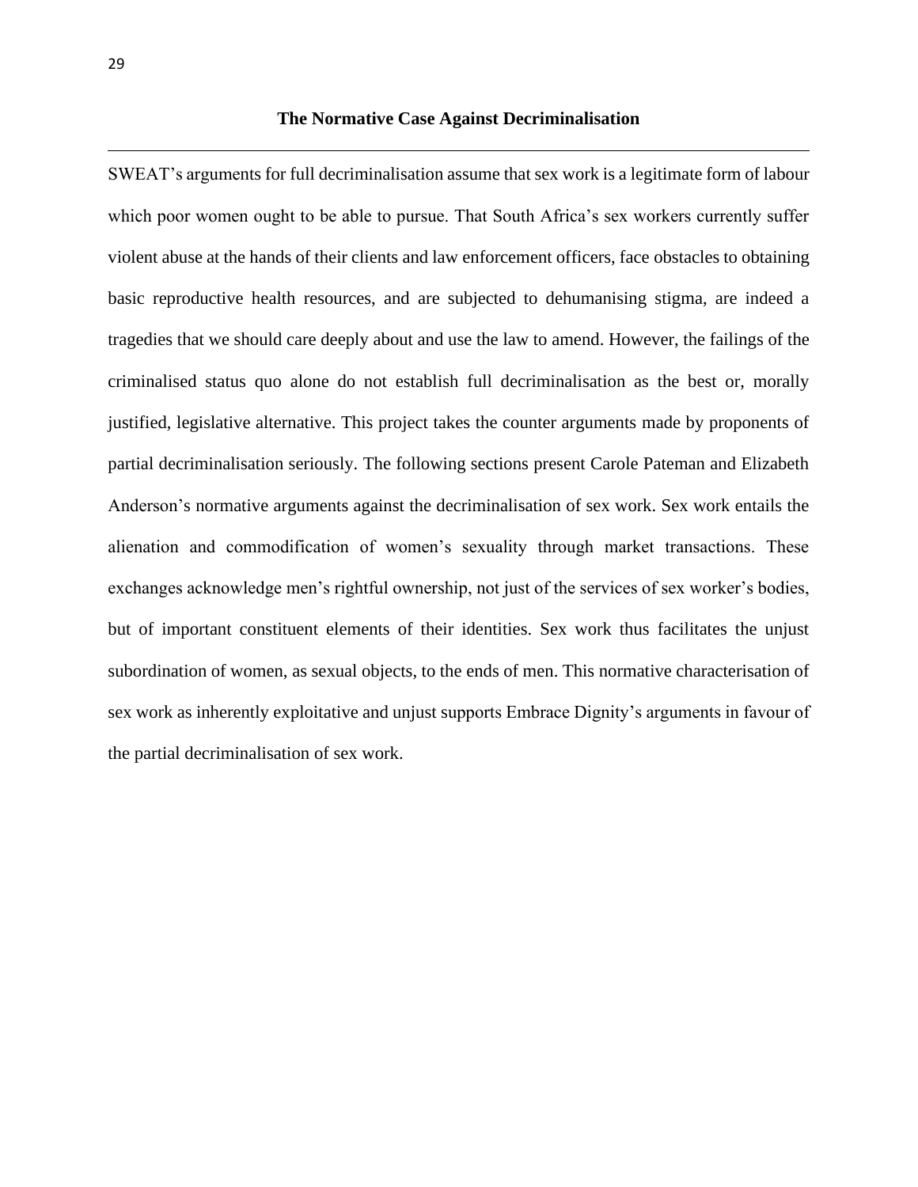## The Normative Case Against Decriminalisation

---

SWEAT's arguments for full decriminalisation assume that sex work is a legitimate form of labour which poor women ought to be able to pursue. That South Africa's sex workers currently suffer violent abuse at the hands of their clients and law enforcement officers, face obstacles to obtaining basic reproductive health resources, and are subjected to dehumanising stigma, are indeed a tragedies that we should care deeply about and use the law to amend. However, the failings of the criminalised status quo alone do not establish full decriminalisation as the best or, morally justified, legislative alternative. This project takes the counter arguments made by proponents of partial decriminalisation seriously. The following sections present Carole Pateman and Elizabeth Anderson's normative arguments against the decriminalisation of sex work. Sex work entails the alienation and commodification of women's sexuality through market transactions. These exchanges acknowledge men's rightful ownership, not just of the services of sex worker's bodies, but of important constituent elements of their identities. Sex work thus facilitates the unjust subordination of women, as sexual objects, to the ends of men. This normative characterisation of sex work as inherently exploitative and unjust supports Embrace Dignity's arguments in favour of the partial decriminalisation of sex work.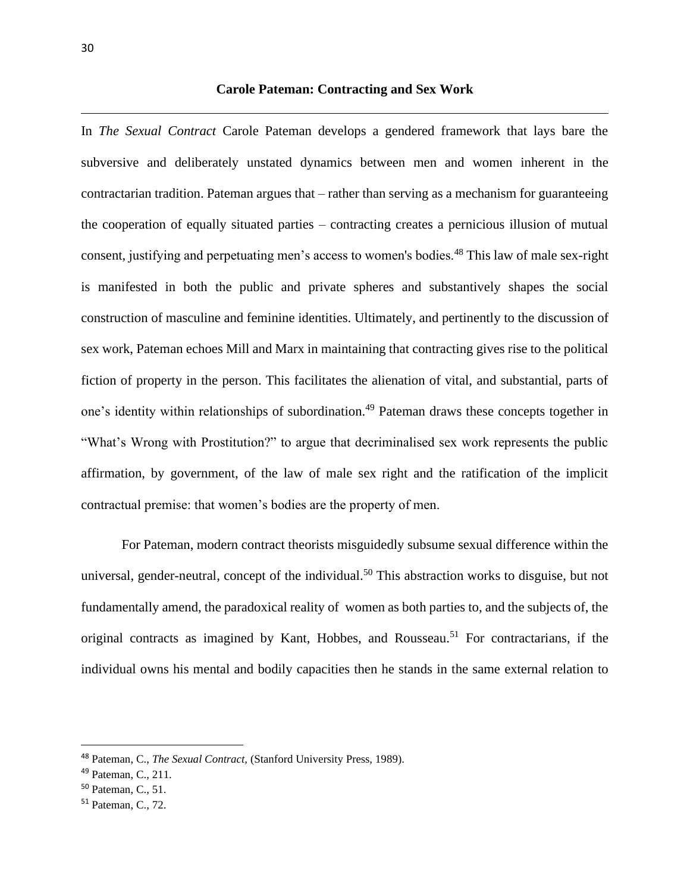## Carole Pateman: Contracting and Sex Work

In *The Sexual Contract* Carole Pateman develops a gendered framework that lays bare the subversive and deliberately unstated dynamics between men and women inherent in the contractarian tradition. Pateman argues that – rather than serving as a mechanism for guaranteeing the cooperation of equally situated parties – contracting creates a pernicious illusion of mutual consent, justifying and perpetuating men's access to women's bodies.[48] This law of male sex-right is manifested in both the public and private spheres and substantively shapes the social construction of masculine and feminine identities. Ultimately, and pertinently to the discussion of sex work, Pateman echoes Mill and Marx in maintaining that contracting gives rise to the political fiction of property in the person. This facilitates the alienation of vital, and substantial, parts of one's identity within relationships of subordination.[49] Pateman draws these concepts together in "What's Wrong with Prostitution?" to argue that decriminalised sex work represents the public affirmation, by government, of the law of male sex right and the ratification of the implicit contractual premise: that women's bodies are the property of men.

For Pateman, modern contract theorists misguidedly subsume sexual difference within the universal, gender-neutral, concept of the individual.[50] This abstraction works to disguise, but not fundamentally amend, the paradoxical reality of women as both parties to, and the subjects of, the original contracts as imagined by Kant, Hobbes, and Rousseau.[51] For contractarians, if the individual owns his mental and bodily capacities then he stands in the same external relation to

---

[48] Pateman, C., *The Sexual Contract*, (Stanford University Press, 1989).

[49] Pateman, C., 211.

[50] Pateman, C., 51.

[51] Pateman, C., 72.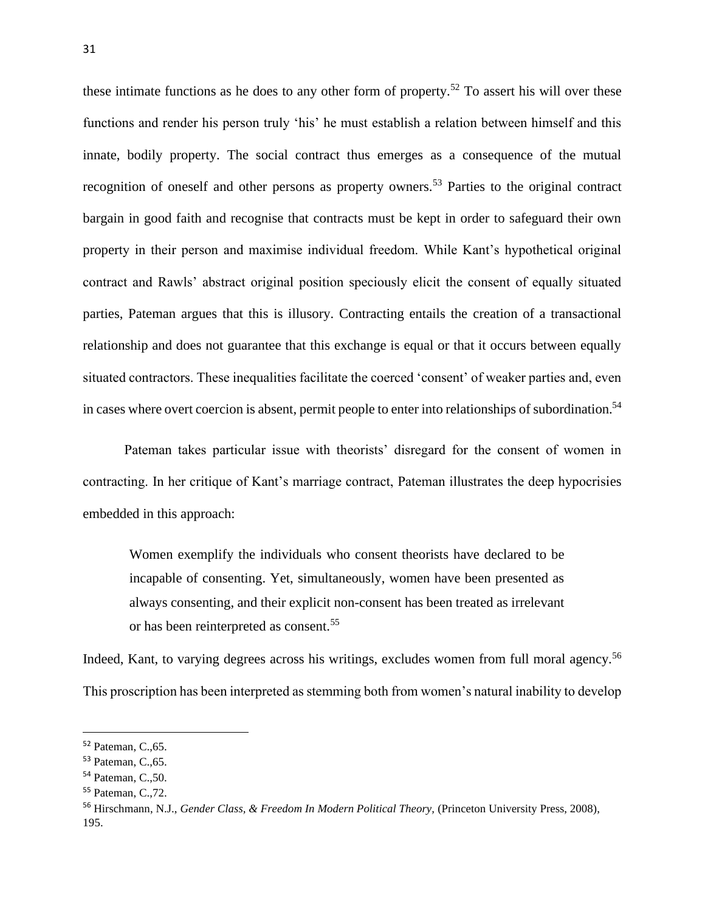these intimate functions as he does to any other form of property.[52] To assert his will over these functions and render his person truly 'his' he must establish a relation between himself and this innate, bodily property. The social contract thus emerges as a consequence of the mutual recognition of oneself and other persons as property owners.[53] Parties to the original contract bargain in good faith and recognise that contracts must be kept in order to safeguard their own property in their person and maximise individual freedom. While Kant's hypothetical original contract and Rawls' abstract original position speciously elicit the consent of equally situated parties, Pateman argues that this is illusory. Contracting entails the creation of a transactional relationship and does not guarantee that this exchange is equal or that it occurs between equally situated contractors. These inequalities facilitate the coerced 'consent' of weaker parties and, even in cases where overt coercion is absent, permit people to enter into relationships of subordination.[54]

Pateman takes particular issue with theorists' disregard for the consent of women in contracting. In her critique of Kant's marriage contract, Pateman illustrates the deep hypocrisies embedded in this approach:

> Women exemplify the individuals who consent theorists have declared to be incapable of consenting. Yet, simultaneously, women have been presented as always consenting, and their explicit non-consent has been treated as irrelevant or has been reinterpreted as consent.[55]

Indeed, Kant, to varying degrees across his writings, excludes women from full moral agency.[56] This proscription has been interpreted as stemming both from women's natural inability to develop

---

[52] Pateman, C.,65.

[53] Pateman, C.,65.

[54] Pateman, C.,50.

[55] Pateman, C.,72.

[56] Hirschmann, N.J., *Gender Class, & Freedom In Modern Political Theory,* (Princeton University Press, 2008), 195.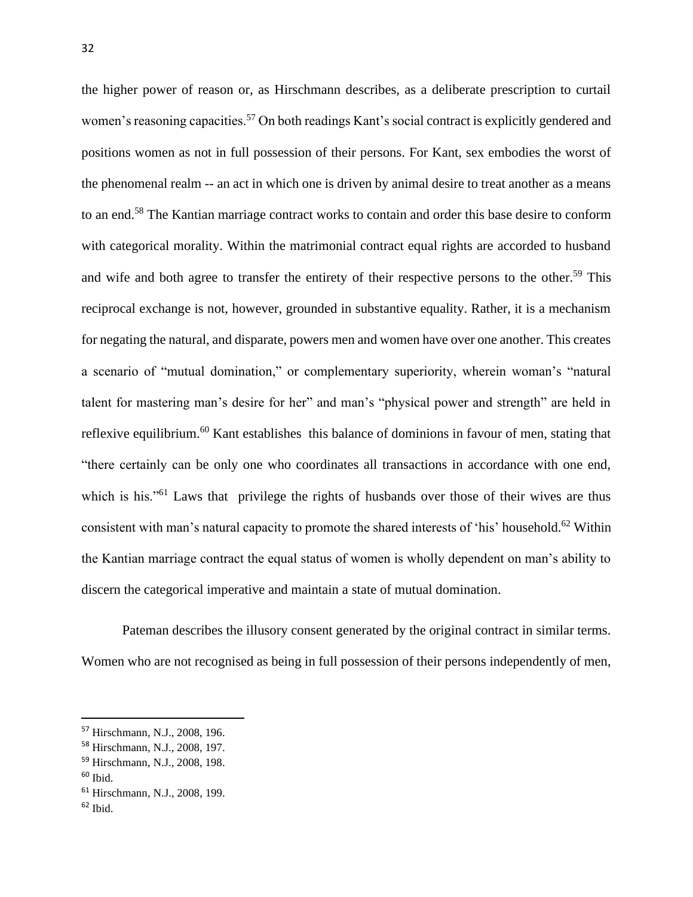the higher power of reason or, as Hirschmann describes, as a deliberate prescription to curtail women's reasoning capacities.[57] On both readings Kant's social contract is explicitly gendered and positions women as not in full possession of their persons. For Kant, sex embodies the worst of the phenomenal realm -- an act in which one is driven by animal desire to treat another as a means to an end.[58] The Kantian marriage contract works to contain and order this base desire to conform with categorical morality. Within the matrimonial contract equal rights are accorded to husband and wife and both agree to transfer the entirety of their respective persons to the other.[59] This reciprocal exchange is not, however, grounded in substantive equality. Rather, it is a mechanism for negating the natural, and disparate, powers men and women have over one another. This creates a scenario of "mutual domination," or complementary superiority, wherein woman's "natural talent for mastering man's desire for her" and man's "physical power and strength" are held in reflexive equilibrium.[60] Kant establishes this balance of dominions in favour of men, stating that "there certainly can be only one who coordinates all transactions in accordance with one end, which is his."[61] Laws that privilege the rights of husbands over those of their wives are thus consistent with man's natural capacity to promote the shared interests of 'his' household.[62] Within the Kantian marriage contract the equal status of women is wholly dependent on man's ability to discern the categorical imperative and maintain a state of mutual domination.

Pateman describes the illusory consent generated by the original contract in similar terms. Women who are not recognised as being in full possession of their persons independently of men,

---

[57] Hirschmann, N.J., 2008, 196.

[58] Hirschmann, N.J., 2008, 197.

[59] Hirschmann, N.J., 2008, 198.

[60] Ibid.

[61] Hirschmann, N.J., 2008, 199.

[62] Ibid.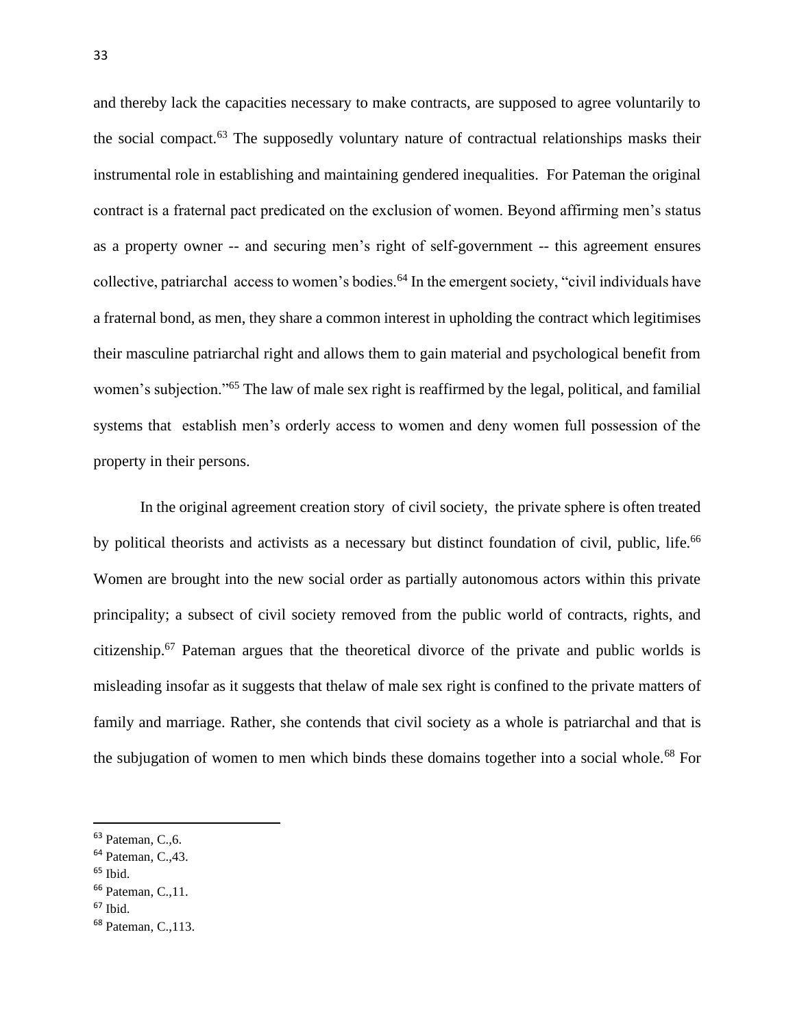and thereby lack the capacities necessary to make contracts, are supposed to agree voluntarily to the social compact.[63] The supposedly voluntary nature of contractual relationships masks their instrumental role in establishing and maintaining gendered inequalities. For Pateman the original contract is a fraternal pact predicated on the exclusion of women. Beyond affirming men's status as a property owner -- and securing men's right of self-government -- this agreement ensures collective, patriarchal access to women's bodies.[64] In the emergent society, "civil individuals have a fraternal bond, as men, they share a common interest in upholding the contract which legitimises their masculine patriarchal right and allows them to gain material and psychological benefit from women's subjection."[65] The law of male sex right is reaffirmed by the legal, political, and familial systems that establish men's orderly access to women and deny women full possession of the property in their persons.

In the original agreement creation story of civil society, the private sphere is often treated by political theorists and activists as a necessary but distinct foundation of civil, public, life.[66] Women are brought into the new social order as partially autonomous actors within this private principality; a subsect of civil society removed from the public world of contracts, rights, and citizenship.[67] Pateman argues that the theoretical divorce of the private and public worlds is misleading insofar as it suggests that thelaw of male sex right is confined to the private matters of family and marriage. Rather, she contends that civil society as a whole is patriarchal and that is the subjugation of women to men which binds these domains together into a social whole.[68] For

[63] Pateman, C.,6.
[64] Pateman, C.,43.
[65] Ibid.
[66] Pateman, C.,11.
[67] Ibid.
[68] Pateman, C.,113.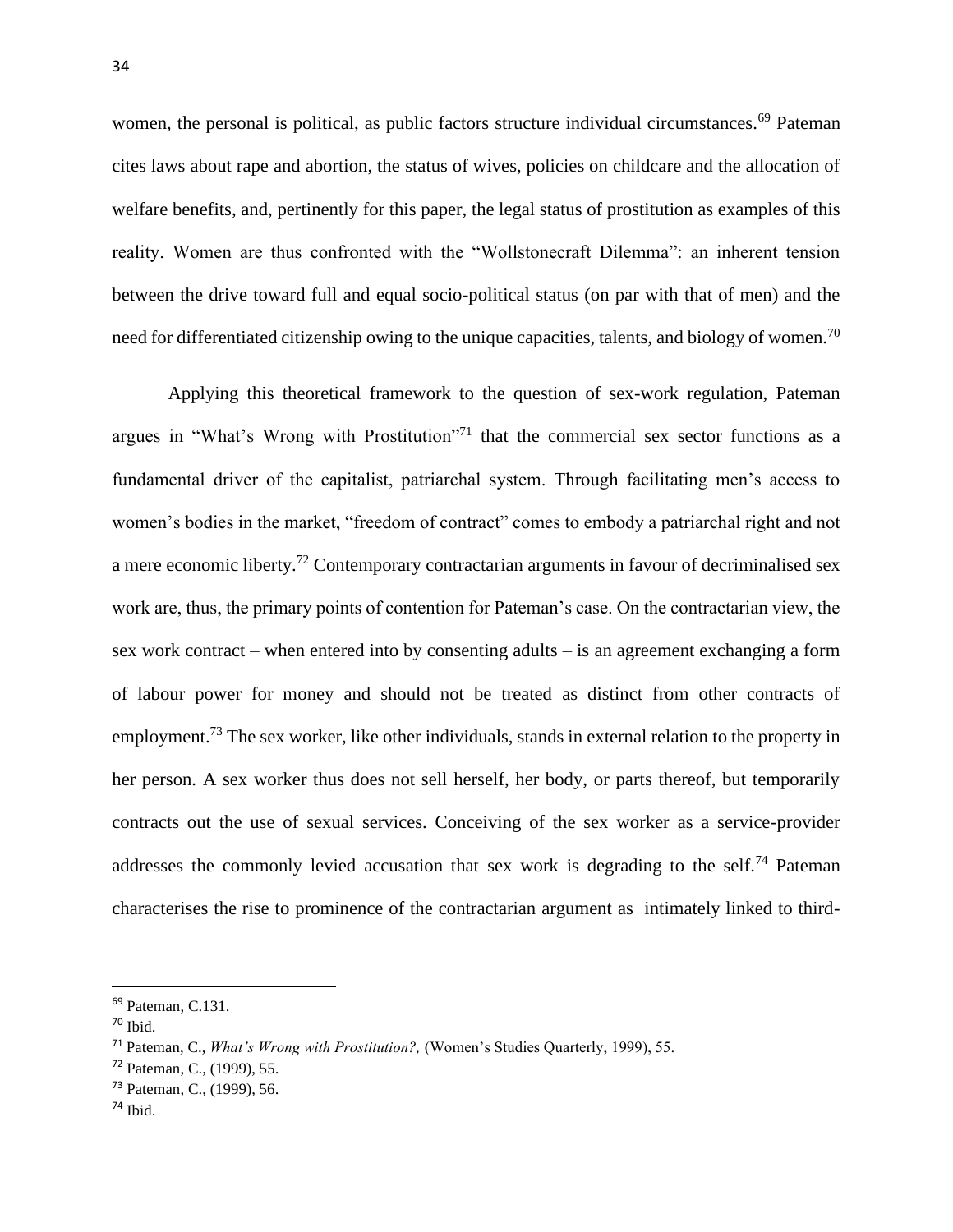women, the personal is political, as public factors structure individual circumstances.[69] Pateman cites laws about rape and abortion, the status of wives, policies on childcare and the allocation of welfare benefits, and, pertinently for this paper, the legal status of prostitution as examples of this reality. Women are thus confronted with the "Wollstonecraft Dilemma": an inherent tension between the drive toward full and equal socio-political status (on par with that of men) and the need for differentiated citizenship owing to the unique capacities, talents, and biology of women.[70]

Applying this theoretical framework to the question of sex-work regulation, Pateman argues in "What's Wrong with Prostitution"[71] that the commercial sex sector functions as a fundamental driver of the capitalist, patriarchal system. Through facilitating men's access to women's bodies in the market, "freedom of contract" comes to embody a patriarchal right and not a mere economic liberty.[72] Contemporary contractarian arguments in favour of decriminalised sex work are, thus, the primary points of contention for Pateman's case. On the contractarian view, the sex work contract – when entered into by consenting adults – is an agreement exchanging a form of labour power for money and should not be treated as distinct from other contracts of employment.[73] The sex worker, like other individuals, stands in external relation to the property in her person. A sex worker thus does not sell herself, her body, or parts thereof, but temporarily contracts out the use of sexual services. Conceiving of the sex worker as a service-provider addresses the commonly levied accusation that sex work is degrading to the self.[74] Pateman characterises the rise to prominence of the contractarian argument as intimately linked to third-

---

[69] Pateman, C.131.

[70] Ibid.

[71] Pateman, C., *What's Wrong with Prostitution?,* (Women's Studies Quarterly, 1999), 55.

[72] Pateman, C., (1999), 55.

[73] Pateman, C., (1999), 56.

[74] Ibid.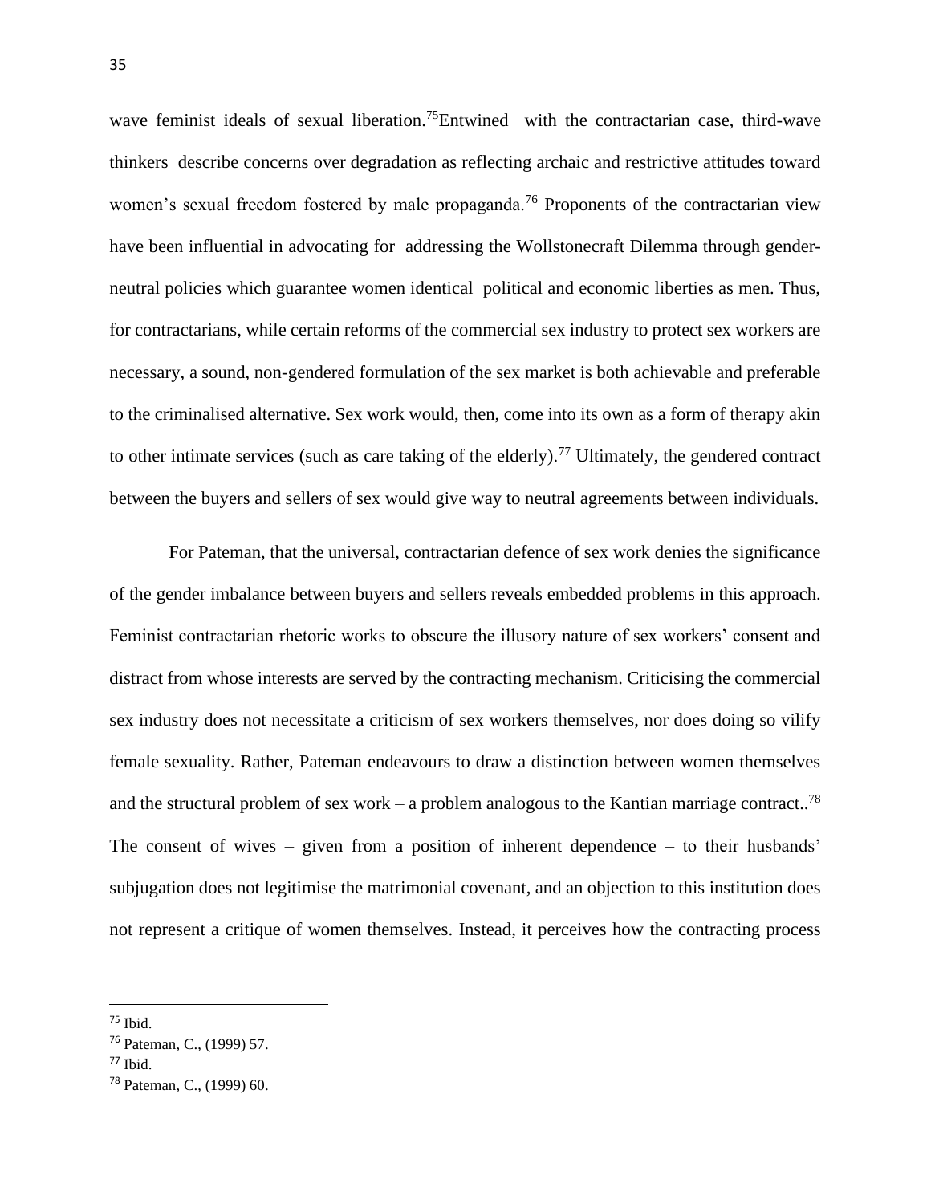wave feminist ideals of sexual liberation.[75]Entwined with the contractarian case, third-wave thinkers describe concerns over degradation as reflecting archaic and restrictive attitudes toward women's sexual freedom fostered by male propaganda.[76] Proponents of the contractarian view have been influential in advocating for addressing the Wollstonecraft Dilemma through gender-neutral policies which guarantee women identical political and economic liberties as men. Thus, for contractarians, while certain reforms of the commercial sex industry to protect sex workers are necessary, a sound, non-gendered formulation of the sex market is both achievable and preferable to the criminalised alternative. Sex work would, then, come into its own as a form of therapy akin to other intimate services (such as care taking of the elderly).[77] Ultimately, the gendered contract between the buyers and sellers of sex would give way to neutral agreements between individuals.

For Pateman, that the universal, contractarian defence of sex work denies the significance of the gender imbalance between buyers and sellers reveals embedded problems in this approach. Feminist contractarian rhetoric works to obscure the illusory nature of sex workers' consent and distract from whose interests are served by the contracting mechanism. Criticising the commercial sex industry does not necessitate a criticism of sex workers themselves, nor does doing so vilify female sexuality. Rather, Pateman endeavours to draw a distinction between women themselves and the structural problem of sex work – a problem analogous to the Kantian marriage contract..[78] The consent of wives – given from a position of inherent dependence – to their husbands' subjugation does not legitimise the matrimonial covenant, and an objection to this institution does not represent a critique of women themselves. Instead, it perceives how the contracting process

---

[75] Ibid.

[76] Pateman, C., (1999) 57.

[77] Ibid.

[78] Pateman, C., (1999) 60.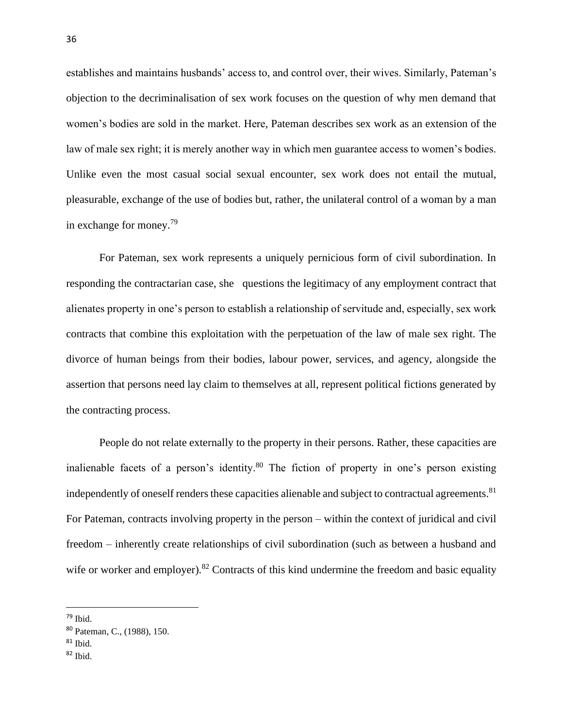establishes and maintains husbands' access to, and control over, their wives. Similarly, Pateman's objection to the decriminalisation of sex work focuses on the question of why men demand that women's bodies are sold in the market. Here, Pateman describes sex work as an extension of the law of male sex right; it is merely another way in which men guarantee access to women's bodies. Unlike even the most casual social sexual encounter, sex work does not entail the mutual, pleasurable, exchange of the use of bodies but, rather, the unilateral control of a woman by a man in exchange for money.[79]

For Pateman, sex work represents a uniquely pernicious form of civil subordination. In responding the contractarian case, she questions the legitimacy of any employment contract that alienates property in one's person to establish a relationship of servitude and, especially, sex work contracts that combine this exploitation with the perpetuation of the law of male sex right. The divorce of human beings from their bodies, labour power, services, and agency, alongside the assertion that persons need lay claim to themselves at all, represent political fictions generated by the contracting process.

People do not relate externally to the property in their persons. Rather, these capacities are inalienable facets of a person's identity.[80] The fiction of property in one's person existing independently of oneself renders these capacities alienable and subject to contractual agreements.[81] For Pateman, contracts involving property in the person – within the context of juridical and civil freedom – inherently create relationships of civil subordination (such as between a husband and wife or worker and employer).[82] Contracts of this kind undermine the freedom and basic equality

[79] Ibid.

[80] Pateman, C., (1988), 150.

[81] Ibid.

[82] Ibid.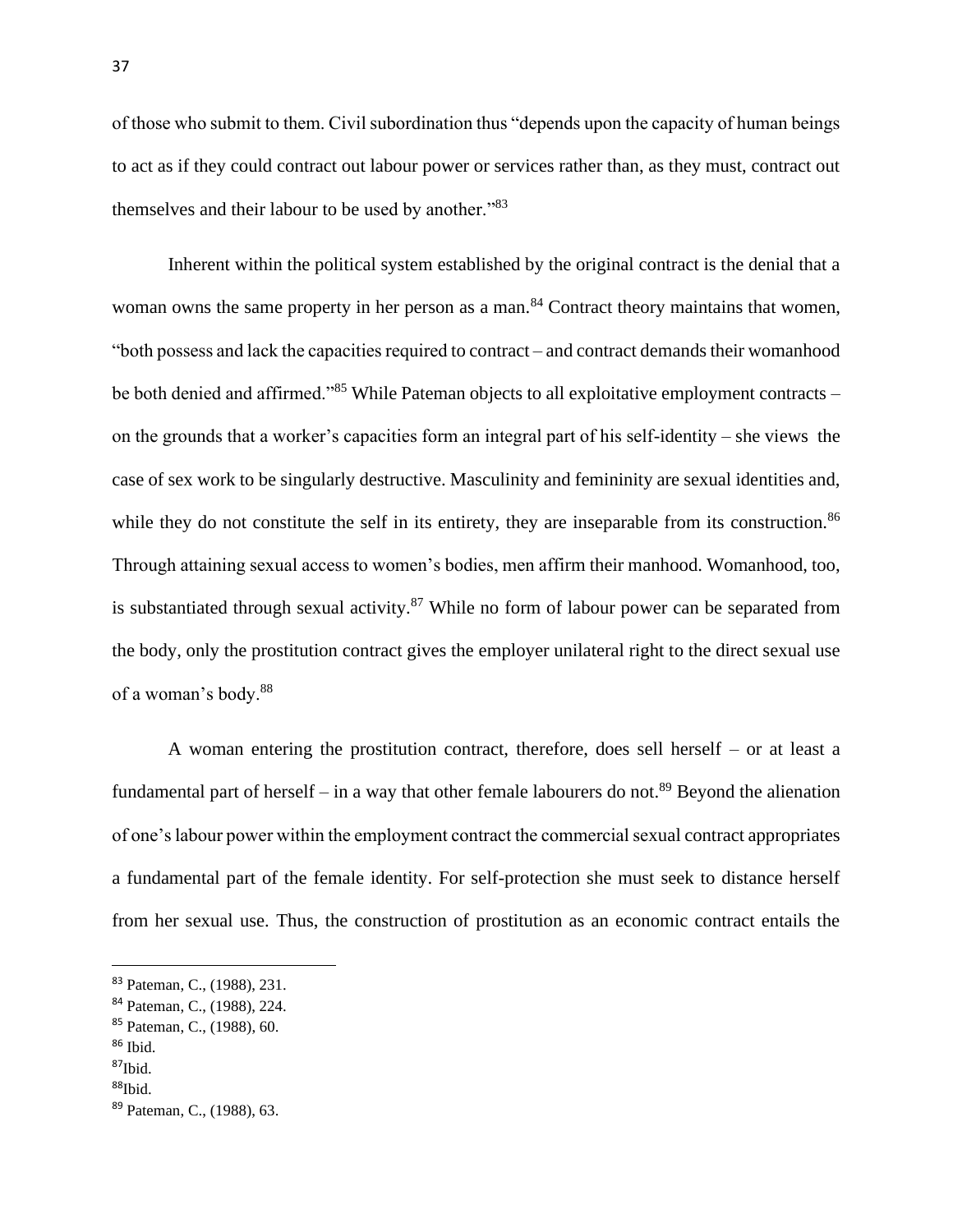of those who submit to them. Civil subordination thus "depends upon the capacity of human beings to act as if they could contract out labour power or services rather than, as they must, contract out themselves and their labour to be used by another."[83]

Inherent within the political system established by the original contract is the denial that a woman owns the same property in her person as a man.[84] Contract theory maintains that women, "both possess and lack the capacities required to contract – and contract demands their womanhood be both denied and affirmed."[85] While Pateman objects to all exploitative employment contracts – on the grounds that a worker's capacities form an integral part of his self-identity – she views the case of sex work to be singularly destructive. Masculinity and femininity are sexual identities and, while they do not constitute the self in its entirety, they are inseparable from its construction.[86] Through attaining sexual access to women's bodies, men affirm their manhood. Womanhood, too, is substantiated through sexual activity.[87] While no form of labour power can be separated from the body, only the prostitution contract gives the employer unilateral right to the direct sexual use of a woman's body.[88]

A woman entering the prostitution contract, therefore, does sell herself – or at least a fundamental part of herself – in a way that other female labourers do not.[89] Beyond the alienation of one's labour power within the employment contract the commercial sexual contract appropriates a fundamental part of the female identity. For self-protection she must seek to distance herself from her sexual use. Thus, the construction of prostitution as an economic contract entails the

---

[83] Pateman, C., (1988), 231.
[84] Pateman, C., (1988), 224.
[85] Pateman, C., (1988), 60.
[86] Ibid.
[87] Ibid.
[88] Ibid.
[89] Pateman, C., (1988), 63.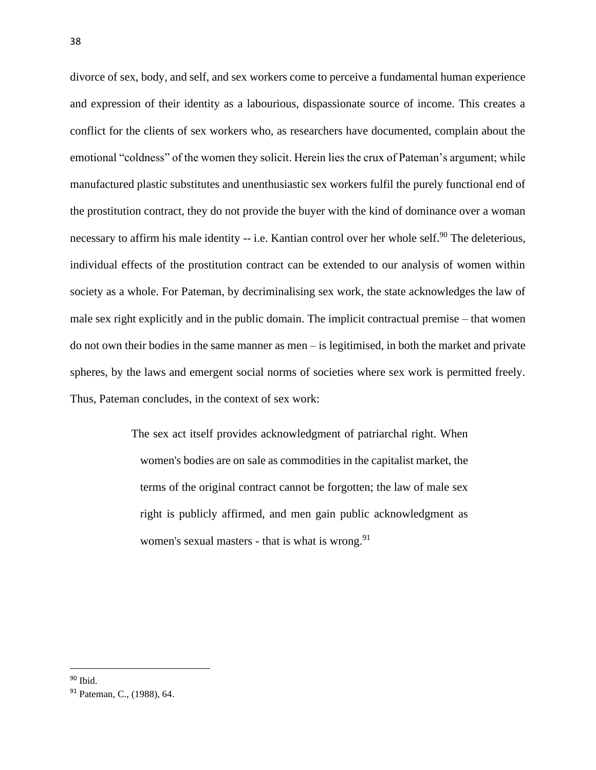divorce of sex, body, and self, and sex workers come to perceive a fundamental human experience and expression of their identity as a labourious, dispassionate source of income. This creates a conflict for the clients of sex workers who, as researchers have documented, complain about the emotional "coldness" of the women they solicit. Herein lies the crux of Pateman's argument; while manufactured plastic substitutes and unenthusiastic sex workers fulfil the purely functional end of the prostitution contract, they do not provide the buyer with the kind of dominance over a woman necessary to affirm his male identity -- i.e. Kantian control over her whole self.[90] The deleterious, individual effects of the prostitution contract can be extended to our analysis of women within society as a whole. For Pateman, by decriminalising sex work, the state acknowledges the law of male sex right explicitly and in the public domain. The implicit contractual premise – that women do not own their bodies in the same manner as men – is legitimised, in both the market and private spheres, by the laws and emergent social norms of societies where sex work is permitted freely. Thus, Pateman concludes, in the context of sex work:

> The sex act itself provides acknowledgment of patriarchal right. When women's bodies are on sale as commodities in the capitalist market, the terms of the original contract cannot be forgotten; the law of male sex right is publicly affirmed, and men gain public acknowledgment as women's sexual masters - that is what is wrong.[91]

---

[90] Ibid.

[91] Pateman, C., (1988), 64.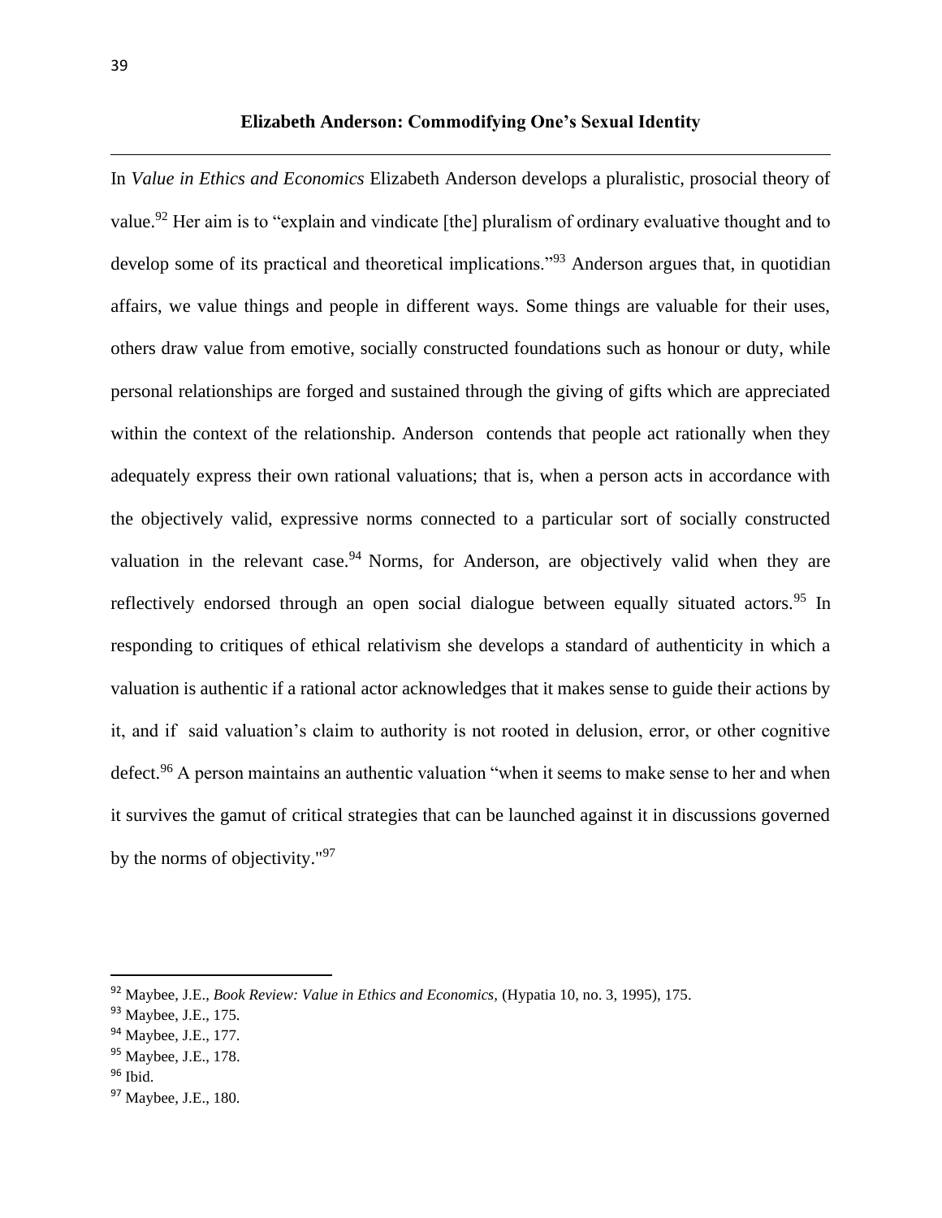## Elizabeth Anderson: Commodifying One's Sexual Identity

In *Value in Ethics and Economics* Elizabeth Anderson develops a pluralistic, prosocial theory of value.[92] Her aim is to "explain and vindicate [the] pluralism of ordinary evaluative thought and to develop some of its practical and theoretical implications."[93] Anderson argues that, in quotidian affairs, we value things and people in different ways. Some things are valuable for their uses, others draw value from emotive, socially constructed foundations such as honour or duty, while personal relationships are forged and sustained through the giving of gifts which are appreciated within the context of the relationship. Anderson contends that people act rationally when they adequately express their own rational valuations; that is, when a person acts in accordance with the objectively valid, expressive norms connected to a particular sort of socially constructed valuation in the relevant case.[94] Norms, for Anderson, are objectively valid when they are reflectively endorsed through an open social dialogue between equally situated actors.[95] In responding to critiques of ethical relativism she develops a standard of authenticity in which a valuation is authentic if a rational actor acknowledges that it makes sense to guide their actions by it, and if said valuation's claim to authority is not rooted in delusion, error, or other cognitive defect.[96] A person maintains an authentic valuation "when it seems to make sense to her and when it survives the gamut of critical strategies that can be launched against it in discussions governed by the norms of objectivity."[97]

---

[92] Maybee, J.E., *Book Review: Value in Ethics and Economics*, (Hypatia 10, no. 3, 1995), 175.

[93] Maybee, J.E., 175.

[94] Maybee, J.E., 177.

[95] Maybee, J.E., 178.

[96] Ibid.

[97] Maybee, J.E., 180.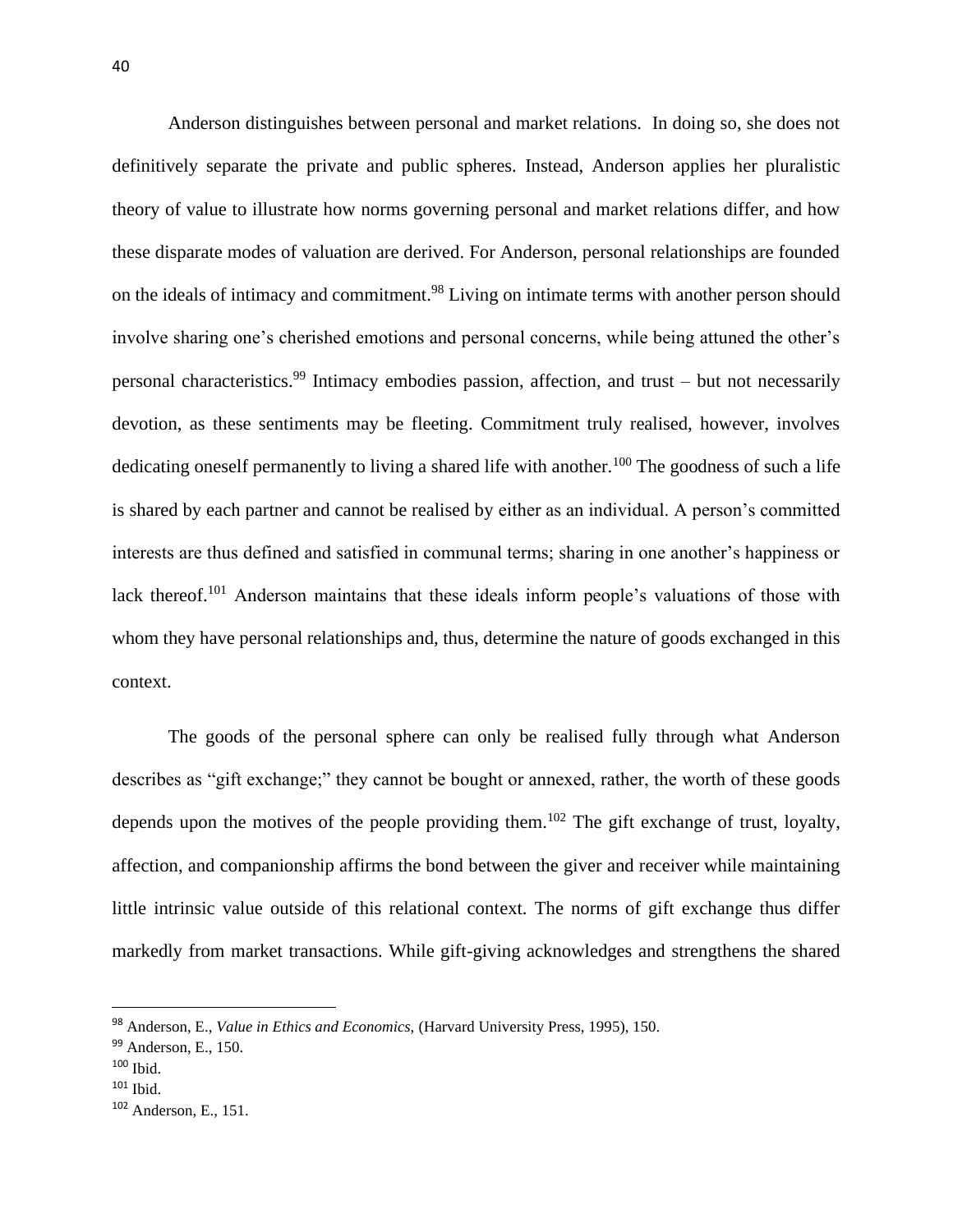Anderson distinguishes between personal and market relations. In doing so, she does not definitively separate the private and public spheres. Instead, Anderson applies her pluralistic theory of value to illustrate how norms governing personal and market relations differ, and how these disparate modes of valuation are derived. For Anderson, personal relationships are founded on the ideals of intimacy and commitment.[98] Living on intimate terms with another person should involve sharing one's cherished emotions and personal concerns, while being attuned the other's personal characteristics.[99] Intimacy embodies passion, affection, and trust – but not necessarily devotion, as these sentiments may be fleeting. Commitment truly realised, however, involves dedicating oneself permanently to living a shared life with another.[100] The goodness of such a life is shared by each partner and cannot be realised by either as an individual. A person's committed interests are thus defined and satisfied in communal terms; sharing in one another's happiness or lack thereof.[101] Anderson maintains that these ideals inform people's valuations of those with whom they have personal relationships and, thus, determine the nature of goods exchanged in this context.

The goods of the personal sphere can only be realised fully through what Anderson describes as "gift exchange;" they cannot be bought or annexed, rather, the worth of these goods depends upon the motives of the people providing them.[102] The gift exchange of trust, loyalty, affection, and companionship affirms the bond between the giver and receiver while maintaining little intrinsic value outside of this relational context. The norms of gift exchange thus differ markedly from market transactions. While gift-giving acknowledges and strengthens the shared

---

[98] Anderson, E., *Value in Ethics and Economics,* (Harvard University Press, 1995), 150.

[99] Anderson, E., 150.

[100] Ibid.

[101] Ibid.

[102] Anderson, E., 151.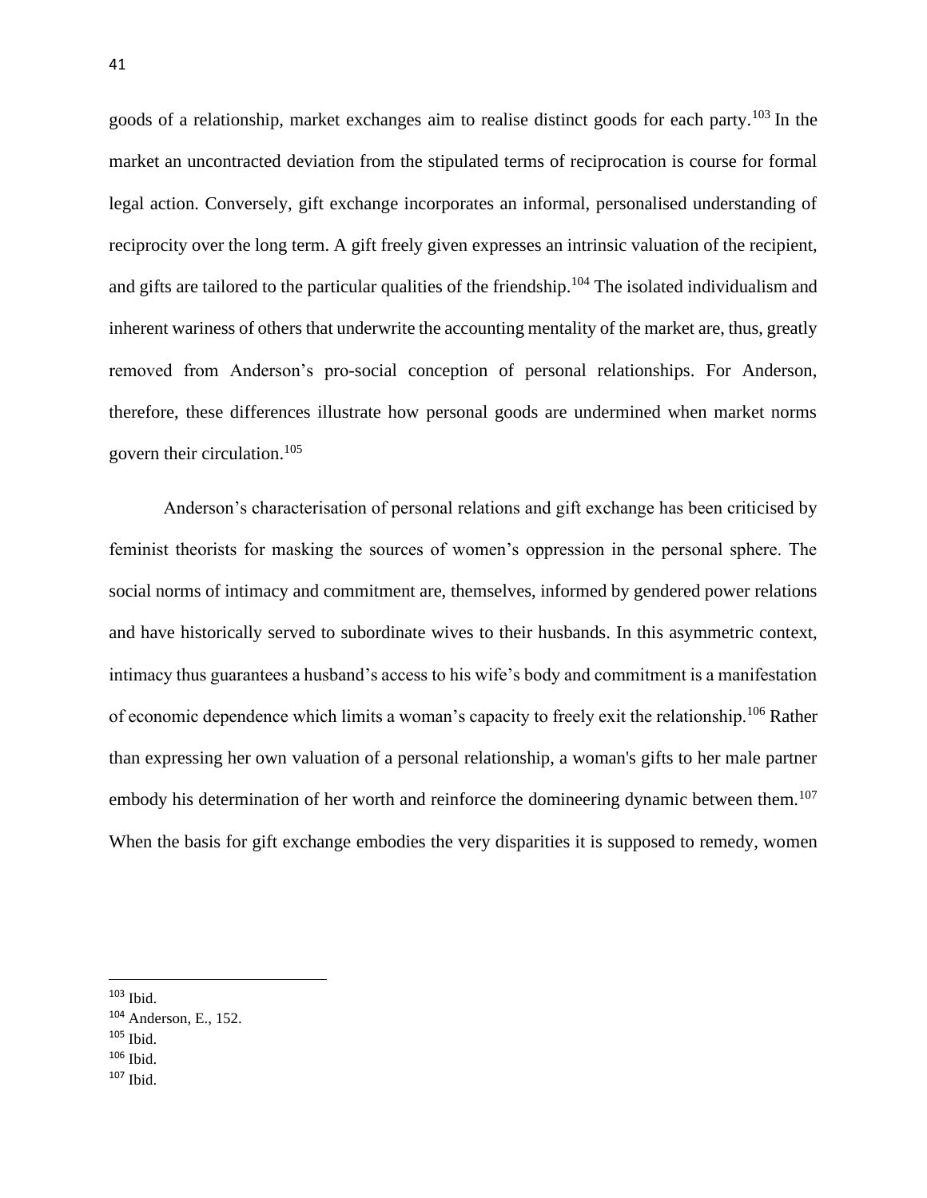goods of a relationship, market exchanges aim to realise distinct goods for each party.[103] In the market an uncontracted deviation from the stipulated terms of reciprocation is course for formal legal action. Conversely, gift exchange incorporates an informal, personalised understanding of reciprocity over the long term. A gift freely given expresses an intrinsic valuation of the recipient, and gifts are tailored to the particular qualities of the friendship.[104] The isolated individualism and inherent wariness of others that underwrite the accounting mentality of the market are, thus, greatly removed from Anderson's pro-social conception of personal relationships. For Anderson, therefore, these differences illustrate how personal goods are undermined when market norms govern their circulation.[105]

Anderson's characterisation of personal relations and gift exchange has been criticised by feminist theorists for masking the sources of women's oppression in the personal sphere. The social norms of intimacy and commitment are, themselves, informed by gendered power relations and have historically served to subordinate wives to their husbands. In this asymmetric context, intimacy thus guarantees a husband's access to his wife's body and commitment is a manifestation of economic dependence which limits a woman's capacity to freely exit the relationship.[106] Rather than expressing her own valuation of a personal relationship, a woman's gifts to her male partner embody his determination of her worth and reinforce the domineering dynamic between them.[107] When the basis for gift exchange embodies the very disparities it is supposed to remedy, women

---

[103] Ibid.
[104] Anderson, E., 152.
[105] Ibid.
[106] Ibid.
[107] Ibid.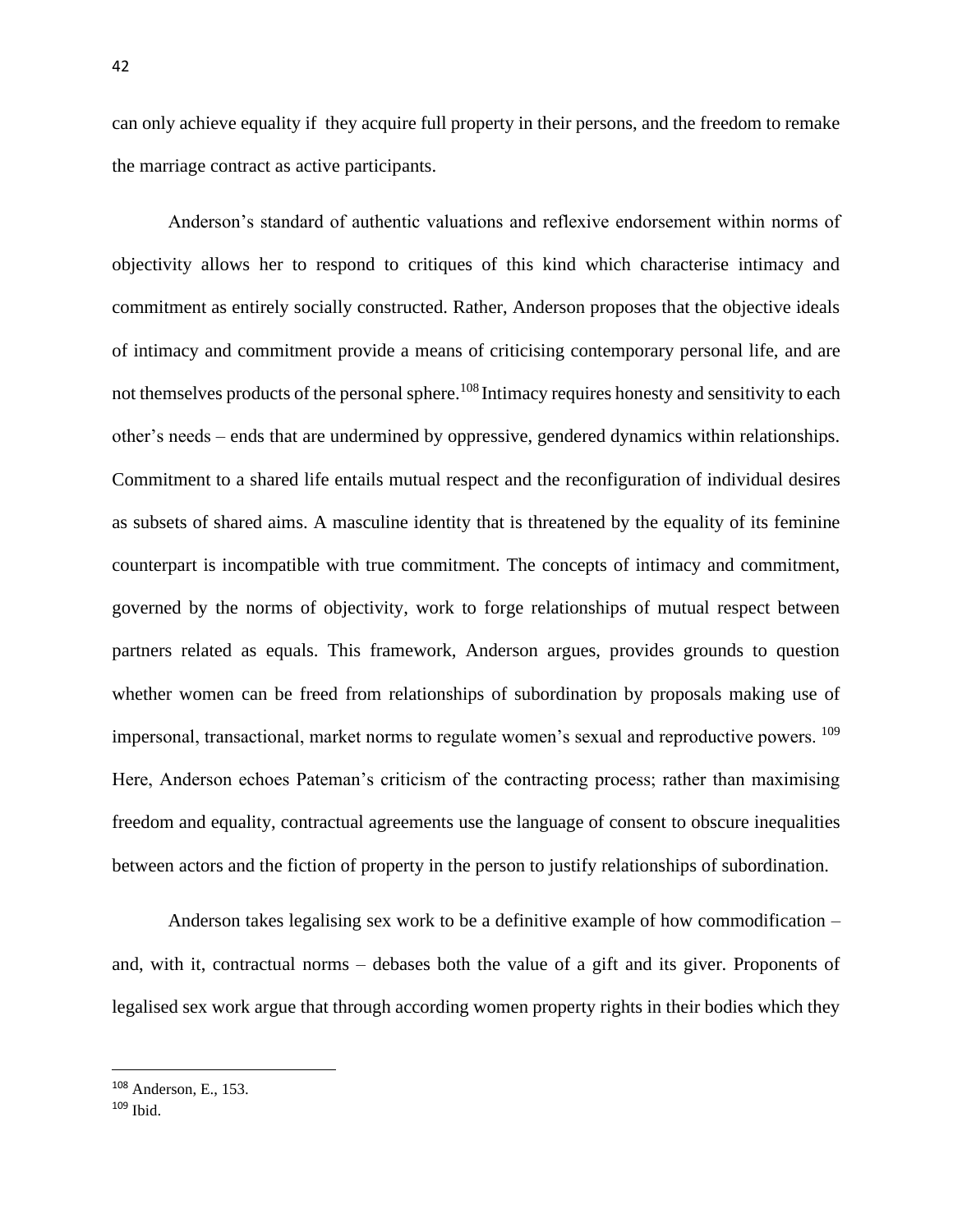can only achieve equality if they acquire full property in their persons, and the freedom to remake the marriage contract as active participants.

Anderson's standard of authentic valuations and reflexive endorsement within norms of objectivity allows her to respond to critiques of this kind which characterise intimacy and commitment as entirely socially constructed. Rather, Anderson proposes that the objective ideals of intimacy and commitment provide a means of criticising contemporary personal life, and are not themselves products of the personal sphere.[108] Intimacy requires honesty and sensitivity to each other's needs – ends that are undermined by oppressive, gendered dynamics within relationships. Commitment to a shared life entails mutual respect and the reconfiguration of individual desires as subsets of shared aims. A masculine identity that is threatened by the equality of its feminine counterpart is incompatible with true commitment. The concepts of intimacy and commitment, governed by the norms of objectivity, work to forge relationships of mutual respect between partners related as equals. This framework, Anderson argues, provides grounds to question whether women can be freed from relationships of subordination by proposals making use of impersonal, transactional, market norms to regulate women's sexual and reproductive powers. [109] Here, Anderson echoes Pateman's criticism of the contracting process; rather than maximising freedom and equality, contractual agreements use the language of consent to obscure inequalities between actors and the fiction of property in the person to justify relationships of subordination.

Anderson takes legalising sex work to be a definitive example of how commodification – and, with it, contractual norms – debases both the value of a gift and its giver. Proponents of legalised sex work argue that through according women property rights in their bodies which they

---

[108] Anderson, E., 153.

[109] Ibid.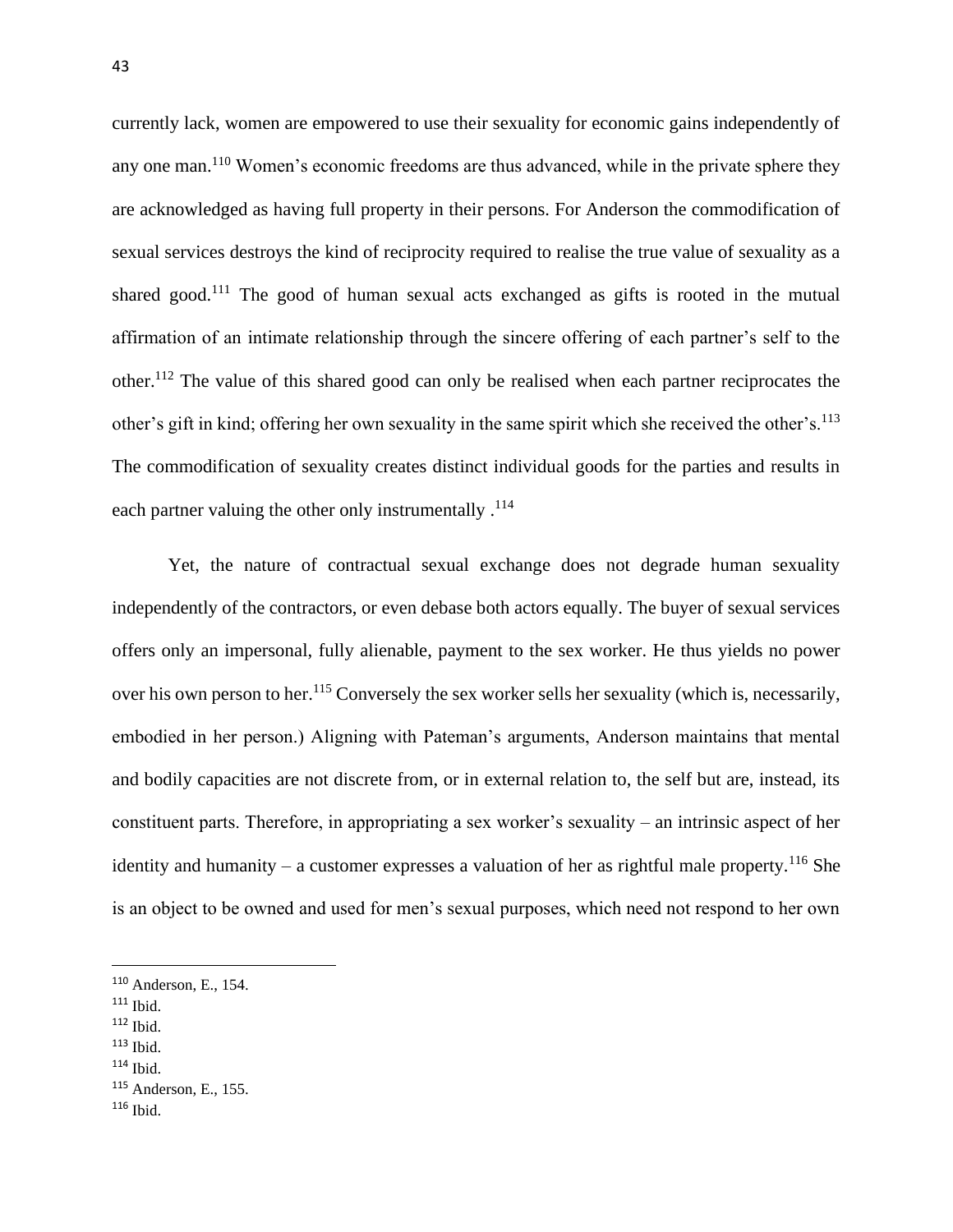currently lack, women are empowered to use their sexuality for economic gains independently of any one man.[110] Women's economic freedoms are thus advanced, while in the private sphere they are acknowledged as having full property in their persons. For Anderson the commodification of sexual services destroys the kind of reciprocity required to realise the true value of sexuality as a shared good.[111] The good of human sexual acts exchanged as gifts is rooted in the mutual affirmation of an intimate relationship through the sincere offering of each partner's self to the other.[112] The value of this shared good can only be realised when each partner reciprocates the other's gift in kind; offering her own sexuality in the same spirit which she received the other's.[113] The commodification of sexuality creates distinct individual goods for the parties and results in each partner valuing the other only instrumentally .[114]

Yet, the nature of contractual sexual exchange does not degrade human sexuality independently of the contractors, or even debase both actors equally. The buyer of sexual services offers only an impersonal, fully alienable, payment to the sex worker. He thus yields no power over his own person to her.[115] Conversely the sex worker sells her sexuality (which is, necessarily, embodied in her person.) Aligning with Pateman's arguments, Anderson maintains that mental and bodily capacities are not discrete from, or in external relation to, the self but are, instead, its constituent parts. Therefore, in appropriating a sex worker's sexuality – an intrinsic aspect of her identity and humanity – a customer expresses a valuation of her as rightful male property.[116] She is an object to be owned and used for men's sexual purposes, which need not respond to her own

[110] Anderson, E., 154.
[111] Ibid.
[112] Ibid.
[113] Ibid.
[114] Ibid.
[115] Anderson, E., 155.
[116] Ibid.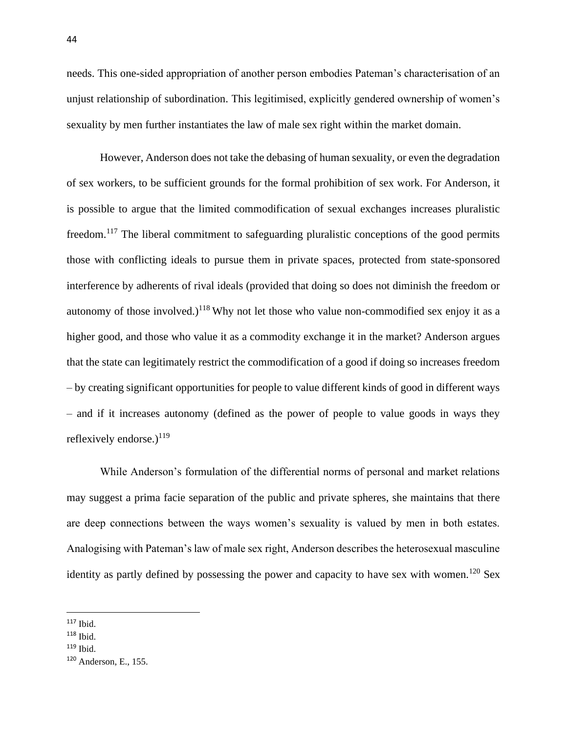needs. This one-sided appropriation of another person embodies Pateman's characterisation of an unjust relationship of subordination. This legitimised, explicitly gendered ownership of women's sexuality by men further instantiates the law of male sex right within the market domain.

However, Anderson does not take the debasing of human sexuality, or even the degradation of sex workers, to be sufficient grounds for the formal prohibition of sex work. For Anderson, it is possible to argue that the limited commodification of sexual exchanges increases pluralistic freedom.[117] The liberal commitment to safeguarding pluralistic conceptions of the good permits those with conflicting ideals to pursue them in private spaces, protected from state-sponsored interference by adherents of rival ideals (provided that doing so does not diminish the freedom or autonomy of those involved.)[118] Why not let those who value non-commodified sex enjoy it as a higher good, and those who value it as a commodity exchange it in the market? Anderson argues that the state can legitimately restrict the commodification of a good if doing so increases freedom – by creating significant opportunities for people to value different kinds of good in different ways – and if it increases autonomy (defined as the power of people to value goods in ways they reflexively endorse.)[119]

While Anderson's formulation of the differential norms of personal and market relations may suggest a prima facie separation of the public and private spheres, she maintains that there are deep connections between the ways women's sexuality is valued by men in both estates. Analogising with Pateman's law of male sex right, Anderson describes the heterosexual masculine identity as partly defined by possessing the power and capacity to have sex with women.[120] Sex

---

[117] Ibid.

[118] Ibid.

[119] Ibid.

[120] Anderson, E., 155.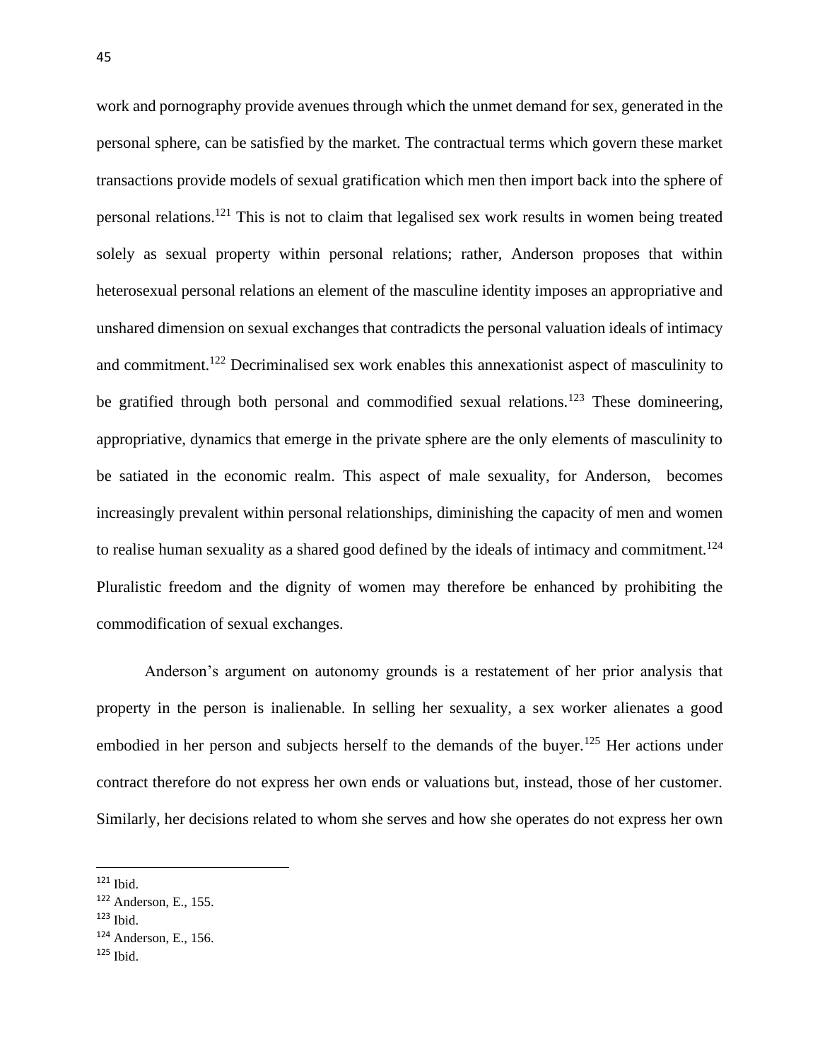work and pornography provide avenues through which the unmet demand for sex, generated in the personal sphere, can be satisfied by the market. The contractual terms which govern these market transactions provide models of sexual gratification which men then import back into the sphere of personal relations.[121] This is not to claim that legalised sex work results in women being treated solely as sexual property within personal relations; rather, Anderson proposes that within heterosexual personal relations an element of the masculine identity imposes an appropriative and unshared dimension on sexual exchanges that contradicts the personal valuation ideals of intimacy and commitment.[122] Decriminalised sex work enables this annexationist aspect of masculinity to be gratified through both personal and commodified sexual relations.[123] These domineering, appropriative, dynamics that emerge in the private sphere are the only elements of masculinity to be satiated in the economic realm. This aspect of male sexuality, for Anderson, becomes increasingly prevalent within personal relationships, diminishing the capacity of men and women to realise human sexuality as a shared good defined by the ideals of intimacy and commitment.[124] Pluralistic freedom and the dignity of women may therefore be enhanced by prohibiting the commodification of sexual exchanges.

Anderson's argument on autonomy grounds is a restatement of her prior analysis that property in the person is inalienable. In selling her sexuality, a sex worker alienates a good embodied in her person and subjects herself to the demands of the buyer.[125] Her actions under contract therefore do not express her own ends or valuations but, instead, those of her customer. Similarly, her decisions related to whom she serves and how she operates do not express her own

---

[121] Ibid.
[122] Anderson, E., 155.
[123] Ibid.
[124] Anderson, E., 156.
[125] Ibid.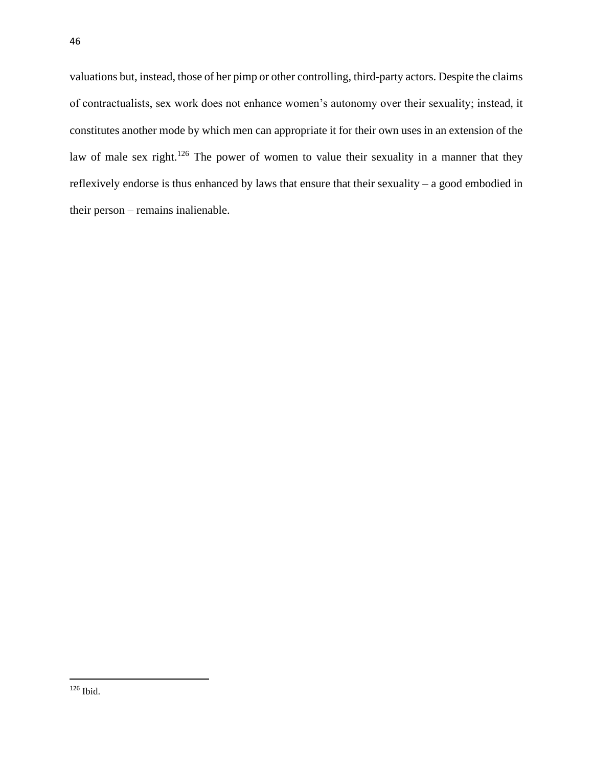valuations but, instead, those of her pimp or other controlling, third-party actors. Despite the claims of contractualists, sex work does not enhance women's autonomy over their sexuality; instead, it constitutes another mode by which men can appropriate it for their own uses in an extension of the law of male sex right.[126] The power of women to value their sexuality in a manner that they reflexively endorse is thus enhanced by laws that ensure that their sexuality – a good embodied in their person – remains inalienable.

[126] Ibid.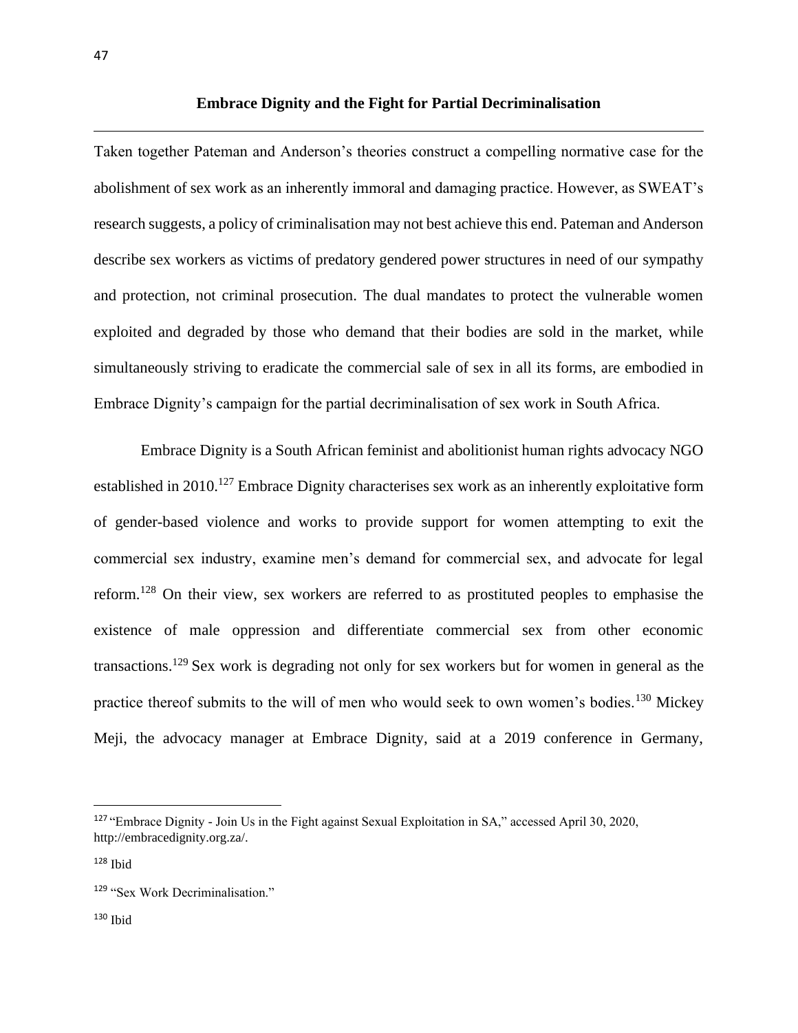## Embrace Dignity and the Fight for Partial Decriminalisation

---

Taken together Pateman and Anderson's theories construct a compelling normative case for the abolishment of sex work as an inherently immoral and damaging practice. However, as SWEAT's research suggests, a policy of criminalisation may not best achieve this end. Pateman and Anderson describe sex workers as victims of predatory gendered power structures in need of our sympathy and protection, not criminal prosecution. The dual mandates to protect the vulnerable women exploited and degraded by those who demand that their bodies are sold in the market, while simultaneously striving to eradicate the commercial sale of sex in all its forms, are embodied in Embrace Dignity's campaign for the partial decriminalisation of sex work in South Africa.

Embrace Dignity is a South African feminist and abolitionist human rights advocacy NGO established in 2010.[127] Embrace Dignity characterises sex work as an inherently exploitative form of gender-based violence and works to provide support for women attempting to exit the commercial sex industry, examine men's demand for commercial sex, and advocate for legal reform.[128] On their view, sex workers are referred to as prostituted peoples to emphasise the existence of male oppression and differentiate commercial sex from other economic transactions.[129] Sex work is degrading not only for sex workers but for women in general as the practice thereof submits to the will of men who would seek to own women's bodies.[130] Mickey Meji, the advocacy manager at Embrace Dignity, said at a 2019 conference in Germany,

---

[127] "Embrace Dignity - Join Us in the Fight against Sexual Exploitation in SA," accessed April 30, 2020, http://embracedignity.org.za/.

[128] Ibid

[129] "Sex Work Decriminalisation."

[130] Ibid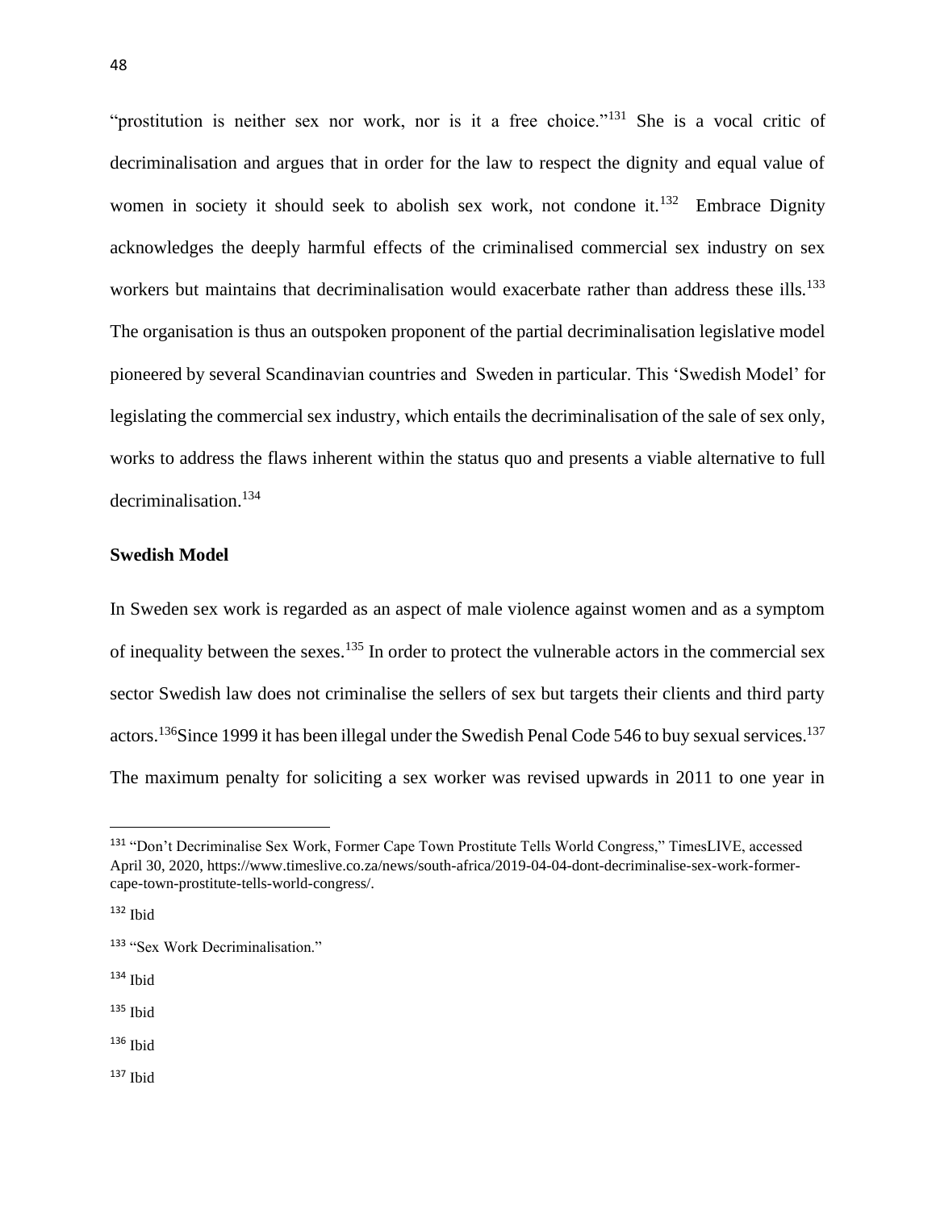"prostitution is neither sex nor work, nor is it a free choice."[131] She is a vocal critic of decriminalisation and argues that in order for the law to respect the dignity and equal value of women in society it should seek to abolish sex work, not condone it.[132] Embrace Dignity acknowledges the deeply harmful effects of the criminalised commercial sex industry on sex workers but maintains that decriminalisation would exacerbate rather than address these ills.[133] The organisation is thus an outspoken proponent of the partial decriminalisation legislative model pioneered by several Scandinavian countries and Sweden in particular. This 'Swedish Model' for legislating the commercial sex industry, which entails the decriminalisation of the sale of sex only, works to address the flaws inherent within the status quo and presents a viable alternative to full decriminalisation.[134]

**Swedish Model**

In Sweden sex work is regarded as an aspect of male violence against women and as a symptom of inequality between the sexes.[135] In order to protect the vulnerable actors in the commercial sex sector Swedish law does not criminalise the sellers of sex but targets their clients and third party actors.[136]Since 1999 it has been illegal under the Swedish Penal Code 546 to buy sexual services.[137] The maximum penalty for soliciting a sex worker was revised upwards in 2011 to one year in

---

[131] "Don't Decriminalise Sex Work, Former Cape Town Prostitute Tells World Congress," TimesLIVE, accessed April 30, 2020, https://www.timeslive.co.za/news/south-africa/2019-04-04-dont-decriminalise-sex-work-former-cape-town-prostitute-tells-world-congress/.

[132] Ibid

[133] "Sex Work Decriminalisation."

[134] Ibid

[135] Ibid

[136] Ibid

[137] Ibid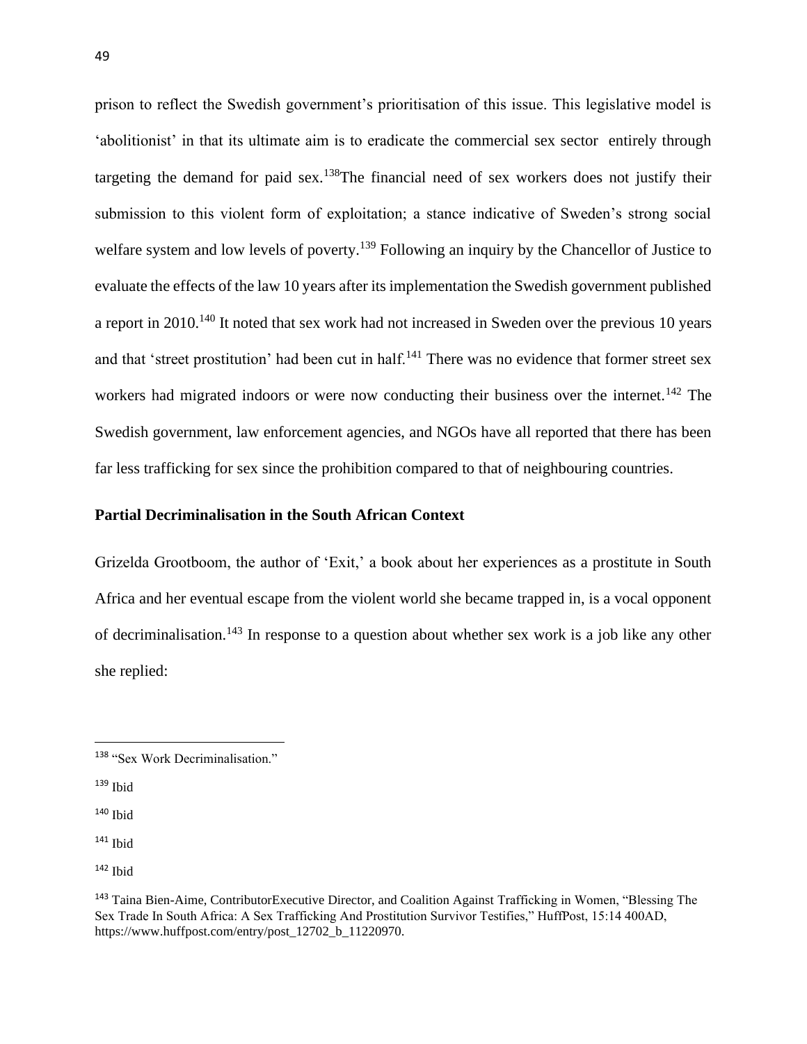prison to reflect the Swedish government's prioritisation of this issue. This legislative model is 'abolitionist' in that its ultimate aim is to eradicate the commercial sex sector  entirely through targeting the demand for paid sex.[138]The financial need of sex workers does not justify their submission to this violent form of exploitation; a stance indicative of Sweden's strong social welfare system and low levels of poverty.[139] Following an inquiry by the Chancellor of Justice to evaluate the effects of the law 10 years after its implementation the Swedish government published a report in 2010.[140] It noted that sex work had not increased in Sweden over the previous 10 years and that 'street prostitution' had been cut in half.[141] There was no evidence that former street sex workers had migrated indoors or were now conducting their business over the internet.[142] The Swedish government, law enforcement agencies, and NGOs have all reported that there has been far less trafficking for sex since the prohibition compared to that of neighbouring countries.

### Partial Decriminalisation in the South African Context

Grizelda Grootboom, the author of 'Exit,' a book about her experiences as a prostitute in South Africa and her eventual escape from the violent world she became trapped in, is a vocal opponent of decriminalisation.[143] In response to a question about whether sex work is a job like any other she replied:

---

[138] "Sex Work Decriminalisation."

[139] Ibid

[140] Ibid

[141] Ibid

[142] Ibid

[143] Taina Bien-Aime, ContributorExecutive Director, and Coalition Against Trafficking in Women, "Blessing The Sex Trade In South Africa: A Sex Trafficking And Prostitution Survivor Testifies," HuffPost, 15:14 400AD, https://www.huffpost.com/entry/post_12702_b_11220970.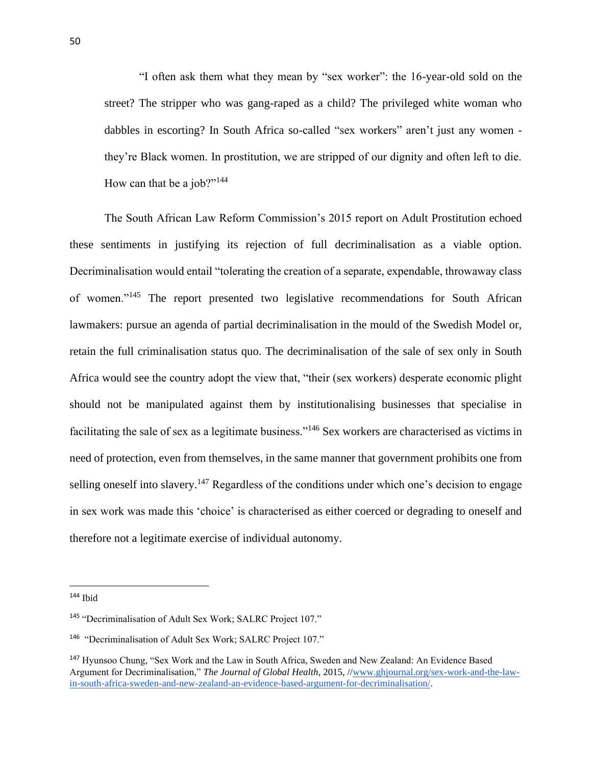> "I often ask them what they mean by "sex worker": the 16-year-old sold on the street? The stripper who was gang-raped as a child? The privileged white woman who dabbles in escorting? In South Africa so-called "sex workers" aren't just any women - they're Black women. In prostitution, we are stripped of our dignity and often left to die. How can that be a job?"[144]

The South African Law Reform Commission's 2015 report on Adult Prostitution echoed these sentiments in justifying its rejection of full decriminalisation as a viable option. Decriminalisation would entail "tolerating the creation of a separate, expendable, throwaway class of women."[145] The report presented two legislative recommendations for South African lawmakers: pursue an agenda of partial decriminalisation in the mould of the Swedish Model or, retain the full criminalisation status quo. The decriminalisation of the sale of sex only in South Africa would see the country adopt the view that, "their (sex workers) desperate economic plight should not be manipulated against them by institutionalising businesses that specialise in facilitating the sale of sex as a legitimate business."[146] Sex workers are characterised as victims in need of protection, even from themselves, in the same manner that government prohibits one from selling oneself into slavery.[147] Regardless of the conditions under which one's decision to engage in sex work was made this 'choice' is characterised as either coerced or degrading to oneself and therefore not a legitimate exercise of individual autonomy.

---

[144] Ibid

[145] "Decriminalisation of Adult Sex Work; SALRC Project 107."

[146] "Decriminalisation of Adult Sex Work; SALRC Project 107."

[147] Hyunsoo Chung, "Sex Work and the Law in South Africa, Sweden and New Zealand: An Evidence Based Argument for Decriminalisation," *The Journal of Global Health*, 2015, //www.ghjournal.org/sex-work-and-the-law-in-south-africa-sweden-and-new-zealand-an-evidence-based-argument-for-decriminalisation/.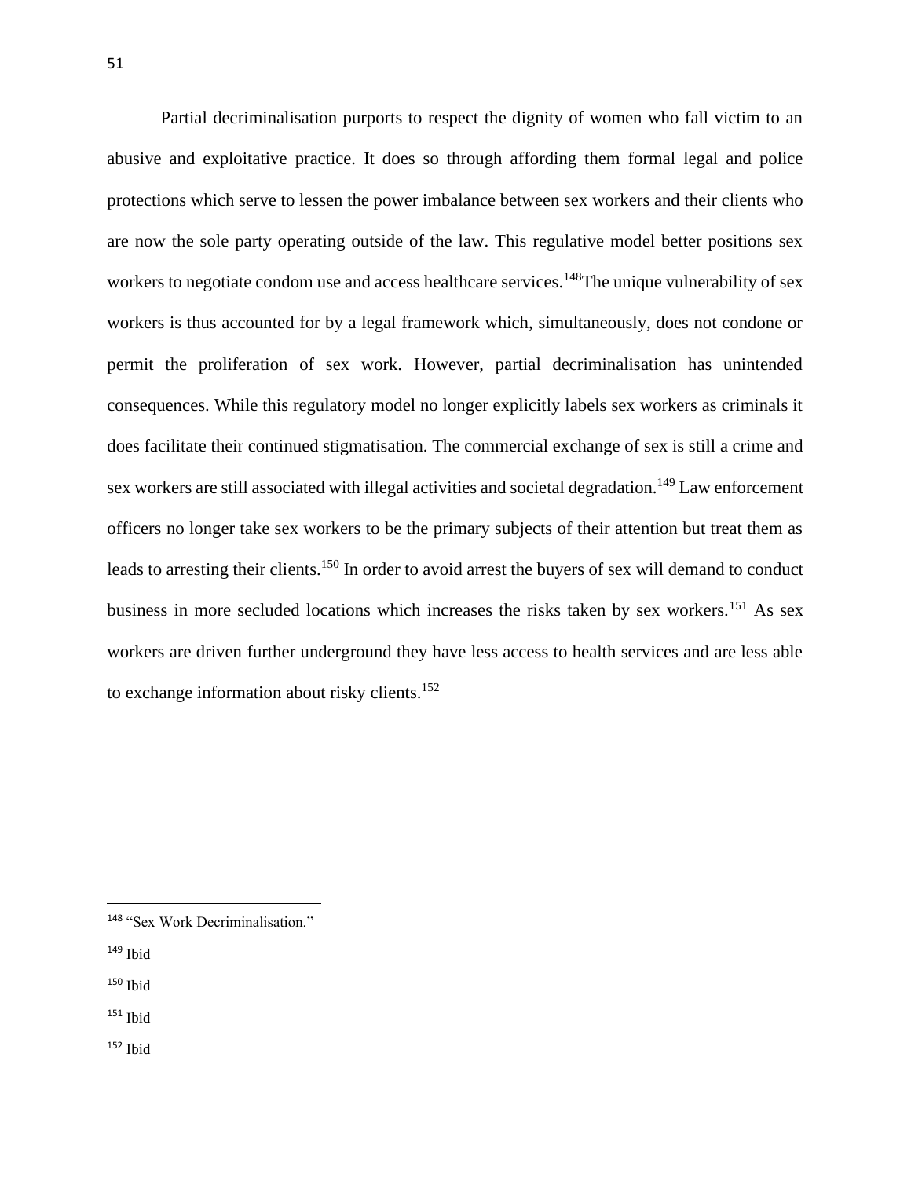Partial decriminalisation purports to respect the dignity of women who fall victim to an abusive and exploitative practice. It does so through affording them formal legal and police protections which serve to lessen the power imbalance between sex workers and their clients who are now the sole party operating outside of the law. This regulative model better positions sex workers to negotiate condom use and access healthcare services.[148]The unique vulnerability of sex workers is thus accounted for by a legal framework which, simultaneously, does not condone or permit the proliferation of sex work. However, partial decriminalisation has unintended consequences. While this regulatory model no longer explicitly labels sex workers as criminals it does facilitate their continued stigmatisation. The commercial exchange of sex is still a crime and sex workers are still associated with illegal activities and societal degradation.[149] Law enforcement officers no longer take sex workers to be the primary subjects of their attention but treat them as leads to arresting their clients.[150] In order to avoid arrest the buyers of sex will demand to conduct business in more secluded locations which increases the risks taken by sex workers.[151] As sex workers are driven further underground they have less access to health services and are less able to exchange information about risky clients.[152]

---

[148] "Sex Work Decriminalisation."

[149] Ibid

[150] Ibid

[151] Ibid

[152] Ibid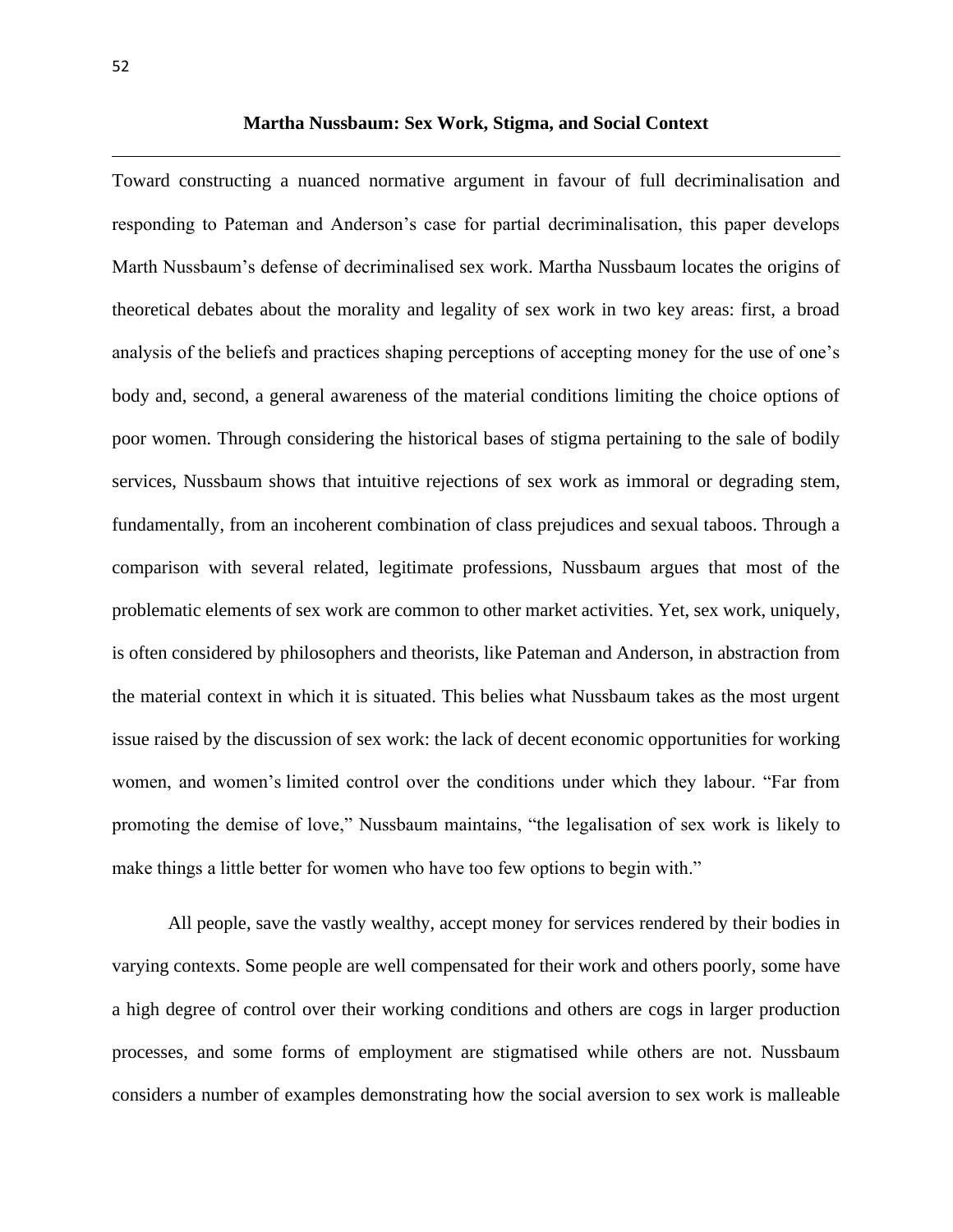## Martha Nussbaum: Sex Work, Stigma, and Social Context

Toward constructing a nuanced normative argument in favour of full decriminalisation and responding to Pateman and Anderson's case for partial decriminalisation, this paper develops Marth Nussbaum's defense of decriminalised sex work. Martha Nussbaum locates the origins of theoretical debates about the morality and legality of sex work in two key areas: first, a broad analysis of the beliefs and practices shaping perceptions of accepting money for the use of one's body and, second, a general awareness of the material conditions limiting the choice options of poor women. Through considering the historical bases of stigma pertaining to the sale of bodily services, Nussbaum shows that intuitive rejections of sex work as immoral or degrading stem, fundamentally, from an incoherent combination of class prejudices and sexual taboos. Through a comparison with several related, legitimate professions, Nussbaum argues that most of the problematic elements of sex work are common to other market activities. Yet, sex work, uniquely, is often considered by philosophers and theorists, like Pateman and Anderson, in abstraction from the material context in which it is situated. This belies what Nussbaum takes as the most urgent issue raised by the discussion of sex work: the lack of decent economic opportunities for working women, and women's limited control over the conditions under which they labour. "Far from promoting the demise of love," Nussbaum maintains, "the legalisation of sex work is likely to make things a little better for women who have too few options to begin with."

All people, save the vastly wealthy, accept money for services rendered by their bodies in varying contexts. Some people are well compensated for their work and others poorly, some have a high degree of control over their working conditions and others are cogs in larger production processes, and some forms of employment are stigmatised while others are not. Nussbaum considers a number of examples demonstrating how the social aversion to sex work is malleable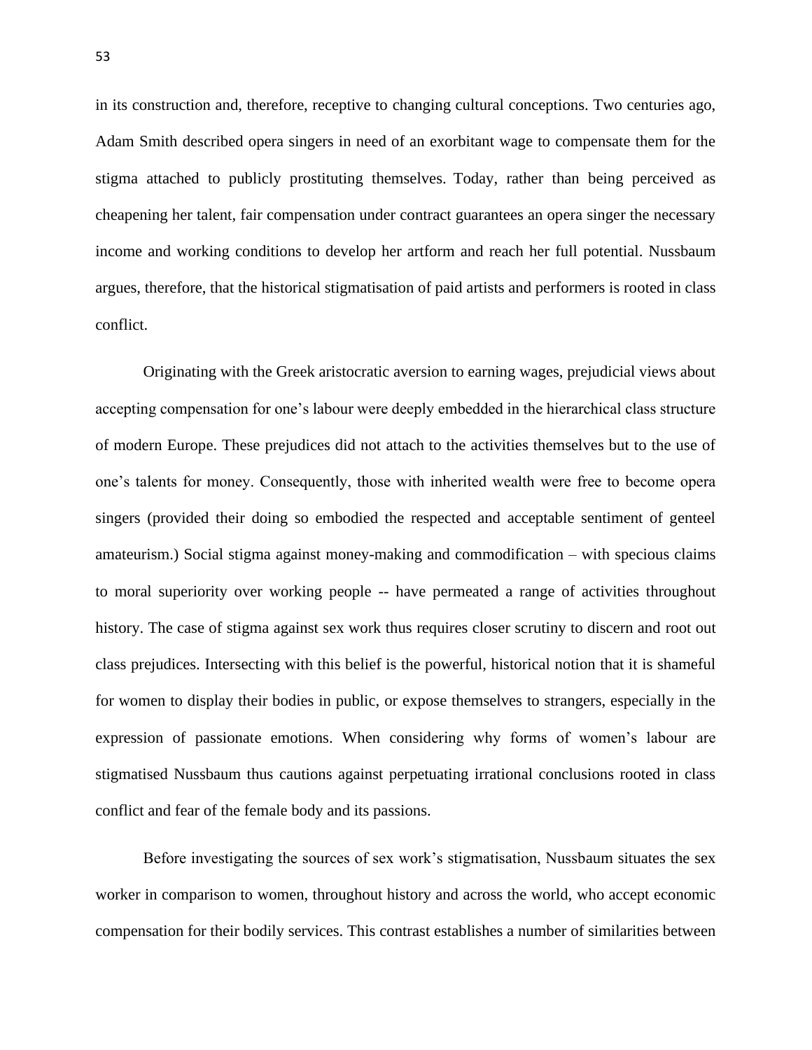in its construction and, therefore, receptive to changing cultural conceptions. Two centuries ago, Adam Smith described opera singers in need of an exorbitant wage to compensate them for the stigma attached to publicly prostituting themselves. Today, rather than being perceived as cheapening her talent, fair compensation under contract guarantees an opera singer the necessary income and working conditions to develop her artform and reach her full potential. Nussbaum argues, therefore, that the historical stigmatisation of paid artists and performers is rooted in class conflict.

Originating with the Greek aristocratic aversion to earning wages, prejudicial views about accepting compensation for one's labour were deeply embedded in the hierarchical class structure of modern Europe. These prejudices did not attach to the activities themselves but to the use of one's talents for money. Consequently, those with inherited wealth were free to become opera singers (provided their doing so embodied the respected and acceptable sentiment of genteel amateurism.) Social stigma against money-making and commodification – with specious claims to moral superiority over working people -- have permeated a range of activities throughout history. The case of stigma against sex work thus requires closer scrutiny to discern and root out class prejudices. Intersecting with this belief is the powerful, historical notion that it is shameful for women to display their bodies in public, or expose themselves to strangers, especially in the expression of passionate emotions. When considering why forms of women's labour are stigmatised Nussbaum thus cautions against perpetuating irrational conclusions rooted in class conflict and fear of the female body and its passions.

Before investigating the sources of sex work's stigmatisation, Nussbaum situates the sex worker in comparison to women, throughout history and across the world, who accept economic compensation for their bodily services. This contrast establishes a number of similarities between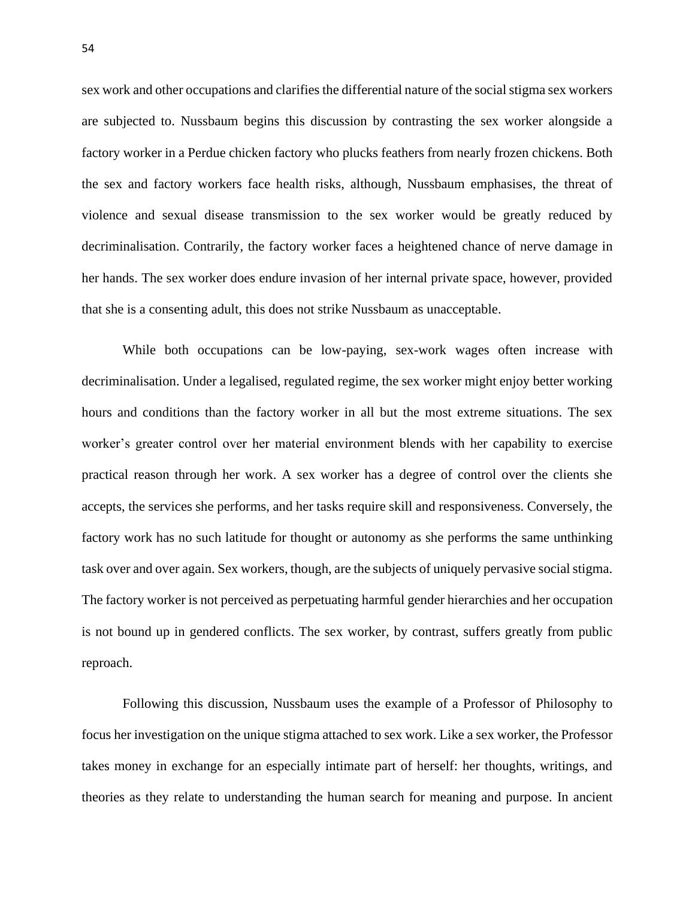sex work and other occupations and clarifies the differential nature of the social stigma sex workers are subjected to. Nussbaum begins this discussion by contrasting the sex worker alongside a factory worker in a Perdue chicken factory who plucks feathers from nearly frozen chickens. Both the sex and factory workers face health risks, although, Nussbaum emphasises, the threat of violence and sexual disease transmission to the sex worker would be greatly reduced by decriminalisation. Contrarily, the factory worker faces a heightened chance of nerve damage in her hands. The sex worker does endure invasion of her internal private space, however, provided that she is a consenting adult, this does not strike Nussbaum as unacceptable.

While both occupations can be low-paying, sex-work wages often increase with decriminalisation. Under a legalised, regulated regime, the sex worker might enjoy better working hours and conditions than the factory worker in all but the most extreme situations. The sex worker's greater control over her material environment blends with her capability to exercise practical reason through her work. A sex worker has a degree of control over the clients she accepts, the services she performs, and her tasks require skill and responsiveness. Conversely, the factory work has no such latitude for thought or autonomy as she performs the same unthinking task over and over again. Sex workers, though, are the subjects of uniquely pervasive social stigma. The factory worker is not perceived as perpetuating harmful gender hierarchies and her occupation is not bound up in gendered conflicts. The sex worker, by contrast, suffers greatly from public reproach.

Following this discussion, Nussbaum uses the example of a Professor of Philosophy to focus her investigation on the unique stigma attached to sex work. Like a sex worker, the Professor takes money in exchange for an especially intimate part of herself: her thoughts, writings, and theories as they relate to understanding the human search for meaning and purpose. In ancient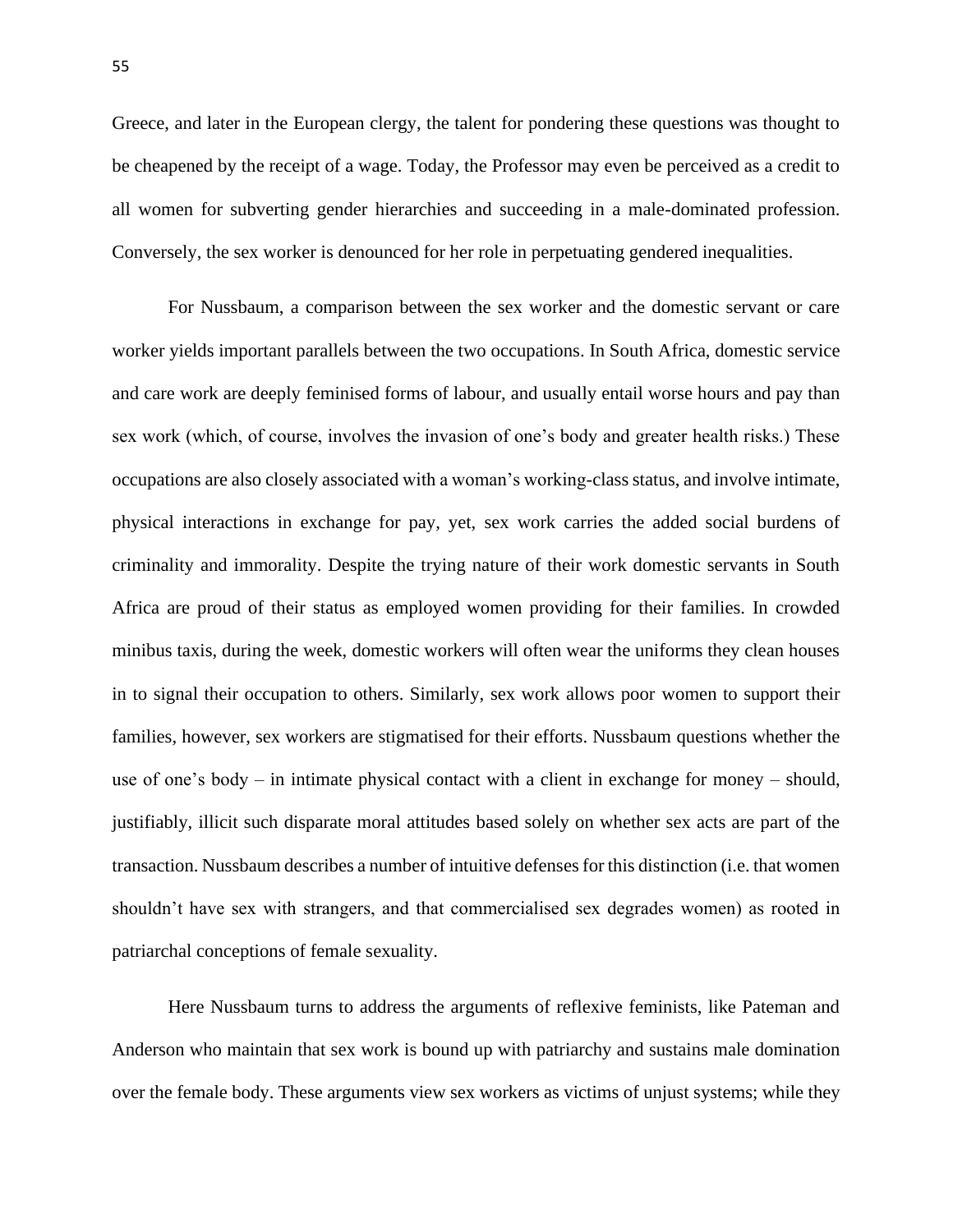Greece, and later in the European clergy, the talent for pondering these questions was thought to be cheapened by the receipt of a wage. Today, the Professor may even be perceived as a credit to all women for subverting gender hierarchies and succeeding in a male-dominated profession. Conversely, the sex worker is denounced for her role in perpetuating gendered inequalities.

For Nussbaum, a comparison between the sex worker and the domestic servant or care worker yields important parallels between the two occupations. In South Africa, domestic service and care work are deeply feminised forms of labour, and usually entail worse hours and pay than sex work (which, of course, involves the invasion of one's body and greater health risks.) These occupations are also closely associated with a woman's working-class status, and involve intimate, physical interactions in exchange for pay, yet, sex work carries the added social burdens of criminality and immorality. Despite the trying nature of their work domestic servants in South Africa are proud of their status as employed women providing for their families. In crowded minibus taxis, during the week, domestic workers will often wear the uniforms they clean houses in to signal their occupation to others. Similarly, sex work allows poor women to support their families, however, sex workers are stigmatised for their efforts. Nussbaum questions whether the use of one's body – in intimate physical contact with a client in exchange for money – should, justifiably, illicit such disparate moral attitudes based solely on whether sex acts are part of the transaction. Nussbaum describes a number of intuitive defenses for this distinction (i.e. that women shouldn't have sex with strangers, and that commercialised sex degrades women) as rooted in patriarchal conceptions of female sexuality.

Here Nussbaum turns to address the arguments of reflexive feminists, like Pateman and Anderson who maintain that sex work is bound up with patriarchy and sustains male domination over the female body. These arguments view sex workers as victims of unjust systems; while they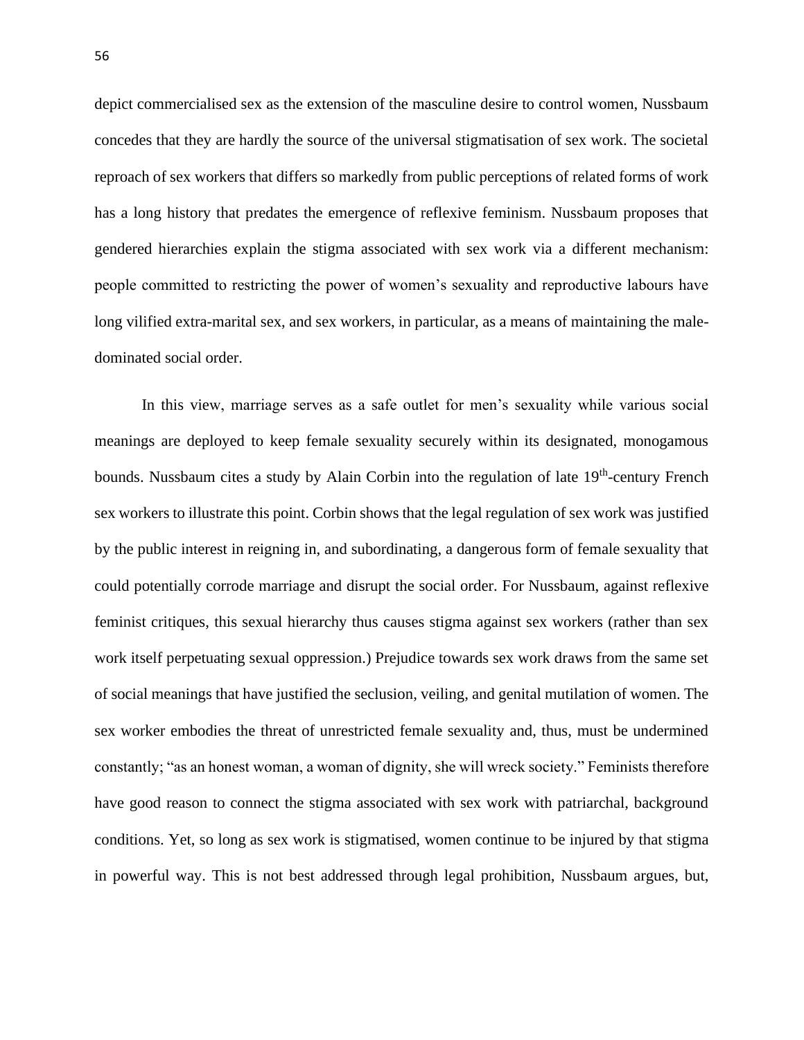depict commercialised sex as the extension of the masculine desire to control women, Nussbaum concedes that they are hardly the source of the universal stigmatisation of sex work. The societal reproach of sex workers that differs so markedly from public perceptions of related forms of work has a long history that predates the emergence of reflexive feminism. Nussbaum proposes that gendered hierarchies explain the stigma associated with sex work via a different mechanism: people committed to restricting the power of women's sexuality and reproductive labours have long vilified extra-marital sex, and sex workers, in particular, as a means of maintaining the male-dominated social order.

In this view, marriage serves as a safe outlet for men's sexuality while various social meanings are deployed to keep female sexuality securely within its designated, monogamous bounds. Nussbaum cites a study by Alain Corbin into the regulation of late 19th-century French sex workers to illustrate this point. Corbin shows that the legal regulation of sex work was justified by the public interest in reigning in, and subordinating, a dangerous form of female sexuality that could potentially corrode marriage and disrupt the social order. For Nussbaum, against reflexive feminist critiques, this sexual hierarchy thus causes stigma against sex workers (rather than sex work itself perpetuating sexual oppression.) Prejudice towards sex work draws from the same set of social meanings that have justified the seclusion, veiling, and genital mutilation of women. The sex worker embodies the threat of unrestricted female sexuality and, thus, must be undermined constantly; "as an honest woman, a woman of dignity, she will wreck society." Feminists therefore have good reason to connect the stigma associated with sex work with patriarchal, background conditions. Yet, so long as sex work is stigmatised, women continue to be injured by that stigma in powerful way. This is not best addressed through legal prohibition, Nussbaum argues, but,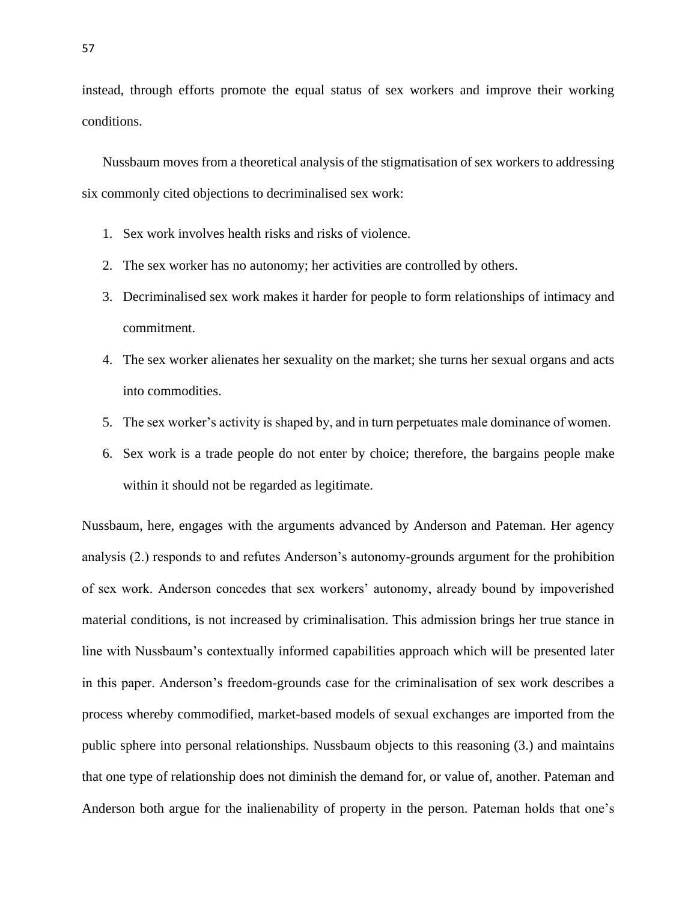instead, through efforts promote the equal status of sex workers and improve their working conditions.

Nussbaum moves from a theoretical analysis of the stigmatisation of sex workers to addressing six commonly cited objections to decriminalised sex work:

1. Sex work involves health risks and risks of violence.
2. The sex worker has no autonomy; her activities are controlled by others.
3. Decriminalised sex work makes it harder for people to form relationships of intimacy and commitment.
4. The sex worker alienates her sexuality on the market; she turns her sexual organs and acts into commodities.
5. The sex worker's activity is shaped by, and in turn perpetuates male dominance of women.
6. Sex work is a trade people do not enter by choice; therefore, the bargains people make within it should not be regarded as legitimate.

Nussbaum, here, engages with the arguments advanced by Anderson and Pateman. Her agency analysis (2.) responds to and refutes Anderson's autonomy-grounds argument for the prohibition of sex work. Anderson concedes that sex workers' autonomy, already bound by impoverished material conditions, is not increased by criminalisation. This admission brings her true stance in line with Nussbaum's contextually informed capabilities approach which will be presented later in this paper. Anderson's freedom-grounds case for the criminalisation of sex work describes a process whereby commodified, market-based models of sexual exchanges are imported from the public sphere into personal relationships. Nussbaum objects to this reasoning (3.) and maintains that one type of relationship does not diminish the demand for, or value of, another. Pateman and Anderson both argue for the inalienability of property in the person. Pateman holds that one's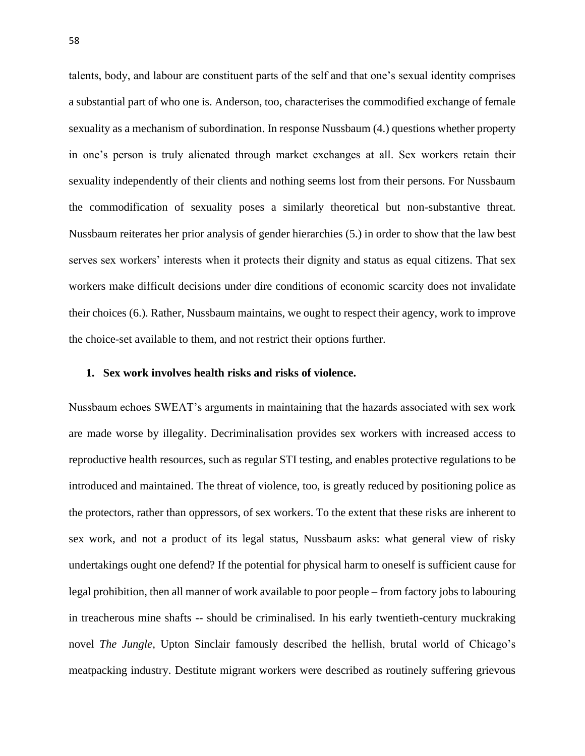talents, body, and labour are constituent parts of the self and that one's sexual identity comprises a substantial part of who one is. Anderson, too, characterises the commodified exchange of female sexuality as a mechanism of subordination. In response Nussbaum (4.) questions whether property in one's person is truly alienated through market exchanges at all. Sex workers retain their sexuality independently of their clients and nothing seems lost from their persons. For Nussbaum the commodification of sexuality poses a similarly theoretical but non-substantive threat. Nussbaum reiterates her prior analysis of gender hierarchies (5.) in order to show that the law best serves sex workers' interests when it protects their dignity and status as equal citizens. That sex workers make difficult decisions under dire conditions of economic scarcity does not invalidate their choices (6.). Rather, Nussbaum maintains, we ought to respect their agency, work to improve the choice-set available to them, and not restrict their options further.

1. **Sex work involves health risks and risks of violence.**

Nussbaum echoes SWEAT's arguments in maintaining that the hazards associated with sex work are made worse by illegality. Decriminalisation provides sex workers with increased access to reproductive health resources, such as regular STI testing, and enables protective regulations to be introduced and maintained. The threat of violence, too, is greatly reduced by positioning police as the protectors, rather than oppressors, of sex workers. To the extent that these risks are inherent to sex work, and not a product of its legal status, Nussbaum asks: what general view of risky undertakings ought one defend? If the potential for physical harm to oneself is sufficient cause for legal prohibition, then all manner of work available to poor people – from factory jobs to labouring in treacherous mine shafts -- should be criminalised. In his early twentieth-century muckraking novel *The Jungle,* Upton Sinclair famously described the hellish, brutal world of Chicago's meatpacking industry. Destitute migrant workers were described as routinely suffering grievous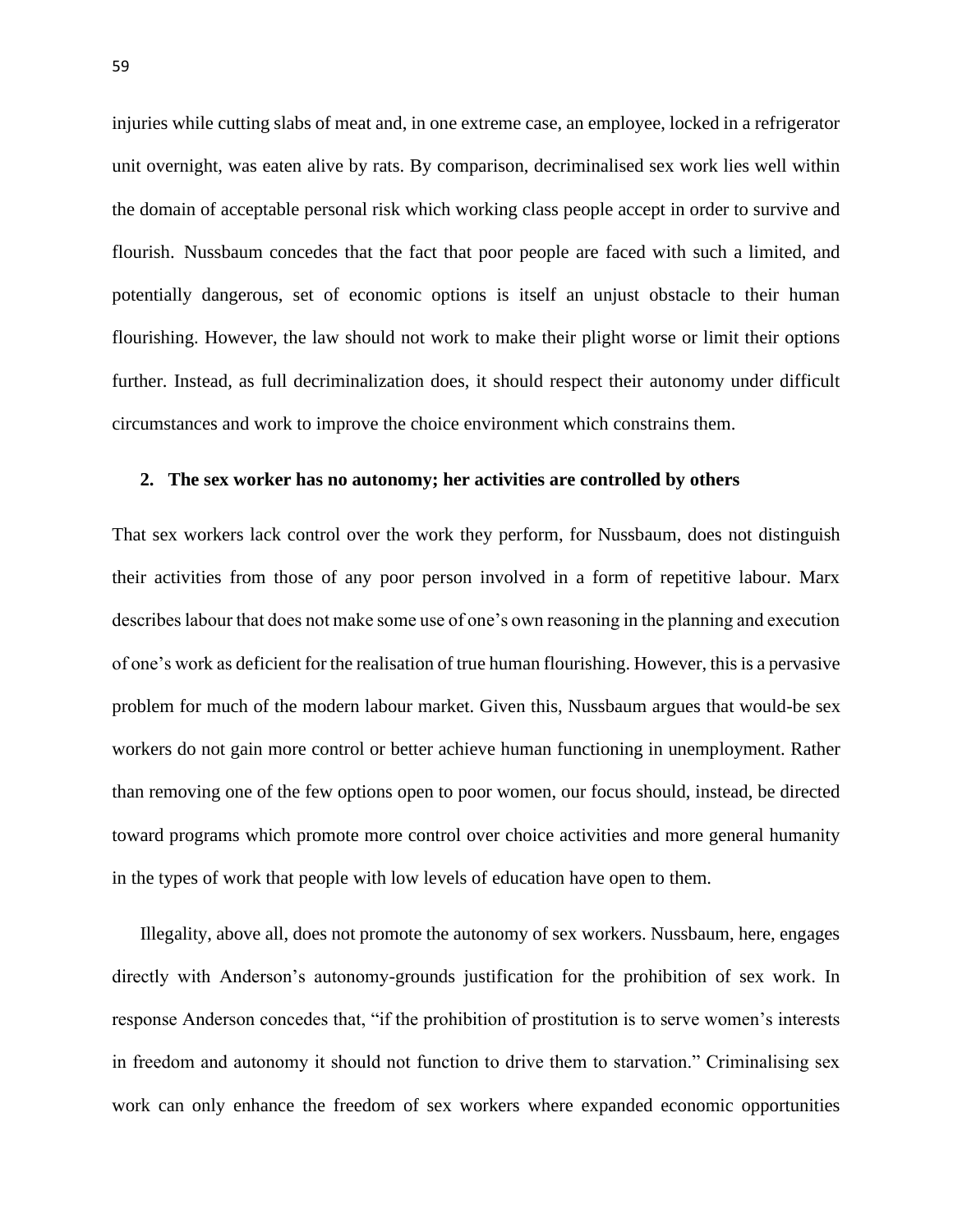injuries while cutting slabs of meat and, in one extreme case, an employee, locked in a refrigerator unit overnight, was eaten alive by rats. By comparison, decriminalised sex work lies well within the domain of acceptable personal risk which working class people accept in order to survive and flourish. Nussbaum concedes that the fact that poor people are faced with such a limited, and potentially dangerous, set of economic options is itself an unjust obstacle to their human flourishing. However, the law should not work to make their plight worse or limit their options further. Instead, as full decriminalization does, it should respect their autonomy under difficult circumstances and work to improve the choice environment which constrains them.

**2. The sex worker has no autonomy; her activities are controlled by others**

That sex workers lack control over the work they perform, for Nussbaum, does not distinguish their activities from those of any poor person involved in a form of repetitive labour. Marx describes labour that does not make some use of one's own reasoning in the planning and execution of one's work as deficient for the realisation of true human flourishing. However, this is a pervasive problem for much of the modern labour market. Given this, Nussbaum argues that would-be sex workers do not gain more control or better achieve human functioning in unemployment. Rather than removing one of the few options open to poor women, our focus should, instead, be directed toward programs which promote more control over choice activities and more general humanity in the types of work that people with low levels of education have open to them.

Illegality, above all, does not promote the autonomy of sex workers. Nussbaum, here, engages directly with Anderson's autonomy-grounds justification for the prohibition of sex work. In response Anderson concedes that, "if the prohibition of prostitution is to serve women's interests in freedom and autonomy it should not function to drive them to starvation." Criminalising sex work can only enhance the freedom of sex workers where expanded economic opportunities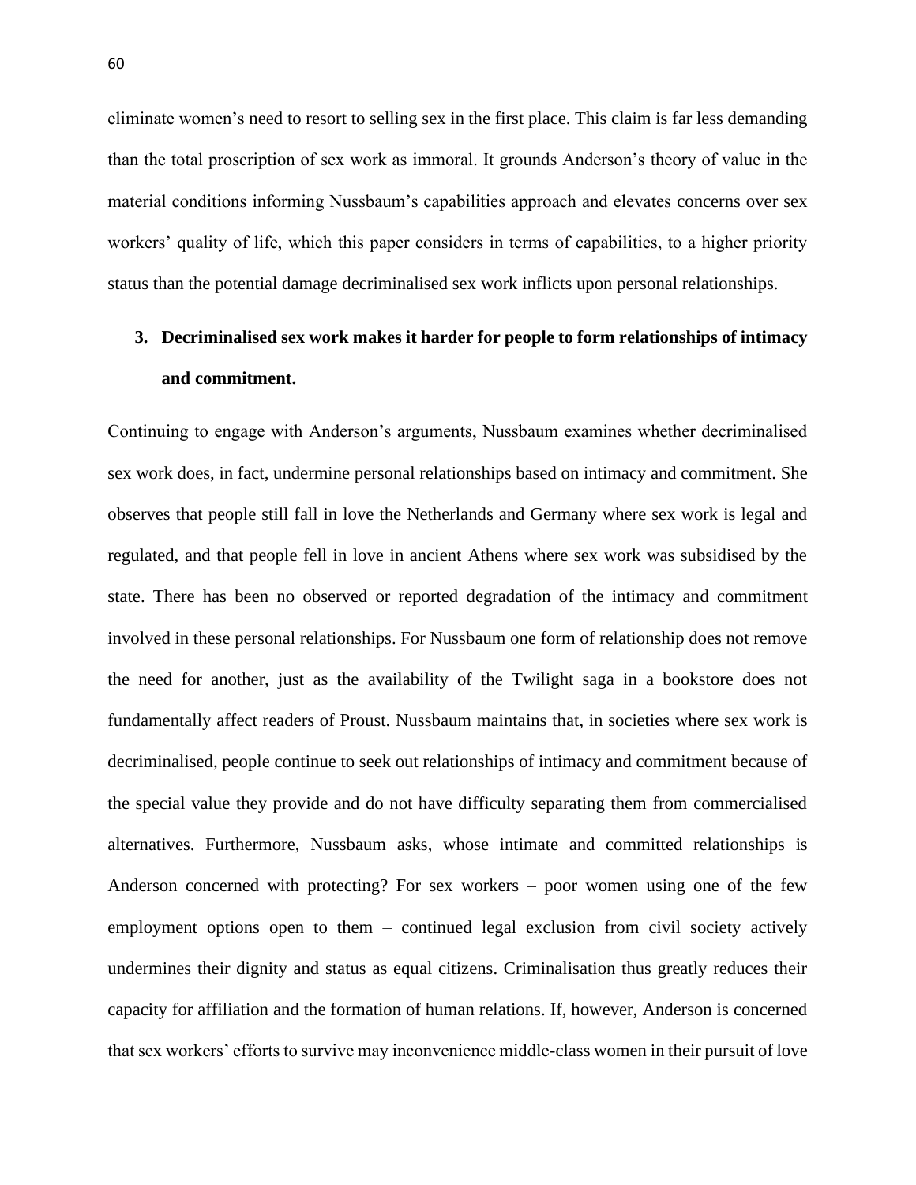eliminate women's need to resort to selling sex in the first place. This claim is far less demanding than the total proscription of sex work as immoral. It grounds Anderson's theory of value in the material conditions informing Nussbaum's capabilities approach and elevates concerns over sex workers' quality of life, which this paper considers in terms of capabilities, to a higher priority status than the potential damage decriminalised sex work inflicts upon personal relationships.

3. **Decriminalised sex work makes it harder for people to form relationships of intimacy and commitment.**

Continuing to engage with Anderson's arguments, Nussbaum examines whether decriminalised sex work does, in fact, undermine personal relationships based on intimacy and commitment. She observes that people still fall in love the Netherlands and Germany where sex work is legal and regulated, and that people fell in love in ancient Athens where sex work was subsidised by the state. There has been no observed or reported degradation of the intimacy and commitment involved in these personal relationships. For Nussbaum one form of relationship does not remove the need for another, just as the availability of the Twilight saga in a bookstore does not fundamentally affect readers of Proust. Nussbaum maintains that, in societies where sex work is decriminalised, people continue to seek out relationships of intimacy and commitment because of the special value they provide and do not have difficulty separating them from commercialised alternatives. Furthermore, Nussbaum asks, whose intimate and committed relationships is Anderson concerned with protecting? For sex workers – poor women using one of the few employment options open to them – continued legal exclusion from civil society actively undermines their dignity and status as equal citizens. Criminalisation thus greatly reduces their capacity for affiliation and the formation of human relations. If, however, Anderson is concerned that sex workers' efforts to survive may inconvenience middle-class women in their pursuit of love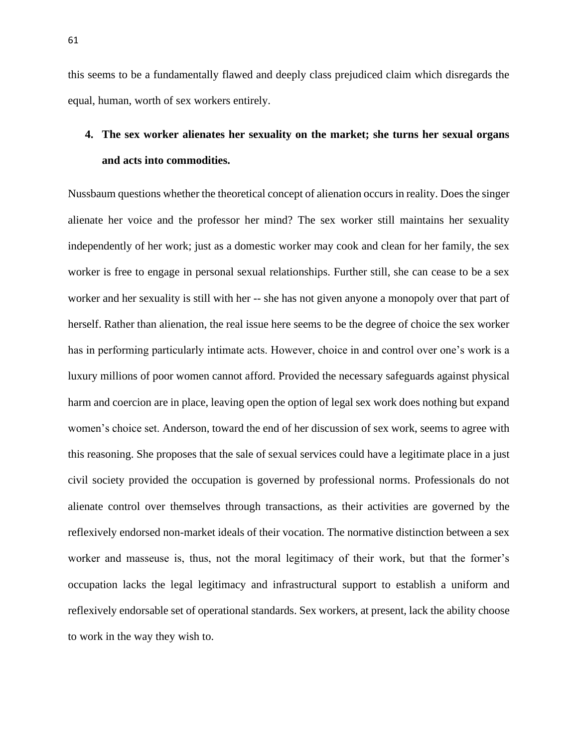this seems to be a fundamentally flawed and deeply class prejudiced claim which disregards the equal, human, worth of sex workers entirely.

4. **The sex worker alienates her sexuality on the market; she turns her sexual organs and acts into commodities.**

Nussbaum questions whether the theoretical concept of alienation occurs in reality. Does the singer alienate her voice and the professor her mind? The sex worker still maintains her sexuality independently of her work; just as a domestic worker may cook and clean for her family, the sex worker is free to engage in personal sexual relationships. Further still, she can cease to be a sex worker and her sexuality is still with her -- she has not given anyone a monopoly over that part of herself. Rather than alienation, the real issue here seems to be the degree of choice the sex worker has in performing particularly intimate acts. However, choice in and control over one's work is a luxury millions of poor women cannot afford. Provided the necessary safeguards against physical harm and coercion are in place, leaving open the option of legal sex work does nothing but expand women's choice set. Anderson, toward the end of her discussion of sex work, seems to agree with this reasoning. She proposes that the sale of sexual services could have a legitimate place in a just civil society provided the occupation is governed by professional norms. Professionals do not alienate control over themselves through transactions, as their activities are governed by the reflexively endorsed non-market ideals of their vocation. The normative distinction between a sex worker and masseuse is, thus, not the moral legitimacy of their work, but that the former's occupation lacks the legal legitimacy and infrastructural support to establish a uniform and reflexively endorsable set of operational standards. Sex workers, at present, lack the ability choose to work in the way they wish to.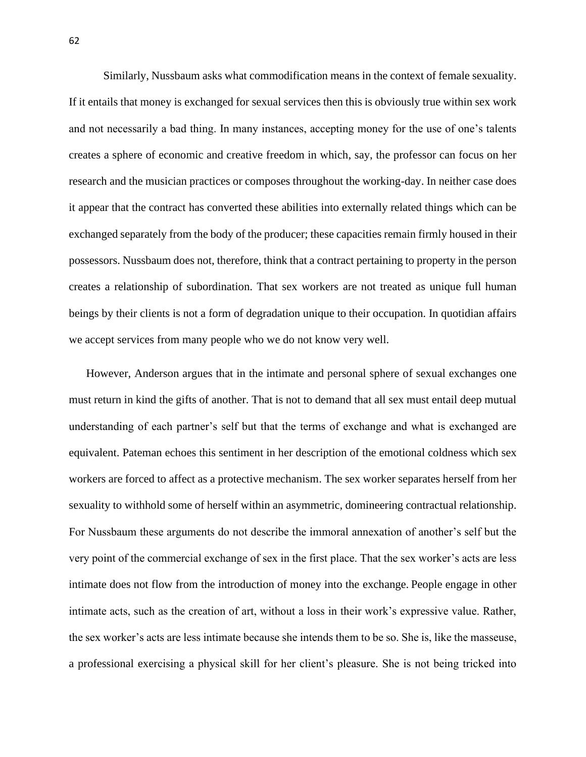Similarly, Nussbaum asks what commodification means in the context of female sexuality. If it entails that money is exchanged for sexual services then this is obviously true within sex work and not necessarily a bad thing. In many instances, accepting money for the use of one's talents creates a sphere of economic and creative freedom in which, say, the professor can focus on her research and the musician practices or composes throughout the working-day. In neither case does it appear that the contract has converted these abilities into externally related things which can be exchanged separately from the body of the producer; these capacities remain firmly housed in their possessors. Nussbaum does not, therefore, think that a contract pertaining to property in the person creates a relationship of subordination. That sex workers are not treated as unique full human beings by their clients is not a form of degradation unique to their occupation. In quotidian affairs we accept services from many people who we do not know very well.

However, Anderson argues that in the intimate and personal sphere of sexual exchanges one must return in kind the gifts of another. That is not to demand that all sex must entail deep mutual understanding of each partner's self but that the terms of exchange and what is exchanged are equivalent. Pateman echoes this sentiment in her description of the emotional coldness which sex workers are forced to affect as a protective mechanism. The sex worker separates herself from her sexuality to withhold some of herself within an asymmetric, domineering contractual relationship. For Nussbaum these arguments do not describe the immoral annexation of another's self but the very point of the commercial exchange of sex in the first place. That the sex worker's acts are less intimate does not flow from the introduction of money into the exchange. People engage in other intimate acts, such as the creation of art, without a loss in their work's expressive value. Rather, the sex worker's acts are less intimate because she intends them to be so. She is, like the masseuse, a professional exercising a physical skill for her client's pleasure. She is not being tricked into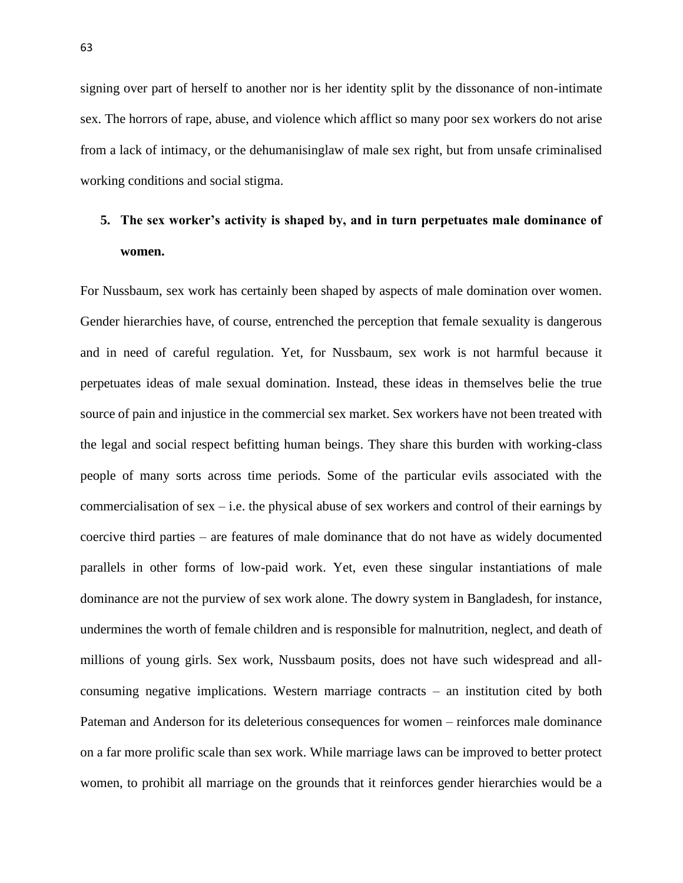signing over part of herself to another nor is her identity split by the dissonance of non-intimate sex. The horrors of rape, abuse, and violence which afflict so many poor sex workers do not arise from a lack of intimacy, or the dehumanisinglaw of male sex right, but from unsafe criminalised working conditions and social stigma.

5. **The sex worker's activity is shaped by, and in turn perpetuates male dominance of women.**

For Nussbaum, sex work has certainly been shaped by aspects of male domination over women. Gender hierarchies have, of course, entrenched the perception that female sexuality is dangerous and in need of careful regulation. Yet, for Nussbaum, sex work is not harmful because it perpetuates ideas of male sexual domination. Instead, these ideas in themselves belie the true source of pain and injustice in the commercial sex market. Sex workers have not been treated with the legal and social respect befitting human beings. They share this burden with working-class people of many sorts across time periods. Some of the particular evils associated with the commercialisation of sex – i.e. the physical abuse of sex workers and control of their earnings by coercive third parties – are features of male dominance that do not have as widely documented parallels in other forms of low-paid work. Yet, even these singular instantiations of male dominance are not the purview of sex work alone. The dowry system in Bangladesh, for instance, undermines the worth of female children and is responsible for malnutrition, neglect, and death of millions of young girls. Sex work, Nussbaum posits, does not have such widespread and all-consuming negative implications. Western marriage contracts – an institution cited by both Pateman and Anderson for its deleterious consequences for women – reinforces male dominance on a far more prolific scale than sex work. While marriage laws can be improved to better protect women, to prohibit all marriage on the grounds that it reinforces gender hierarchies would be a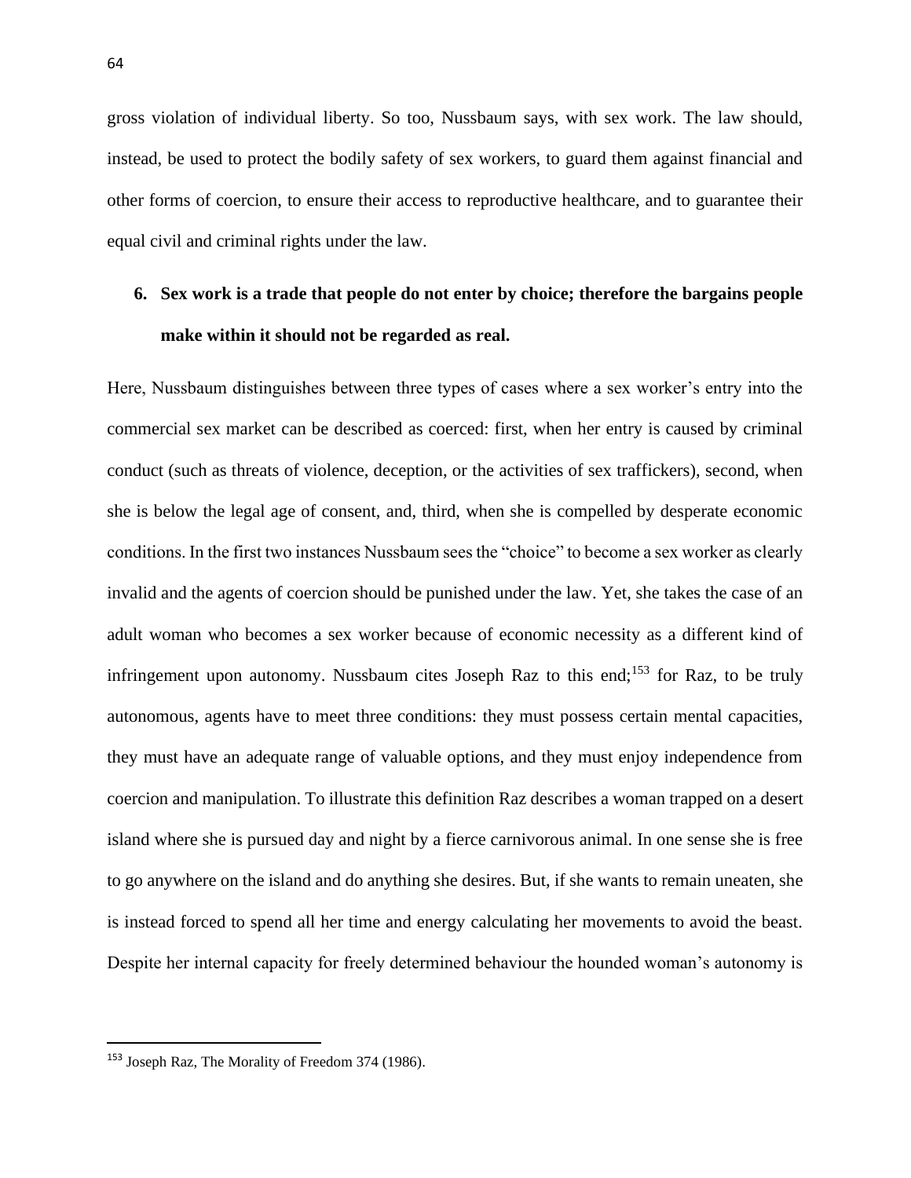gross violation of individual liberty. So too, Nussbaum says, with sex work. The law should, instead, be used to protect the bodily safety of sex workers, to guard them against financial and other forms of coercion, to ensure their access to reproductive healthcare, and to guarantee their equal civil and criminal rights under the law.

6. **Sex work is a trade that people do not enter by choice; therefore the bargains people make within it should not be regarded as real.**

Here, Nussbaum distinguishes between three types of cases where a sex worker's entry into the commercial sex market can be described as coerced: first, when her entry is caused by criminal conduct (such as threats of violence, deception, or the activities of sex traffickers), second, when she is below the legal age of consent, and, third, when she is compelled by desperate economic conditions. In the first two instances Nussbaum sees the "choice" to become a sex worker as clearly invalid and the agents of coercion should be punished under the law. Yet, she takes the case of an adult woman who becomes a sex worker because of economic necessity as a different kind of infringement upon autonomy. Nussbaum cites Joseph Raz to this end;[153] for Raz, to be truly autonomous, agents have to meet three conditions: they must possess certain mental capacities, they must have an adequate range of valuable options, and they must enjoy independence from coercion and manipulation. To illustrate this definition Raz describes a woman trapped on a desert island where she is pursued day and night by a fierce carnivorous animal. In one sense she is free to go anywhere on the island and do anything she desires. But, if she wants to remain uneaten, she is instead forced to spend all her time and energy calculating her movements to avoid the beast. Despite her internal capacity for freely determined behaviour the hounded woman's autonomy is

[153] Joseph Raz, The Morality of Freedom 374 (1986).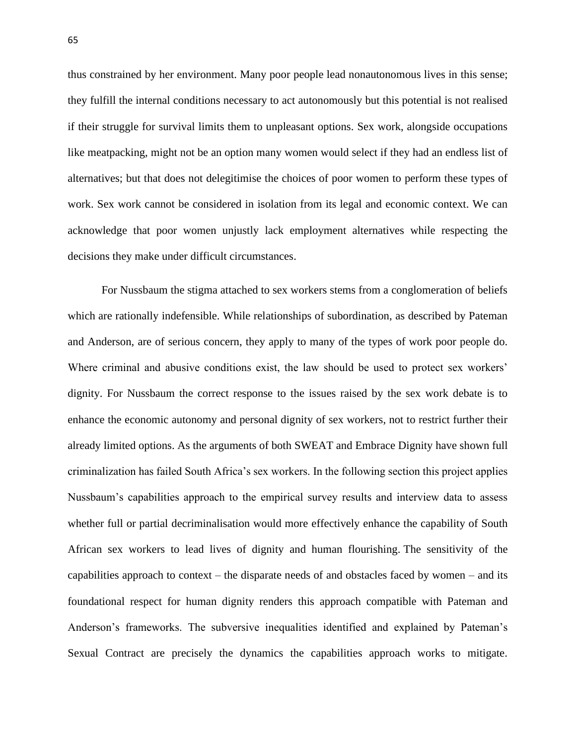thus constrained by her environment. Many poor people lead nonautonomous lives in this sense; they fulfill the internal conditions necessary to act autonomously but this potential is not realised if their struggle for survival limits them to unpleasant options. Sex work, alongside occupations like meatpacking, might not be an option many women would select if they had an endless list of alternatives; but that does not delegitimise the choices of poor women to perform these types of work. Sex work cannot be considered in isolation from its legal and economic context. We can acknowledge that poor women unjustly lack employment alternatives while respecting the decisions they make under difficult circumstances.

For Nussbaum the stigma attached to sex workers stems from a conglomeration of beliefs which are rationally indefensible. While relationships of subordination, as described by Pateman and Anderson, are of serious concern, they apply to many of the types of work poor people do. Where criminal and abusive conditions exist, the law should be used to protect sex workers' dignity. For Nussbaum the correct response to the issues raised by the sex work debate is to enhance the economic autonomy and personal dignity of sex workers, not to restrict further their already limited options. As the arguments of both SWEAT and Embrace Dignity have shown full criminalization has failed South Africa's sex workers. In the following section this project applies Nussbaum's capabilities approach to the empirical survey results and interview data to assess whether full or partial decriminalisation would more effectively enhance the capability of South African sex workers to lead lives of dignity and human flourishing. The sensitivity of the capabilities approach to context – the disparate needs of and obstacles faced by women – and its foundational respect for human dignity renders this approach compatible with Pateman and Anderson's frameworks. The subversive inequalities identified and explained by Pateman's Sexual Contract are precisely the dynamics the capabilities approach works to mitigate.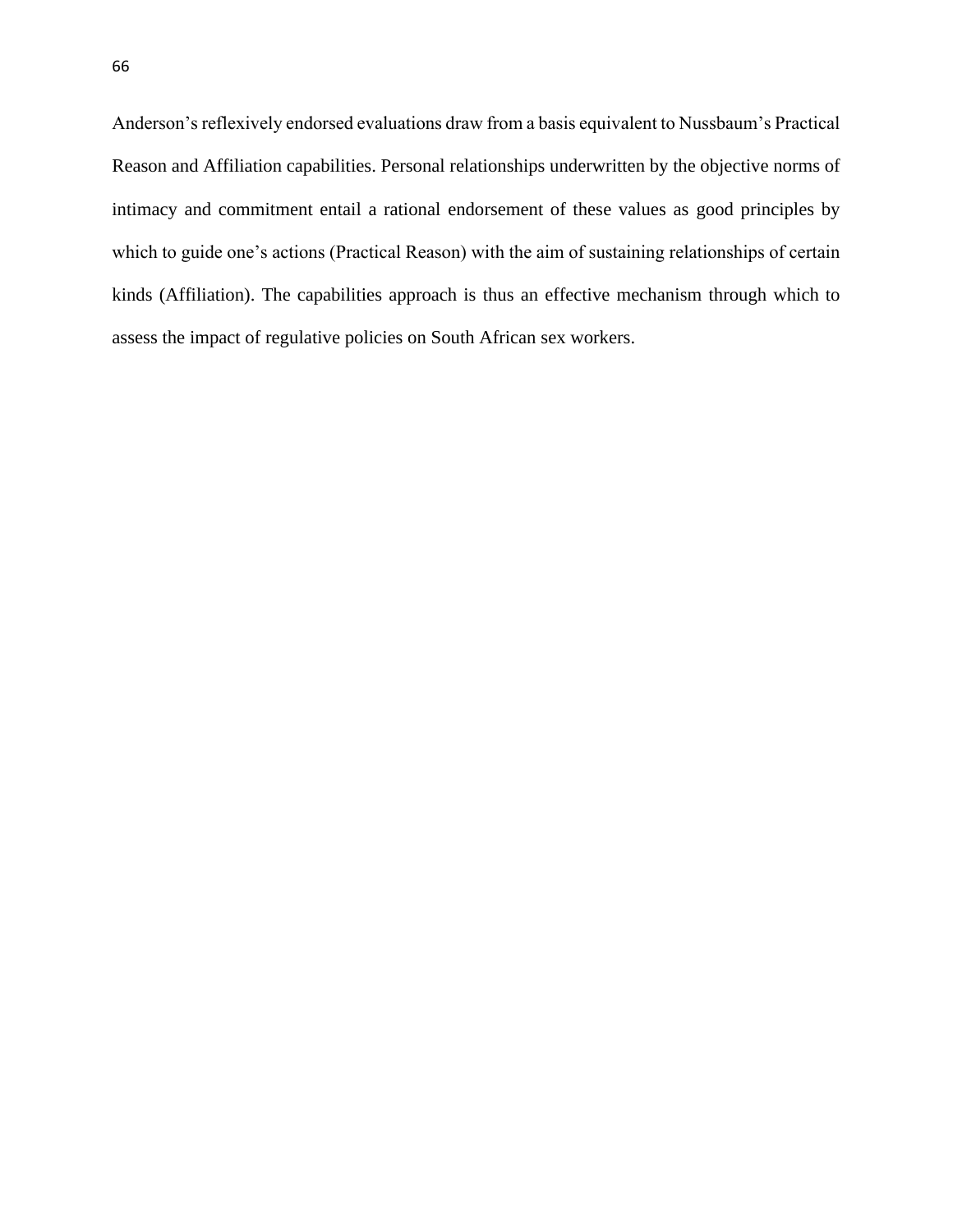Anderson's reflexively endorsed evaluations draw from a basis equivalent to Nussbaum's Practical Reason and Affiliation capabilities. Personal relationships underwritten by the objective norms of intimacy and commitment entail a rational endorsement of these values as good principles by which to guide one's actions (Practical Reason) with the aim of sustaining relationships of certain kinds (Affiliation). The capabilities approach is thus an effective mechanism through which to assess the impact of regulative policies on South African sex workers.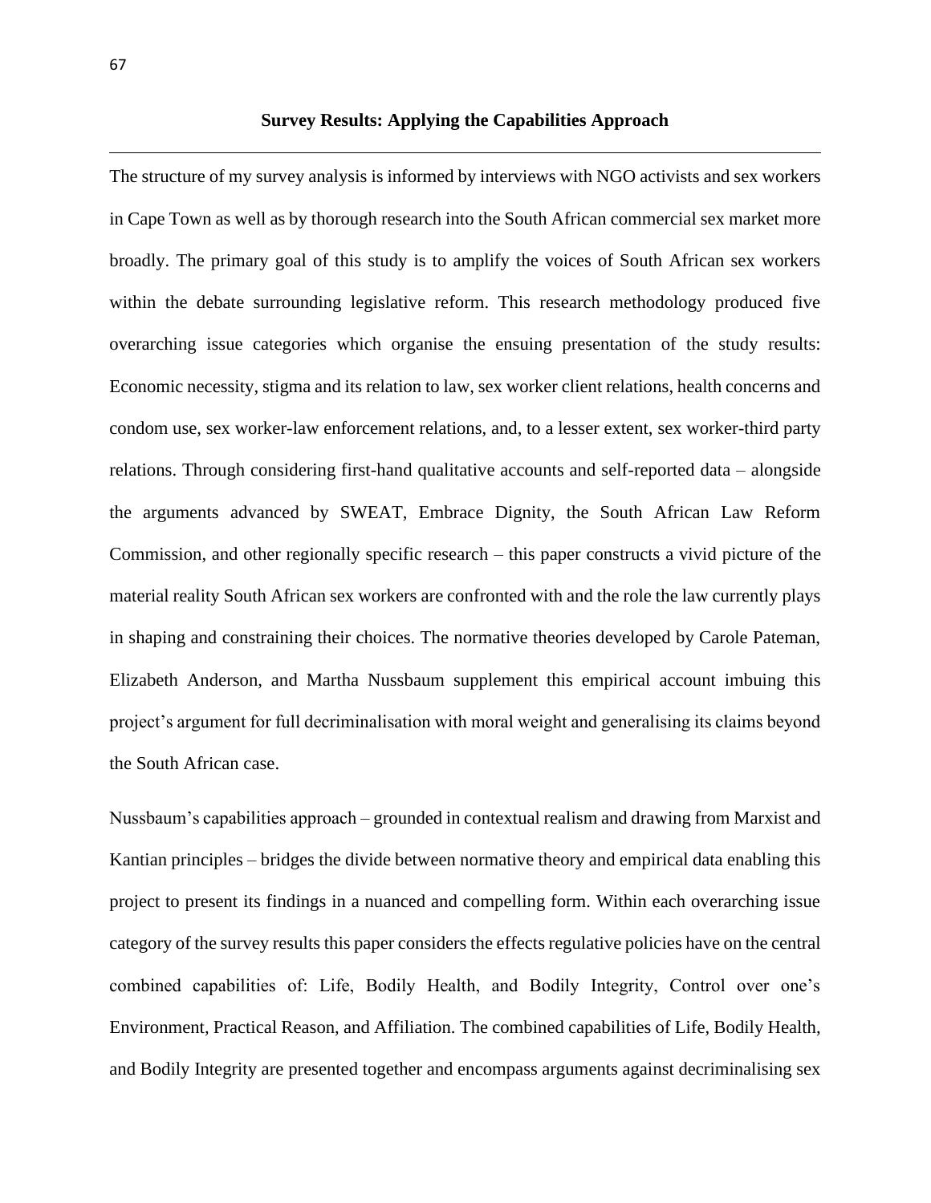## Survey Results: Applying the Capabilities Approach

The structure of my survey analysis is informed by interviews with NGO activists and sex workers in Cape Town as well as by thorough research into the South African commercial sex market more broadly. The primary goal of this study is to amplify the voices of South African sex workers within the debate surrounding legislative reform. This research methodology produced five overarching issue categories which organise the ensuing presentation of the study results: Economic necessity, stigma and its relation to law, sex worker client relations, health concerns and condom use, sex worker-law enforcement relations, and, to a lesser extent, sex worker-third party relations. Through considering first-hand qualitative accounts and self-reported data – alongside the arguments advanced by SWEAT, Embrace Dignity, the South African Law Reform Commission, and other regionally specific research – this paper constructs a vivid picture of the material reality South African sex workers are confronted with and the role the law currently plays in shaping and constraining their choices. The normative theories developed by Carole Pateman, Elizabeth Anderson, and Martha Nussbaum supplement this empirical account imbuing this project's argument for full decriminalisation with moral weight and generalising its claims beyond the South African case.

Nussbaum's capabilities approach – grounded in contextual realism and drawing from Marxist and Kantian principles – bridges the divide between normative theory and empirical data enabling this project to present its findings in a nuanced and compelling form. Within each overarching issue category of the survey results this paper considers the effects regulative policies have on the central combined capabilities of: Life, Bodily Health, and Bodily Integrity, Control over one's Environment, Practical Reason, and Affiliation. The combined capabilities of Life, Bodily Health, and Bodily Integrity are presented together and encompass arguments against decriminalising sex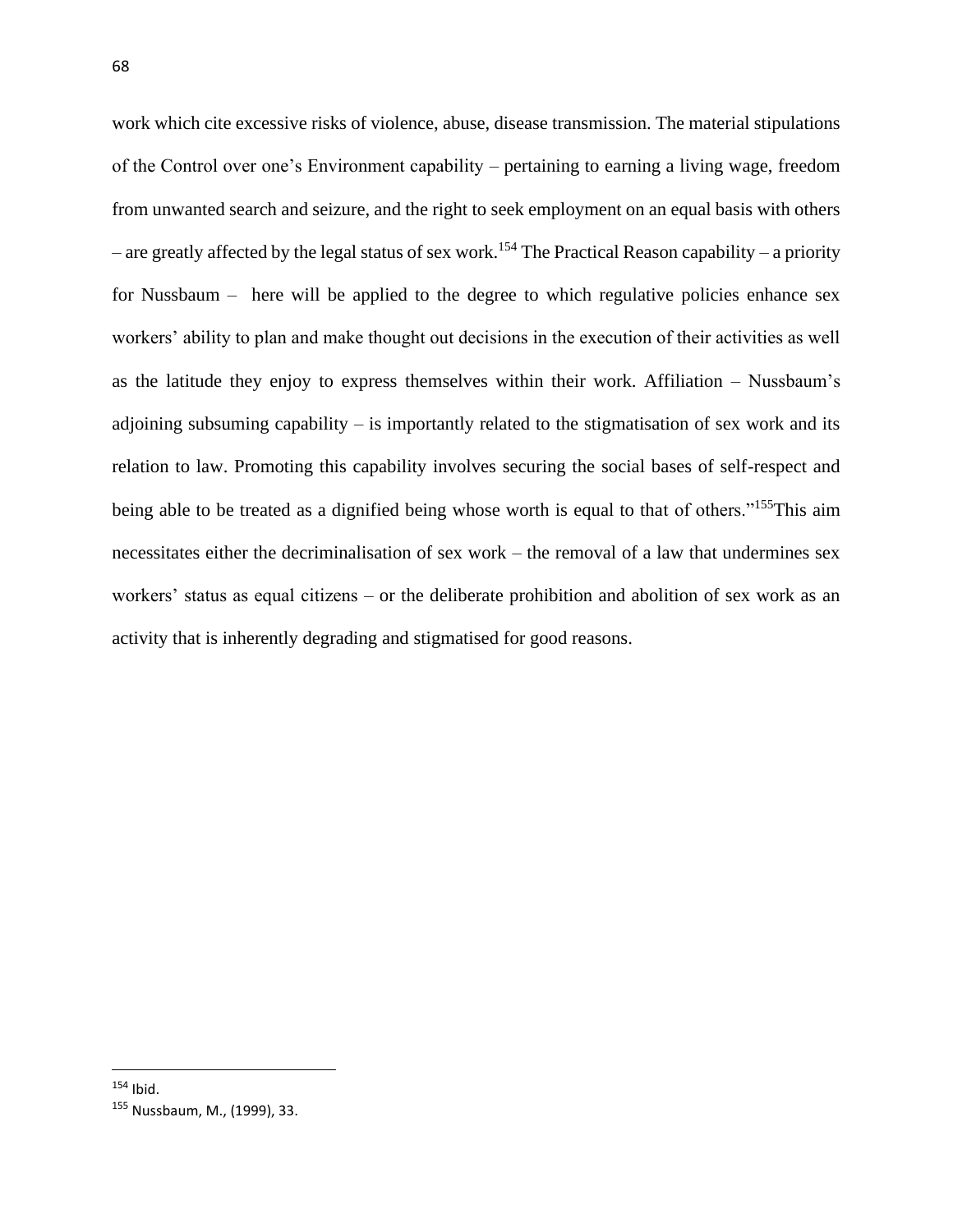work which cite excessive risks of violence, abuse, disease transmission. The material stipulations of the Control over one's Environment capability – pertaining to earning a living wage, freedom from unwanted search and seizure, and the right to seek employment on an equal basis with others – are greatly affected by the legal status of sex work.[154] The Practical Reason capability – a priority for Nussbaum – here will be applied to the degree to which regulative policies enhance sex workers' ability to plan and make thought out decisions in the execution of their activities as well as the latitude they enjoy to express themselves within their work. Affiliation – Nussbaum's adjoining subsuming capability – is importantly related to the stigmatisation of sex work and its relation to law. Promoting this capability involves securing the social bases of self-respect and being able to be treated as a dignified being whose worth is equal to that of others."[155]This aim necessitates either the decriminalisation of sex work – the removal of a law that undermines sex workers' status as equal citizens – or the deliberate prohibition and abolition of sex work as an activity that is inherently degrading and stigmatised for good reasons.

---

[154] Ibid.

[155] Nussbaum, M., (1999), 33.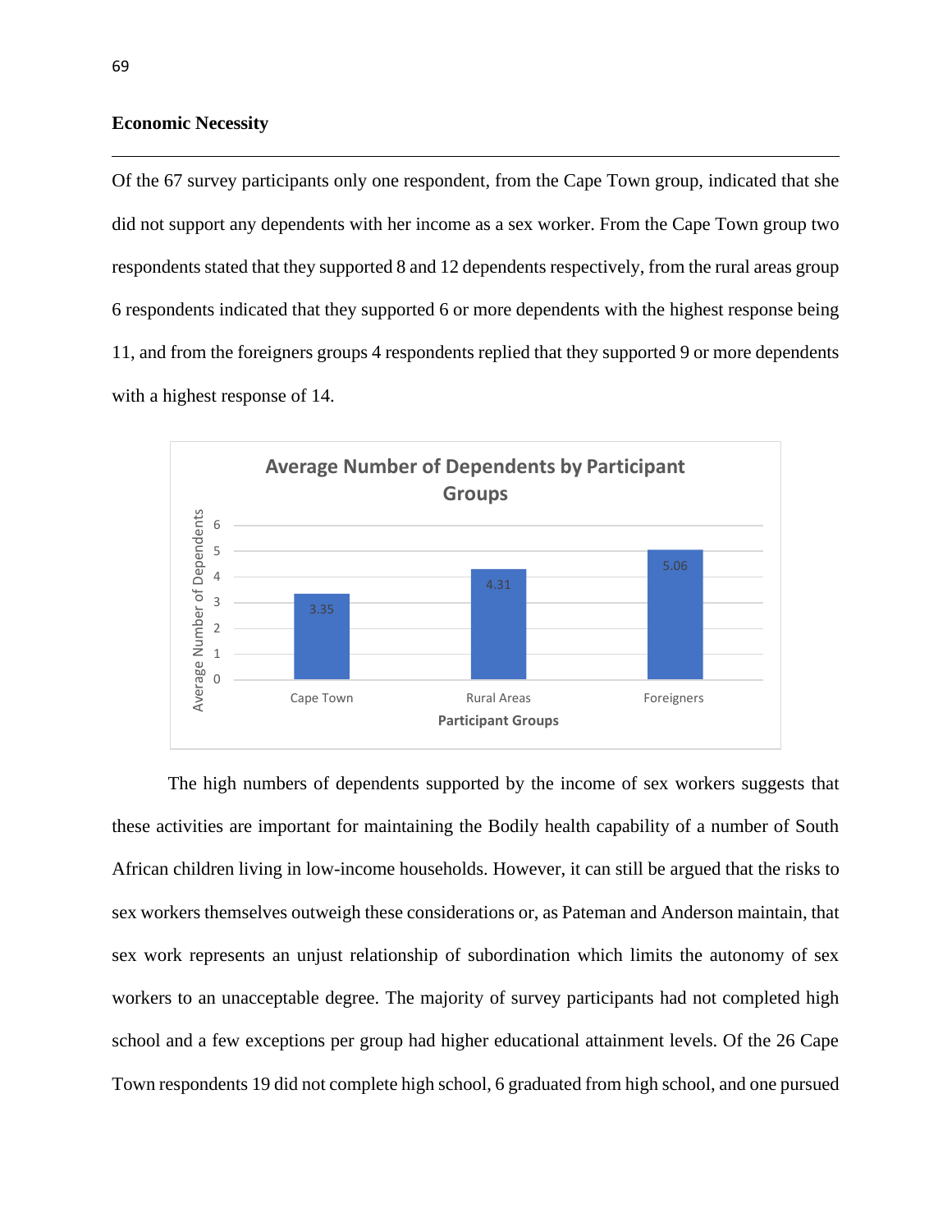**Economic Necessity**

---

Of the 67 survey participants only one respondent, from the Cape Town group, indicated that she did not support any dependents with her income as a sex worker. From the Cape Town group two respondents stated that they supported 8 and 12 dependents respectively, from the rural areas group 6 respondents indicated that they supported 6 or more dependents with the highest response being 11, and from the foreigners groups 4 respondents replied that they supported 9 or more dependents with a highest response of 14.

Average Number of Dependents by Participant Groups

Average Number of Dependents

0
1
2
3
4
5
6

3.35
4.31
5.06

Cape Town
Rural Areas
Foreigners

Participant Groups

The high numbers of dependents supported by the income of sex workers suggests that these activities are important for maintaining the Bodily health capability of a number of South African children living in low-income households. However, it can still be argued that the risks to sex workers themselves outweigh these considerations or, as Pateman and Anderson maintain, that sex work represents an unjust relationship of subordination which limits the autonomy of sex workers to an unacceptable degree. The majority of survey participants had not completed high school and a few exceptions per group had higher educational attainment levels. Of the 26 Cape Town respondents 19 did not complete high school, 6 graduated from high school, and one pursued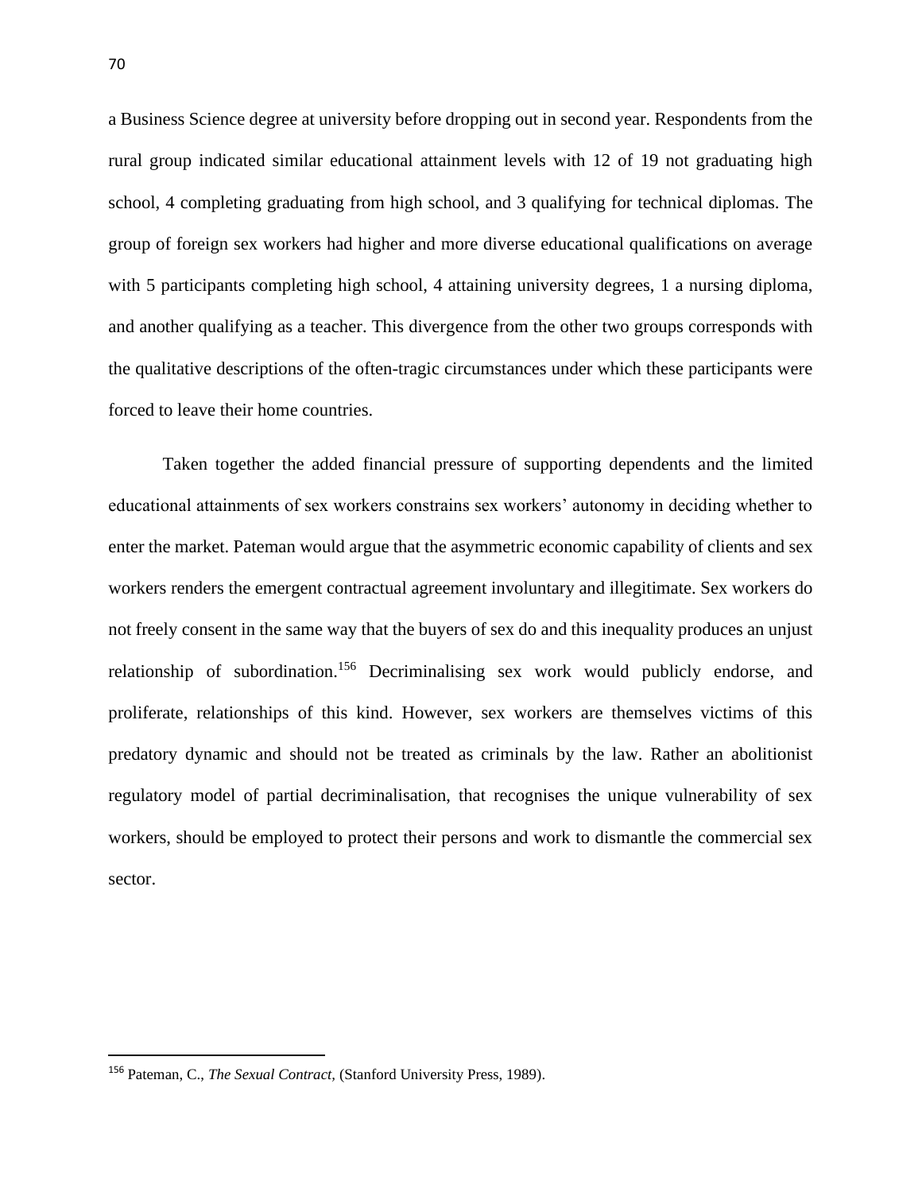a Business Science degree at university before dropping out in second year. Respondents from the rural group indicated similar educational attainment levels with 12 of 19 not graduating high school, 4 completing graduating from high school, and 3 qualifying for technical diplomas. The group of foreign sex workers had higher and more diverse educational qualifications on average with 5 participants completing high school, 4 attaining university degrees, 1 a nursing diploma, and another qualifying as a teacher. This divergence from the other two groups corresponds with the qualitative descriptions of the often-tragic circumstances under which these participants were forced to leave their home countries.

Taken together the added financial pressure of supporting dependents and the limited educational attainments of sex workers constrains sex workers' autonomy in deciding whether to enter the market. Pateman would argue that the asymmetric economic capability of clients and sex workers renders the emergent contractual agreement involuntary and illegitimate. Sex workers do not freely consent in the same way that the buyers of sex do and this inequality produces an unjust relationship of subordination.[156] Decriminalising sex work would publicly endorse, and proliferate, relationships of this kind. However, sex workers are themselves victims of this predatory dynamic and should not be treated as criminals by the law. Rather an abolitionist regulatory model of partial decriminalisation, that recognises the unique vulnerability of sex workers, should be employed to protect their persons and work to dismantle the commercial sex sector.

[156] Pateman, C., *The Sexual Contract,* (Stanford University Press, 1989).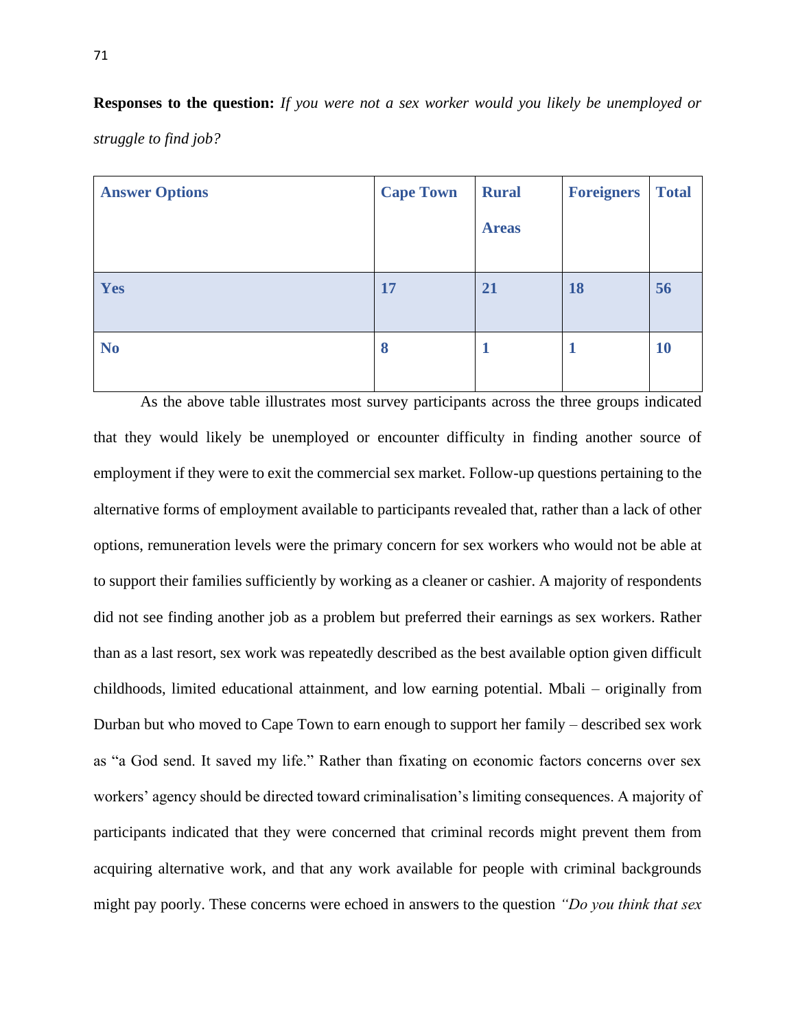**Responses to the question:** *If you were not a sex worker would you likely be unemployed or struggle to find job?*

| Answer Options | Cape Town | Rural Areas | Foreigners | Total |
|---|---|---|---|---|
| Yes | 17 | 21 | 18 | 56 |
| No | 8 | 1 | 1 | 10 |

As the above table illustrates most survey participants across the three groups indicated that they would likely be unemployed or encounter difficulty in finding another source of employment if they were to exit the commercial sex market. Follow-up questions pertaining to the alternative forms of employment available to participants revealed that, rather than a lack of other options, remuneration levels were the primary concern for sex workers who would not be able at to support their families sufficiently by working as a cleaner or cashier. A majority of respondents did not see finding another job as a problem but preferred their earnings as sex workers. Rather than as a last resort, sex work was repeatedly described as the best available option given difficult childhoods, limited educational attainment, and low earning potential. Mbali – originally from Durban but who moved to Cape Town to earn enough to support her family – described sex work as "a God send. It saved my life." Rather than fixating on economic factors concerns over sex workers' agency should be directed toward criminalisation's limiting consequences. A majority of participants indicated that they were concerned that criminal records might prevent them from acquiring alternative work, and that any work available for people with criminal backgrounds might pay poorly. These concerns were echoed in answers to the question *"Do you think that sex*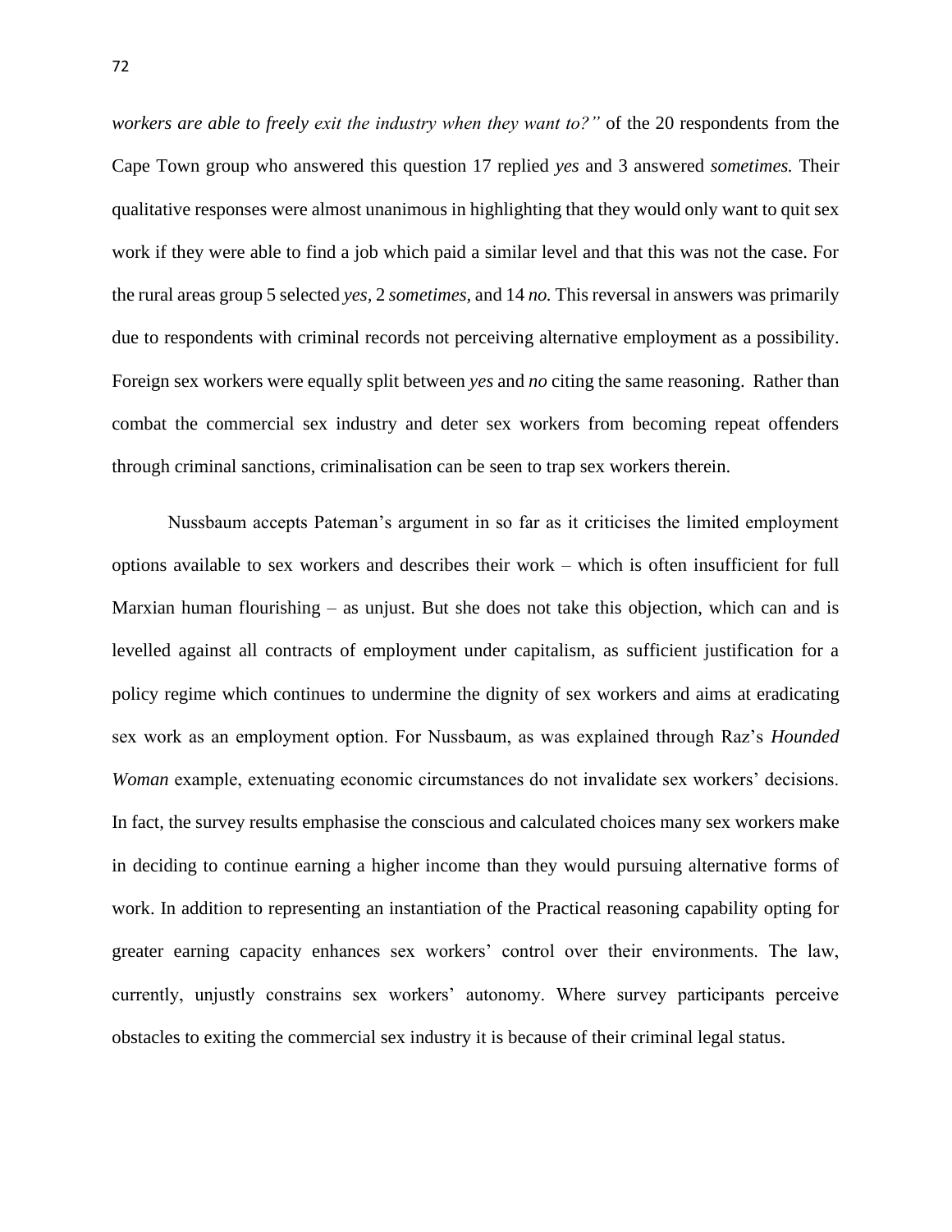*workers are able to freely exit the industry when they want to?"* of the 20 respondents from the Cape Town group who answered this question 17 replied *yes* and 3 answered *sometimes.* Their qualitative responses were almost unanimous in highlighting that they would only want to quit sex work if they were able to find a job which paid a similar level and that this was not the case. For the rural areas group 5 selected *yes*, 2 *sometimes*, and 14 *no.* This reversal in answers was primarily due to respondents with criminal records not perceiving alternative employment as a possibility. Foreign sex workers were equally split between *yes* and *no* citing the same reasoning. Rather than combat the commercial sex industry and deter sex workers from becoming repeat offenders through criminal sanctions, criminalisation can be seen to trap sex workers therein.

Nussbaum accepts Pateman's argument in so far as it criticises the limited employment options available to sex workers and describes their work – which is often insufficient for full Marxian human flourishing – as unjust. But she does not take this objection, which can and is levelled against all contracts of employment under capitalism, as sufficient justification for a policy regime which continues to undermine the dignity of sex workers and aims at eradicating sex work as an employment option. For Nussbaum, as was explained through Raz's *Hounded Woman* example, extenuating economic circumstances do not invalidate sex workers' decisions. In fact, the survey results emphasise the conscious and calculated choices many sex workers make in deciding to continue earning a higher income than they would pursuing alternative forms of work. In addition to representing an instantiation of the Practical reasoning capability opting for greater earning capacity enhances sex workers' control over their environments. The law, currently, unjustly constrains sex workers' autonomy. Where survey participants perceive obstacles to exiting the commercial sex industry it is because of their criminal legal status.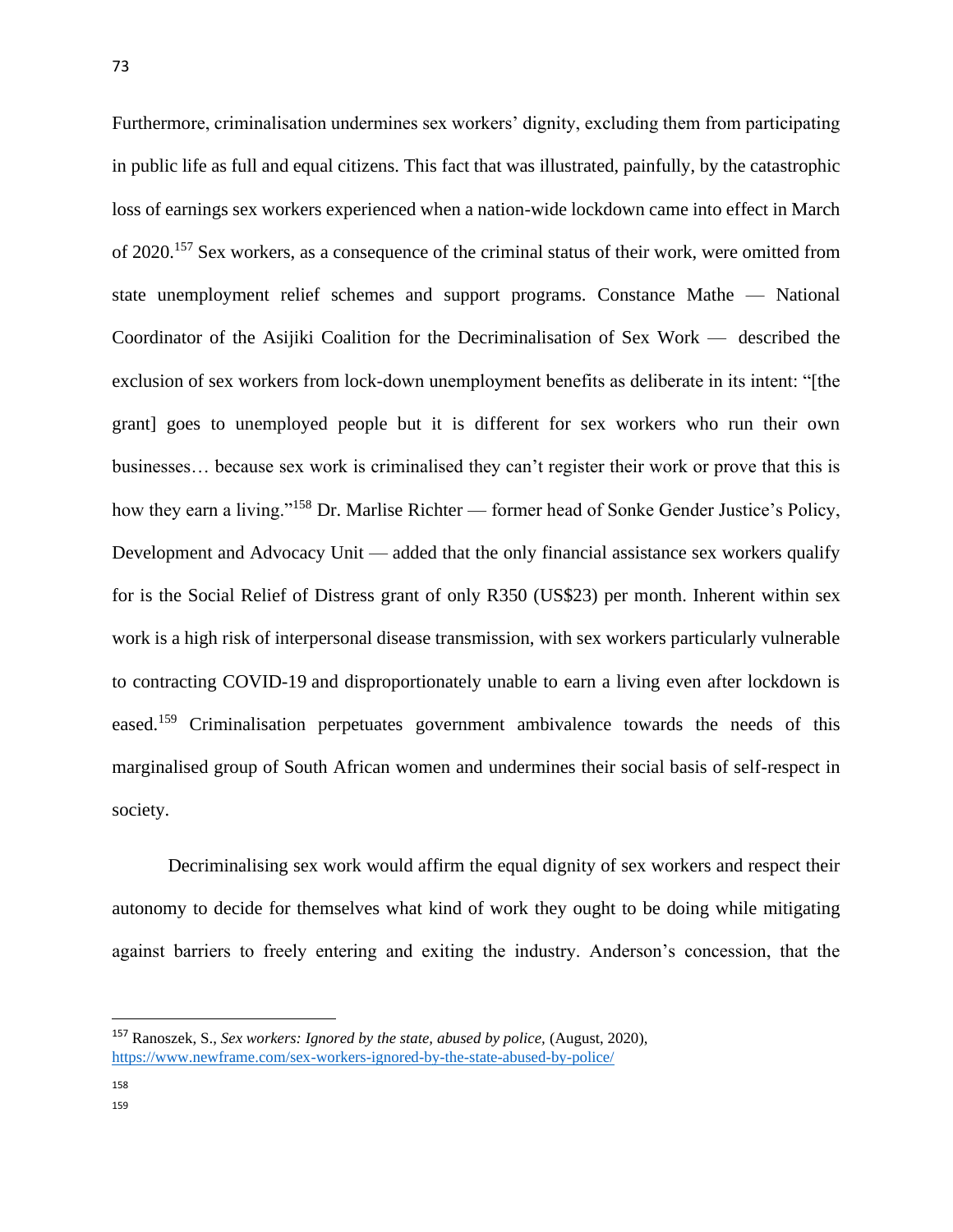Furthermore, criminalisation undermines sex workers' dignity, excluding them from participating in public life as full and equal citizens. This fact that was illustrated, painfully, by the catastrophic loss of earnings sex workers experienced when a nation-wide lockdown came into effect in March of 2020.[157] Sex workers, as a consequence of the criminal status of their work, were omitted from state unemployment relief schemes and support programs. Constance Mathe — National Coordinator of the Asijiki Coalition for the Decriminalisation of Sex Work — described the exclusion of sex workers from lock-down unemployment benefits as deliberate in its intent: "[the grant] goes to unemployed people but it is different for sex workers who run their own businesses… because sex work is criminalised they can't register their work or prove that this is how they earn a living."[158] Dr. Marlise Richter — former head of Sonke Gender Justice's Policy, Development and Advocacy Unit — added that the only financial assistance sex workers qualify for is the Social Relief of Distress grant of only R350 (US$23) per month. Inherent within sex work is a high risk of interpersonal disease transmission, with sex workers particularly vulnerable to contracting COVID-19 and disproportionately unable to earn a living even after lockdown is eased.[159] Criminalisation perpetuates government ambivalence towards the needs of this marginalised group of South African women and undermines their social basis of self-respect in society.

Decriminalising sex work would affirm the equal dignity of sex workers and respect their autonomy to decide for themselves what kind of work they ought to be doing while mitigating against barriers to freely entering and exiting the industry. Anderson's concession, that the

---

[157] Ranoszek, S., *Sex workers: Ignored by the state, abused by police,* (August, 2020), https://www.newframe.com/sex-workers-ignored-by-the-state-abused-by-police/

[158]

[159]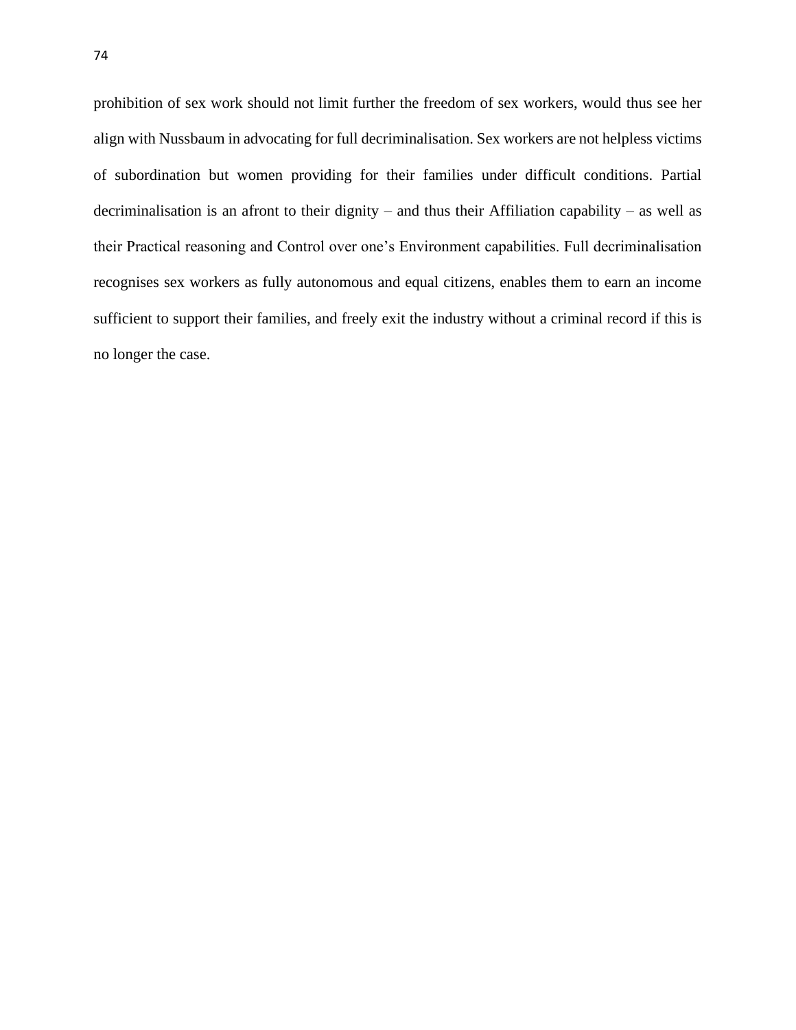prohibition of sex work should not limit further the freedom of sex workers, would thus see her align with Nussbaum in advocating for full decriminalisation. Sex workers are not helpless victims of subordination but women providing for their families under difficult conditions. Partial decriminalisation is an afront to their dignity – and thus their Affiliation capability – as well as their Practical reasoning and Control over one's Environment capabilities. Full decriminalisation recognises sex workers as fully autonomous and equal citizens, enables them to earn an income sufficient to support their families, and freely exit the industry without a criminal record if this is no longer the case.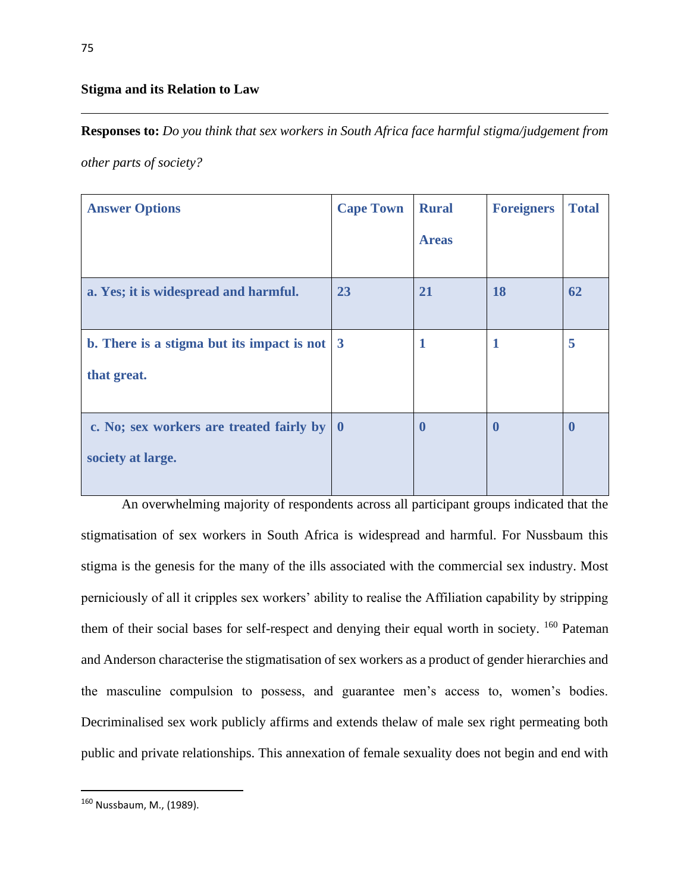**Stigma and its Relation to Law**

---

**Responses to:** *Do you think that sex workers in South Africa face harmful stigma/judgement from other parts of society?*

| Answer Options | Cape Town | Rural Areas | Foreigners | Total |
|---|---|---|---|---|
| **a. Yes; it is widespread and harmful.** | **23** | **21** | **18** | **62** |
| **b. There is a stigma but its impact is not that great.** | **3** | **1** | **1** | **5** |
| **c. No; sex workers are treated fairly by society at large.** | **0** | **0** | **0** | **0** |

An overwhelming majority of respondents across all participant groups indicated that the stigmatisation of sex workers in South Africa is widespread and harmful. For Nussbaum this stigma is the genesis for the many of the ills associated with the commercial sex industry. Most perniciously of all it cripples sex workers' ability to realise the Affiliation capability by stripping them of their social bases for self-respect and denying their equal worth in society. [160] Pateman and Anderson characterise the stigmatisation of sex workers as a product of gender hierarchies and the masculine compulsion to possess, and guarantee men's access to, women's bodies. Decriminalised sex work publicly affirms and extends thelaw of male sex right permeating both public and private relationships. This annexation of female sexuality does not begin and end with

[160] Nussbaum, M., (1989).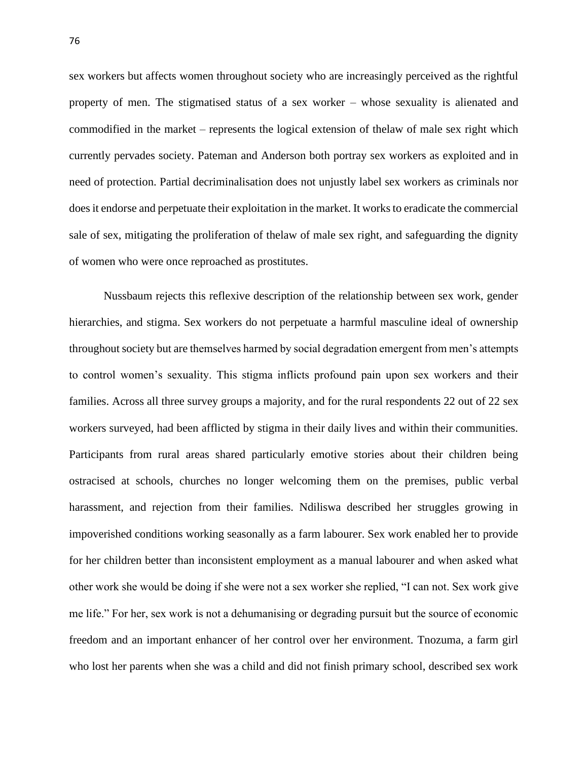sex workers but affects women throughout society who are increasingly perceived as the rightful property of men. The stigmatised status of a sex worker – whose sexuality is alienated and commodified in the market – represents the logical extension of thelaw of male sex right which currently pervades society. Pateman and Anderson both portray sex workers as exploited and in need of protection. Partial decriminalisation does not unjustly label sex workers as criminals nor does it endorse and perpetuate their exploitation in the market. It works to eradicate the commercial sale of sex, mitigating the proliferation of thelaw of male sex right, and safeguarding the dignity of women who were once reproached as prostitutes.

Nussbaum rejects this reflexive description of the relationship between sex work, gender hierarchies, and stigma. Sex workers do not perpetuate a harmful masculine ideal of ownership throughout society but are themselves harmed by social degradation emergent from men's attempts to control women's sexuality. This stigma inflicts profound pain upon sex workers and their families. Across all three survey groups a majority, and for the rural respondents 22 out of 22 sex workers surveyed, had been afflicted by stigma in their daily lives and within their communities. Participants from rural areas shared particularly emotive stories about their children being ostracised at schools, churches no longer welcoming them on the premises, public verbal harassment, and rejection from their families. Ndiliswa described her struggles growing in impoverished conditions working seasonally as a farm labourer. Sex work enabled her to provide for her children better than inconsistent employment as a manual labourer and when asked what other work she would be doing if she were not a sex worker she replied, "I can not. Sex work give me life." For her, sex work is not a dehumanising or degrading pursuit but the source of economic freedom and an important enhancer of her control over her environment. Tnozuma, a farm girl who lost her parents when she was a child and did not finish primary school, described sex work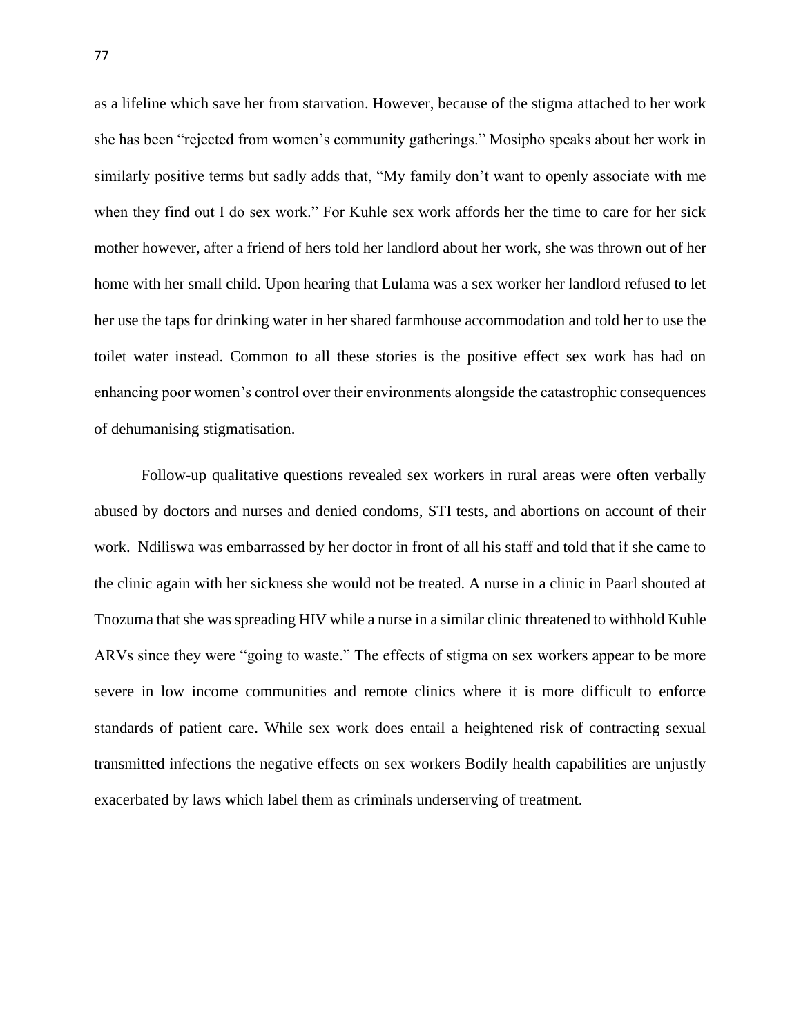as a lifeline which save her from starvation. However, because of the stigma attached to her work she has been "rejected from women's community gatherings." Mosipho speaks about her work in similarly positive terms but sadly adds that, "My family don't want to openly associate with me when they find out I do sex work." For Kuhle sex work affords her the time to care for her sick mother however, after a friend of hers told her landlord about her work, she was thrown out of her home with her small child. Upon hearing that Lulama was a sex worker her landlord refused to let her use the taps for drinking water in her shared farmhouse accommodation and told her to use the toilet water instead. Common to all these stories is the positive effect sex work has had on enhancing poor women's control over their environments alongside the catastrophic consequences of dehumanising stigmatisation.

Follow-up qualitative questions revealed sex workers in rural areas were often verbally abused by doctors and nurses and denied condoms, STI tests, and abortions on account of their work. Ndiliswa was embarrassed by her doctor in front of all his staff and told that if she came to the clinic again with her sickness she would not be treated. A nurse in a clinic in Paarl shouted at Tnozuma that she was spreading HIV while a nurse in a similar clinic threatened to withhold Kuhle ARVs since they were "going to waste." The effects of stigma on sex workers appear to be more severe in low income communities and remote clinics where it is more difficult to enforce standards of patient care. While sex work does entail a heightened risk of contracting sexual transmitted infections the negative effects on sex workers Bodily health capabilities are unjustly exacerbated by laws which label them as criminals underserving of treatment.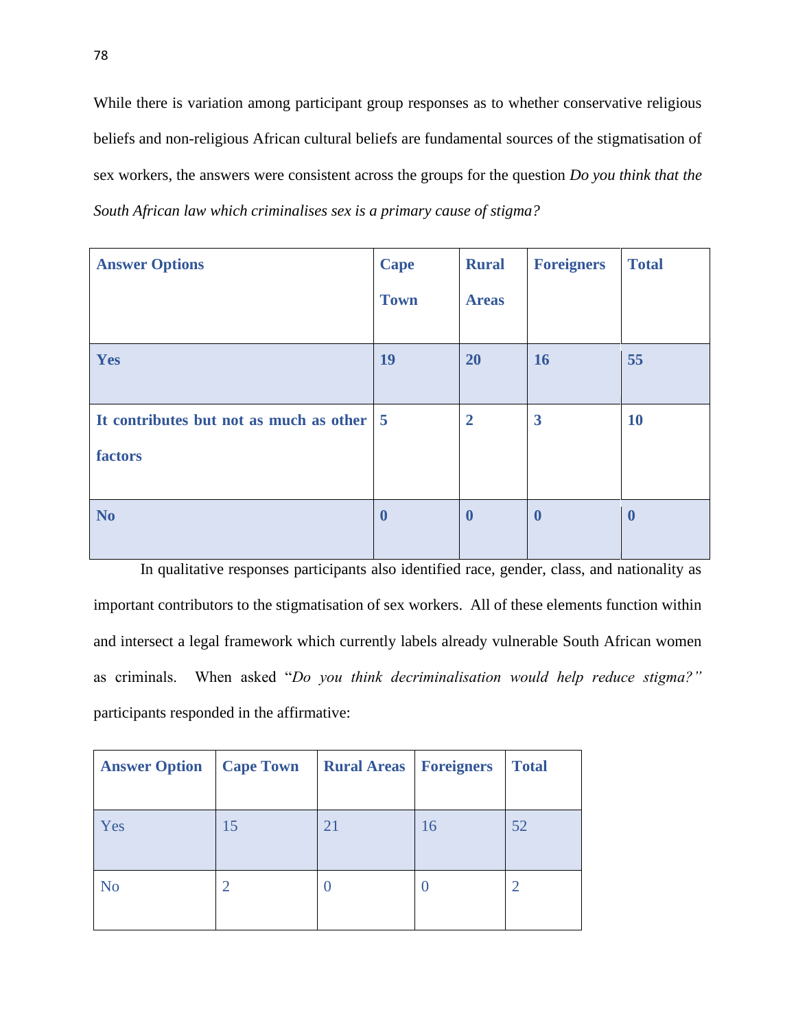While there is variation among participant group responses as to whether conservative religious beliefs and non-religious African cultural beliefs are fundamental sources of the stigmatisation of sex workers, the answers were consistent across the groups for the question *Do you think that the South African law which criminalises sex is a primary cause of stigma?*

| **Answer Options** | **Cape Town** | **Rural Areas** | **Foreigners** | **Total** |
|---|---|---|---|---|
| **Yes** | **19** | **20** | **16** | **55** |
| **It contributes but not as much as other factors** | **5** | **2** | **3** | **10** |
| **No** | **0** | **0** | **0** | **0** |

In qualitative responses participants also identified race, gender, class, and nationality as important contributors to the stigmatisation of sex workers. All of these elements function within and intersect a legal framework which currently labels already vulnerable South African women as criminals. When asked "*Do you think decriminalisation would help reduce stigma?"* participants responded in the affirmative:

| **Answer Option** | **Cape Town** | **Rural Areas** | **Foreigners** | **Total** |
|---|---|---|---|---|
| Yes | 15 | 21 | 16 | 52 |
| No | 2 | 0 | 0 | 2 |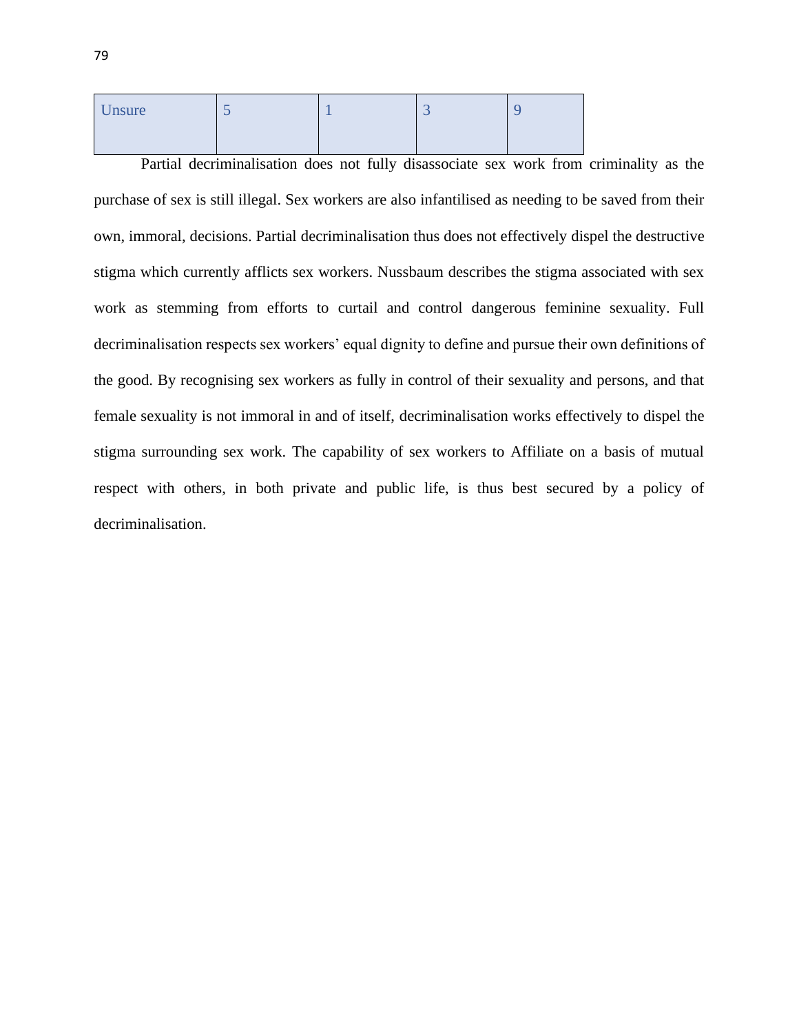| | | | | |
|---|---|---|---|---|
| Unsure | 5 | 1 | 3 | 9 |

Partial decriminalisation does not fully disassociate sex work from criminality as the purchase of sex is still illegal. Sex workers are also infantilised as needing to be saved from their own, immoral, decisions. Partial decriminalisation thus does not effectively dispel the destructive stigma which currently afflicts sex workers. Nussbaum describes the stigma associated with sex work as stemming from efforts to curtail and control dangerous feminine sexuality. Full decriminalisation respects sex workers' equal dignity to define and pursue their own definitions of the good. By recognising sex workers as fully in control of their sexuality and persons, and that female sexuality is not immoral in and of itself, decriminalisation works effectively to dispel the stigma surrounding sex work. The capability of sex workers to Affiliate on a basis of mutual respect with others, in both private and public life, is thus best secured by a policy of decriminalisation.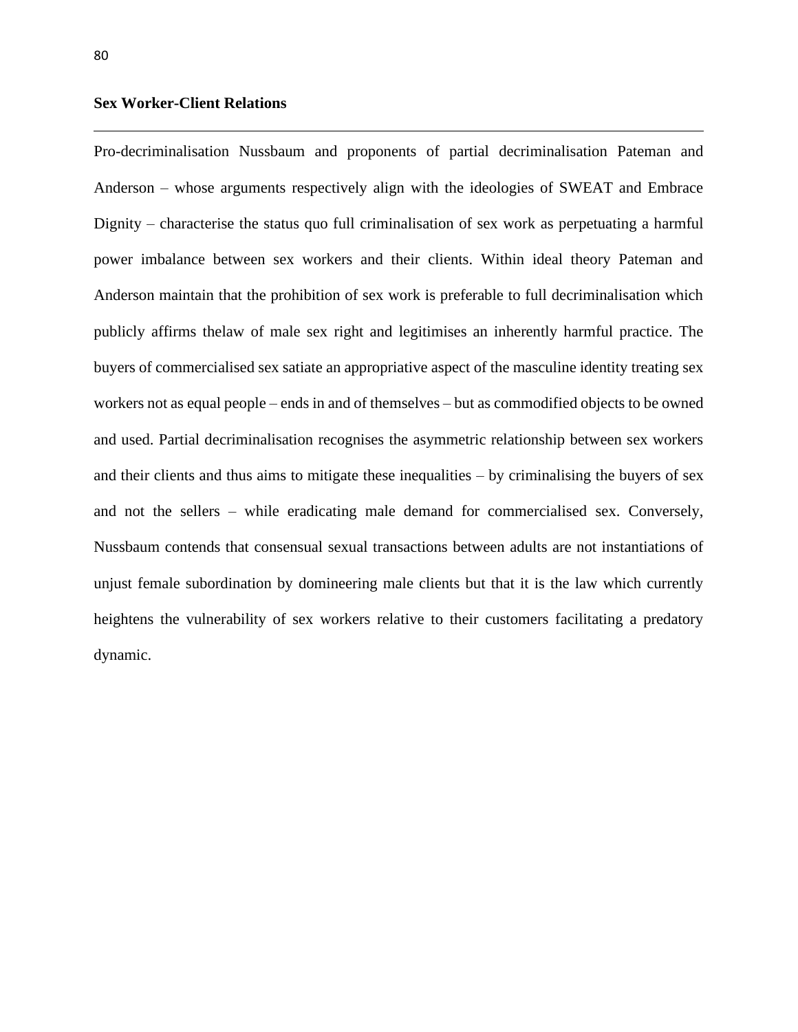**Sex Worker-Client Relations**

---

Pro-decriminalisation Nussbaum and proponents of partial decriminalisation Pateman and Anderson – whose arguments respectively align with the ideologies of SWEAT and Embrace Dignity – characterise the status quo full criminalisation of sex work as perpetuating a harmful power imbalance between sex workers and their clients. Within ideal theory Pateman and Anderson maintain that the prohibition of sex work is preferable to full decriminalisation which publicly affirms thelaw of male sex right and legitimises an inherently harmful practice. The buyers of commercialised sex satiate an appropriative aspect of the masculine identity treating sex workers not as equal people – ends in and of themselves – but as commodified objects to be owned and used. Partial decriminalisation recognises the asymmetric relationship between sex workers and their clients and thus aims to mitigate these inequalities – by criminalising the buyers of sex and not the sellers – while eradicating male demand for commercialised sex. Conversely, Nussbaum contends that consensual sexual transactions between adults are not instantiations of unjust female subordination by domineering male clients but that it is the law which currently heightens the vulnerability of sex workers relative to their customers facilitating a predatory dynamic.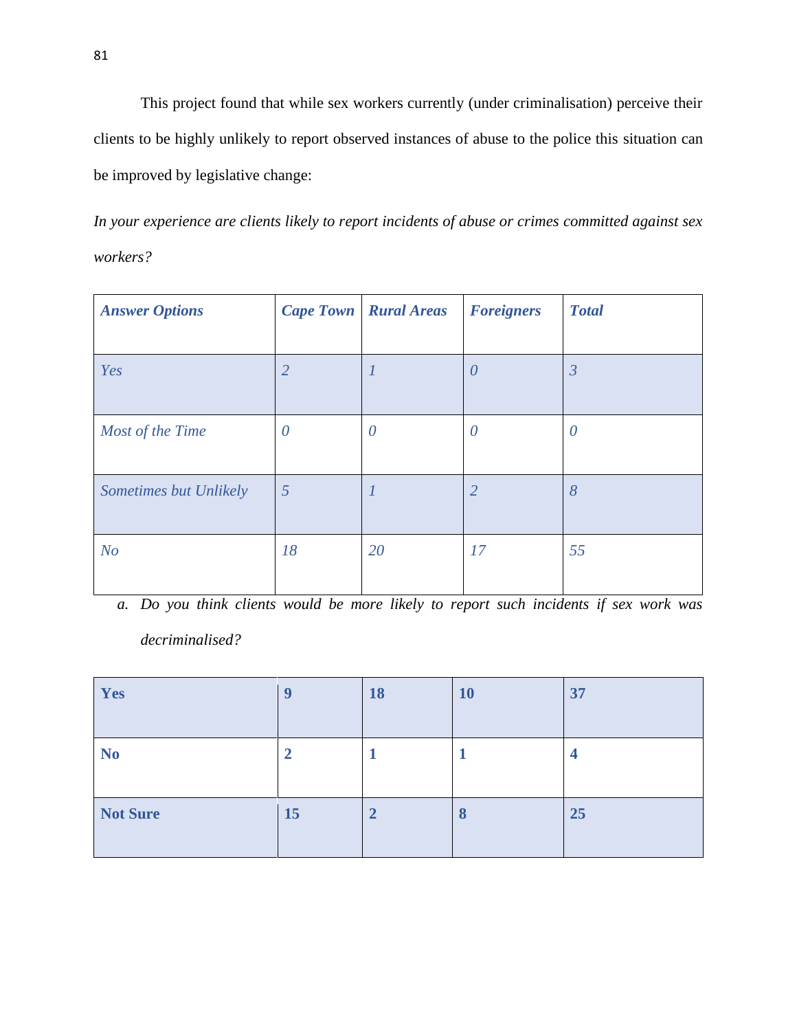This project found that while sex workers currently (under criminalisation) perceive their clients to be highly unlikely to report observed instances of abuse to the police this situation can be improved by legislative change:

*In your experience are clients likely to report incidents of abuse or crimes committed against sex workers?*

| *Answer Options* | *Cape Town* | *Rural Areas* | *Foreigners* | *Total* |
|---|---|---|---|---|
| *Yes* | *2* | *1* | *0* | *3* |
| *Most of the Time* | *0* | *0* | *0* | *0* |
| *Sometimes but Unlikely* | *5* | *1* | *2* | *8* |
| *No* | *18* | *20* | *17* | *55* |

a. *Do you think clients would be more likely to report such incidents if sex work was decriminalised?*

| | | | | |
|---|---|---|---|---|
| **Yes** | **9** | **18** | **10** | **37** |
| **No** | **2** | **1** | **1** | **4** |
| **Not Sure** | **15** | **2** | **8** | **25** |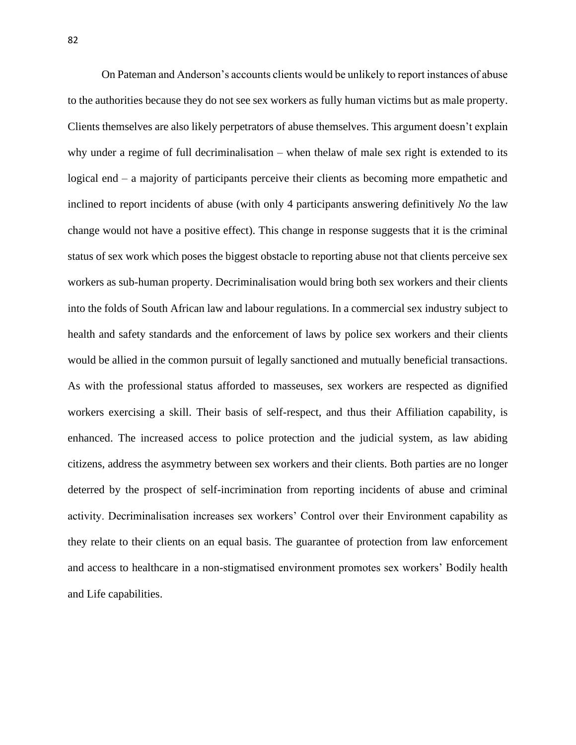On Pateman and Anderson's accounts clients would be unlikely to report instances of abuse to the authorities because they do not see sex workers as fully human victims but as male property. Clients themselves are also likely perpetrators of abuse themselves. This argument doesn't explain why under a regime of full decriminalisation – when thelaw of male sex right is extended to its logical end – a majority of participants perceive their clients as becoming more empathetic and inclined to report incidents of abuse (with only 4 participants answering definitively *No* the law change would not have a positive effect). This change in response suggests that it is the criminal status of sex work which poses the biggest obstacle to reporting abuse not that clients perceive sex workers as sub-human property. Decriminalisation would bring both sex workers and their clients into the folds of South African law and labour regulations. In a commercial sex industry subject to health and safety standards and the enforcement of laws by police sex workers and their clients would be allied in the common pursuit of legally sanctioned and mutually beneficial transactions. As with the professional status afforded to masseuses, sex workers are respected as dignified workers exercising a skill. Their basis of self-respect, and thus their Affiliation capability, is enhanced. The increased access to police protection and the judicial system, as law abiding citizens, address the asymmetry between sex workers and their clients. Both parties are no longer deterred by the prospect of self-incrimination from reporting incidents of abuse and criminal activity. Decriminalisation increases sex workers' Control over their Environment capability as they relate to their clients on an equal basis. The guarantee of protection from law enforcement and access to healthcare in a non-stigmatised environment promotes sex workers' Bodily health and Life capabilities.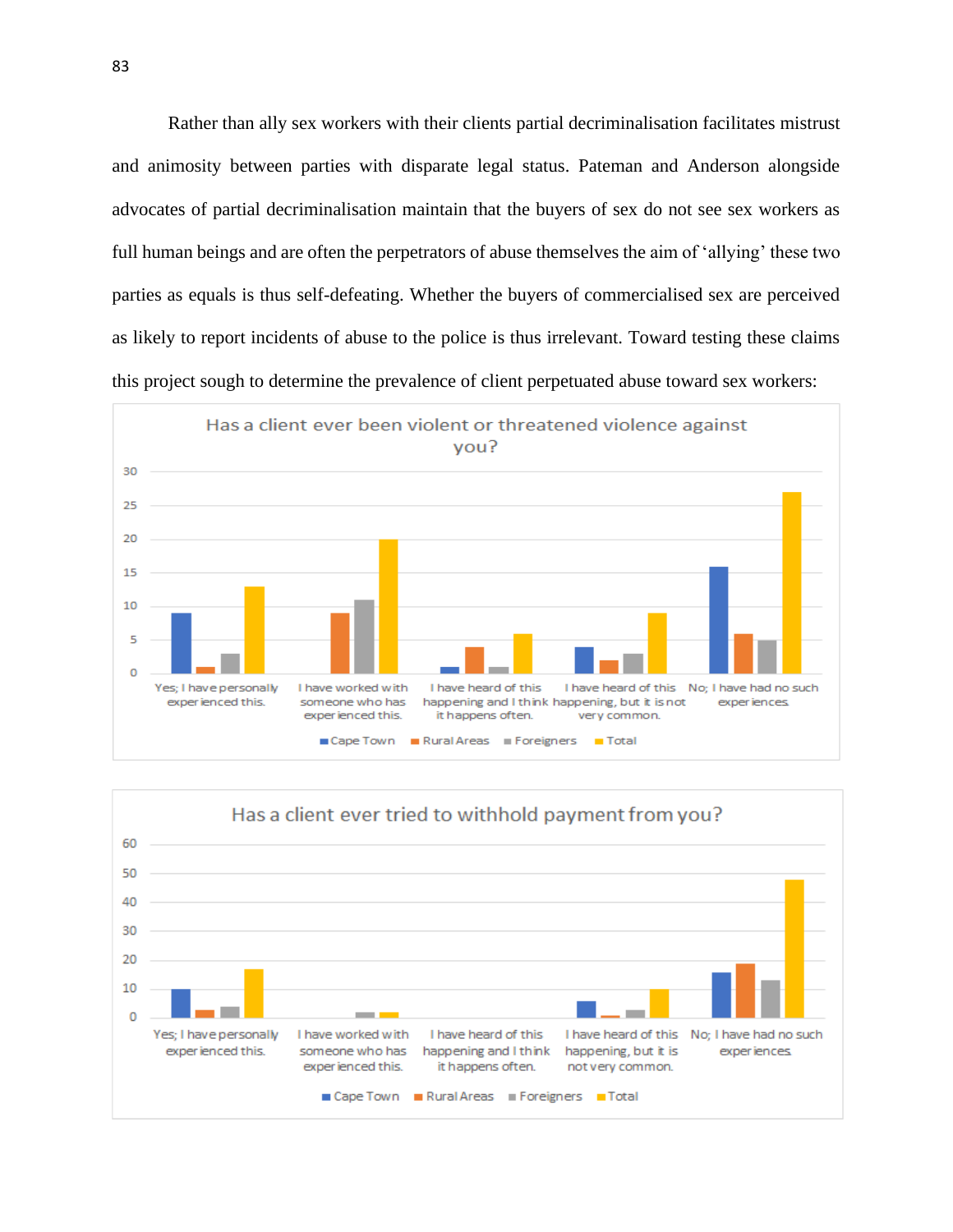Rather than ally sex workers with their clients partial decriminalisation facilitates mistrust and animosity between parties with disparate legal status. Pateman and Anderson alongside advocates of partial decriminalisation maintain that the buyers of sex do not see sex workers as full human beings and are often the perpetrators of abuse themselves the aim of 'allying' these two parties as equals is thus self-defeating. Whether the buyers of commercialised sex are perceived as likely to report incidents of abuse to the police is thus irrelevant. Toward testing these claims this project sough to determine the prevalence of client perpetuated abuse toward sex workers:

Has a client ever been violent or threatened violence against you?

0
5
10
15
20
25
30

Yes; I have personally experienced this.
I have worked with someone who has experienced this.
I have heard of this happening and I think it happens often.
I have heard of this happening, but it is not very common.
No; I have had no such experiences.

Cape Town
Rural Areas
Foreigners
Total

Has a client ever tried to withhold payment from you?

0
10
20
30
40
50
60

Yes; I have personally experienced this.
I have worked with someone who has experienced this.
I have heard of this happening and I think it happens often.
I have heard of this happening, but it is not very common.
No; I have had no such experiences.

Cape Town
Rural Areas
Foreigners
Total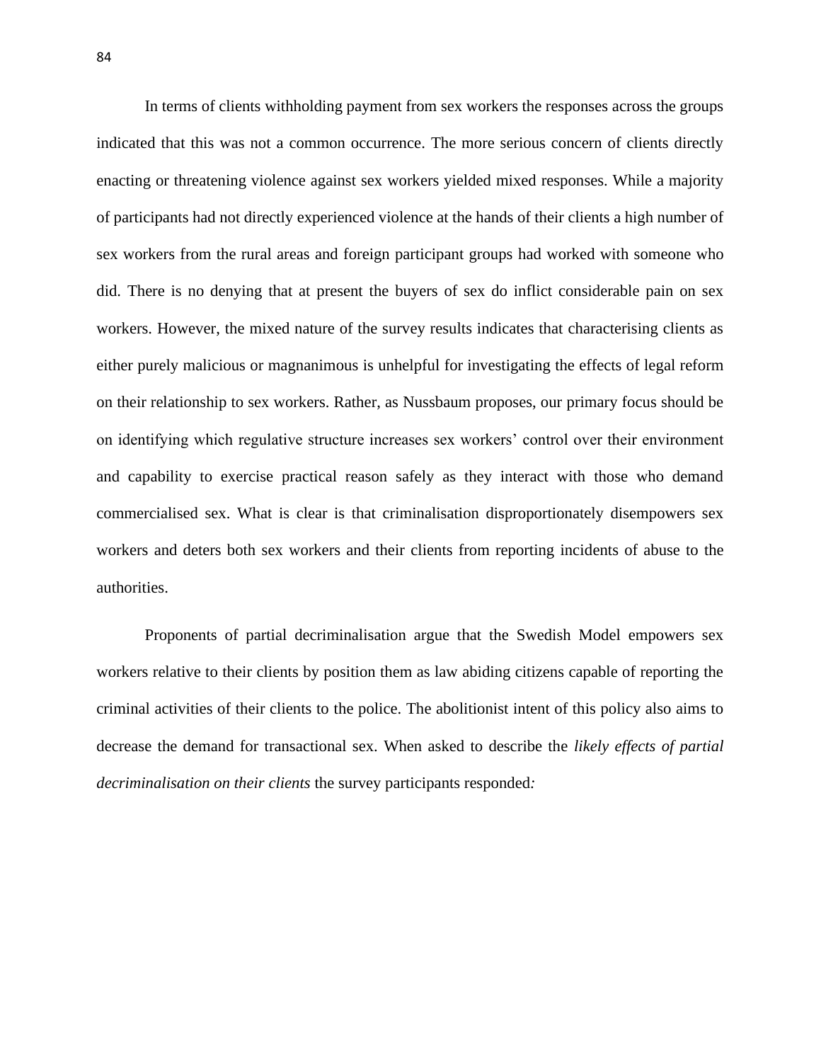In terms of clients withholding payment from sex workers the responses across the groups indicated that this was not a common occurrence. The more serious concern of clients directly enacting or threatening violence against sex workers yielded mixed responses. While a majority of participants had not directly experienced violence at the hands of their clients a high number of sex workers from the rural areas and foreign participant groups had worked with someone who did. There is no denying that at present the buyers of sex do inflict considerable pain on sex workers. However, the mixed nature of the survey results indicates that characterising clients as either purely malicious or magnanimous is unhelpful for investigating the effects of legal reform on their relationship to sex workers. Rather, as Nussbaum proposes, our primary focus should be on identifying which regulative structure increases sex workers' control over their environment and capability to exercise practical reason safely as they interact with those who demand commercialised sex. What is clear is that criminalisation disproportionately disempowers sex workers and deters both sex workers and their clients from reporting incidents of abuse to the authorities.

Proponents of partial decriminalisation argue that the Swedish Model empowers sex workers relative to their clients by position them as law abiding citizens capable of reporting the criminal activities of their clients to the police. The abolitionist intent of this policy also aims to decrease the demand for transactional sex. When asked to describe the *likely effects of partial decriminalisation on their clients* the survey participants responded*:*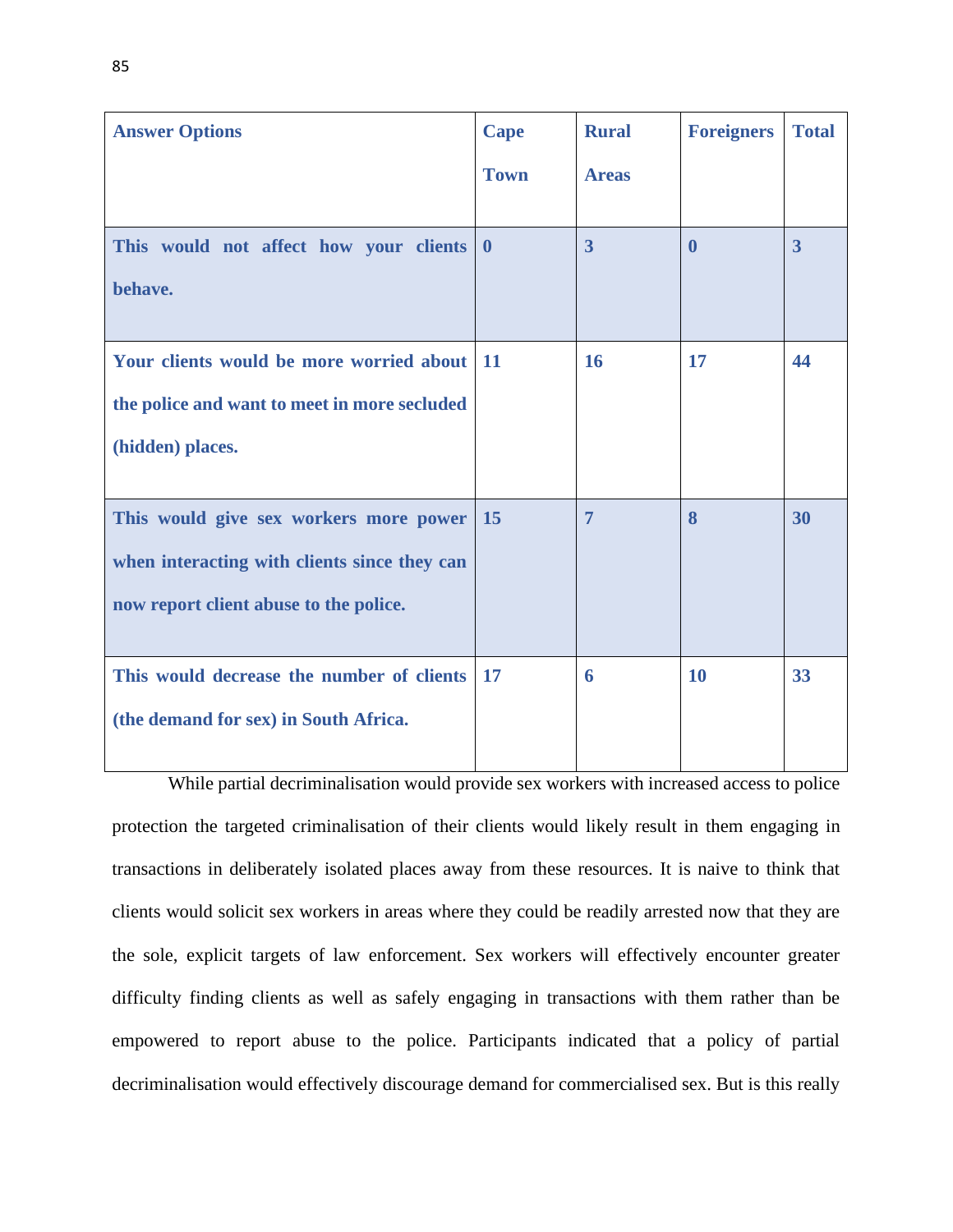| Answer Options | Cape Town | Rural Areas | Foreigners | Total |
|---|---|---|---|---|
| This would not affect how your clients behave. | 0 | 3 | 0 | 3 |
| Your clients would be more worried about the police and want to meet in more secluded (hidden) places. | 11 | 16 | 17 | 44 |
| This would give sex workers more power when interacting with clients since they can now report client abuse to the police. | 15 | 7 | 8 | 30 |
| This would decrease the number of clients (the demand for sex) in South Africa. | 17 | 6 | 10 | 33 |

While partial decriminalisation would provide sex workers with increased access to police protection the targeted criminalisation of their clients would likely result in them engaging in transactions in deliberately isolated places away from these resources. It is naive to think that clients would solicit sex workers in areas where they could be readily arrested now that they are the sole, explicit targets of law enforcement. Sex workers will effectively encounter greater difficulty finding clients as well as safely engaging in transactions with them rather than be empowered to report abuse to the police. Participants indicated that a policy of partial decriminalisation would effectively discourage demand for commercialised sex. But is this really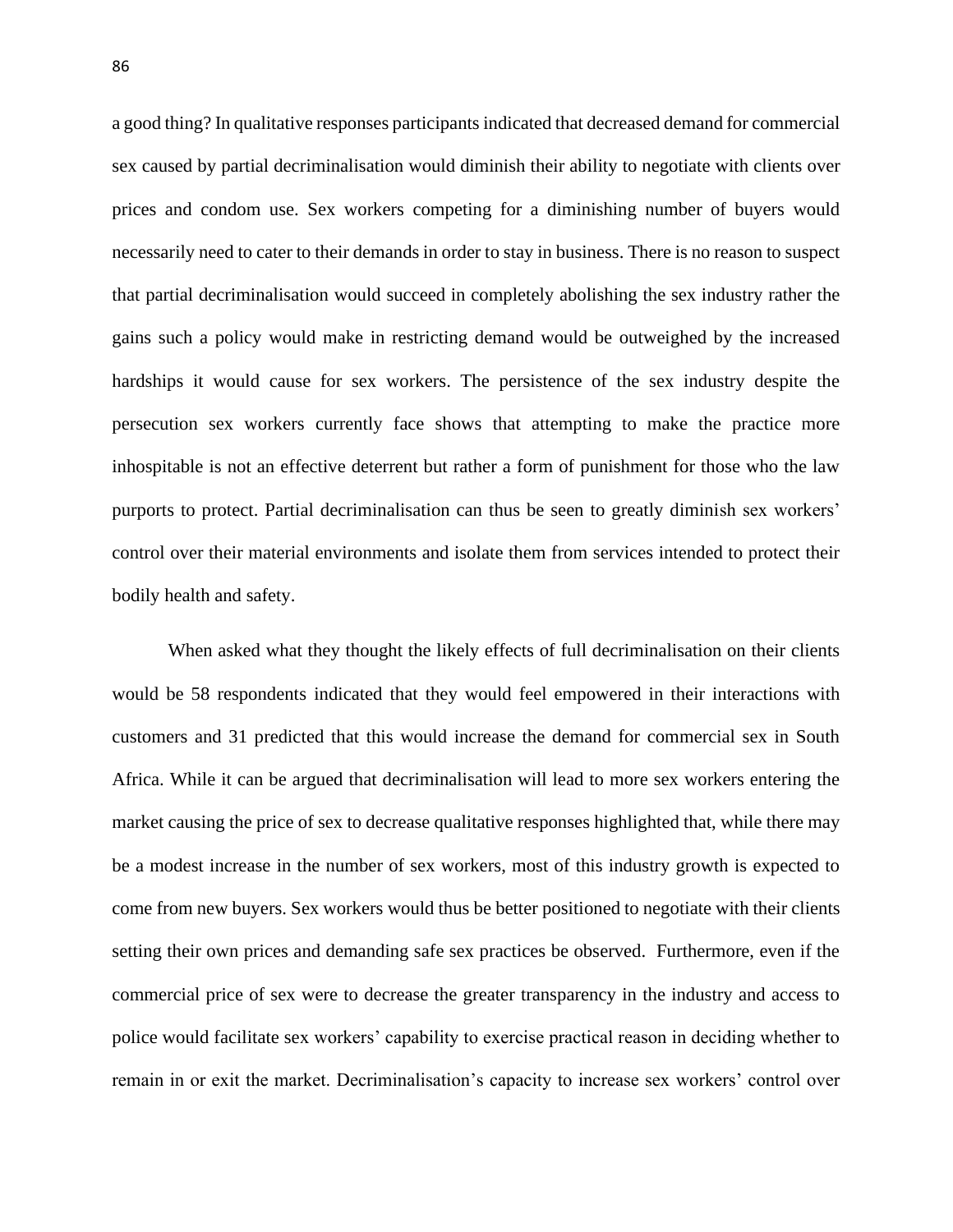a good thing? In qualitative responses participants indicated that decreased demand for commercial sex caused by partial decriminalisation would diminish their ability to negotiate with clients over prices and condom use. Sex workers competing for a diminishing number of buyers would necessarily need to cater to their demands in order to stay in business. There is no reason to suspect that partial decriminalisation would succeed in completely abolishing the sex industry rather the gains such a policy would make in restricting demand would be outweighed by the increased hardships it would cause for sex workers. The persistence of the sex industry despite the persecution sex workers currently face shows that attempting to make the practice more inhospitable is not an effective deterrent but rather a form of punishment for those who the law purports to protect. Partial decriminalisation can thus be seen to greatly diminish sex workers' control over their material environments and isolate them from services intended to protect their bodily health and safety.

When asked what they thought the likely effects of full decriminalisation on their clients would be 58 respondents indicated that they would feel empowered in their interactions with customers and 31 predicted that this would increase the demand for commercial sex in South Africa. While it can be argued that decriminalisation will lead to more sex workers entering the market causing the price of sex to decrease qualitative responses highlighted that, while there may be a modest increase in the number of sex workers, most of this industry growth is expected to come from new buyers. Sex workers would thus be better positioned to negotiate with their clients setting their own prices and demanding safe sex practices be observed. Furthermore, even if the commercial price of sex were to decrease the greater transparency in the industry and access to police would facilitate sex workers' capability to exercise practical reason in deciding whether to remain in or exit the market. Decriminalisation's capacity to increase sex workers' control over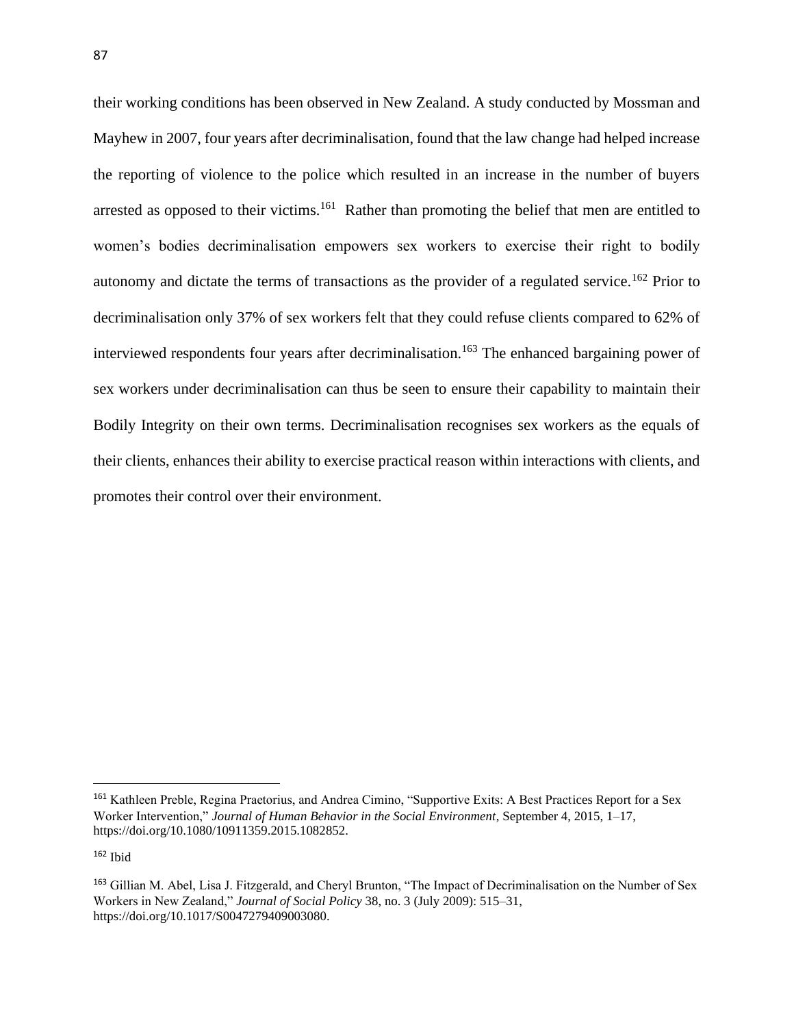their working conditions has been observed in New Zealand. A study conducted by Mossman and Mayhew in 2007, four years after decriminalisation, found that the law change had helped increase the reporting of violence to the police which resulted in an increase in the number of buyers arrested as opposed to their victims.[161] Rather than promoting the belief that men are entitled to women's bodies decriminalisation empowers sex workers to exercise their right to bodily autonomy and dictate the terms of transactions as the provider of a regulated service.[162] Prior to decriminalisation only 37% of sex workers felt that they could refuse clients compared to 62% of interviewed respondents four years after decriminalisation.[163] The enhanced bargaining power of sex workers under decriminalisation can thus be seen to ensure their capability to maintain their Bodily Integrity on their own terms. Decriminalisation recognises sex workers as the equals of their clients, enhances their ability to exercise practical reason within interactions with clients, and promotes their control over their environment.

---

[161] Kathleen Preble, Regina Praetorius, and Andrea Cimino, "Supportive Exits: A Best Practices Report for a Sex Worker Intervention," *Journal of Human Behavior in the Social Environment*, September 4, 2015, 1–17, https://doi.org/10.1080/10911359.2015.1082852.

[162] Ibid

[163] Gillian M. Abel, Lisa J. Fitzgerald, and Cheryl Brunton, "The Impact of Decriminalisation on the Number of Sex Workers in New Zealand," *Journal of Social Policy* 38, no. 3 (July 2009): 515–31, https://doi.org/10.1017/S0047279409003080.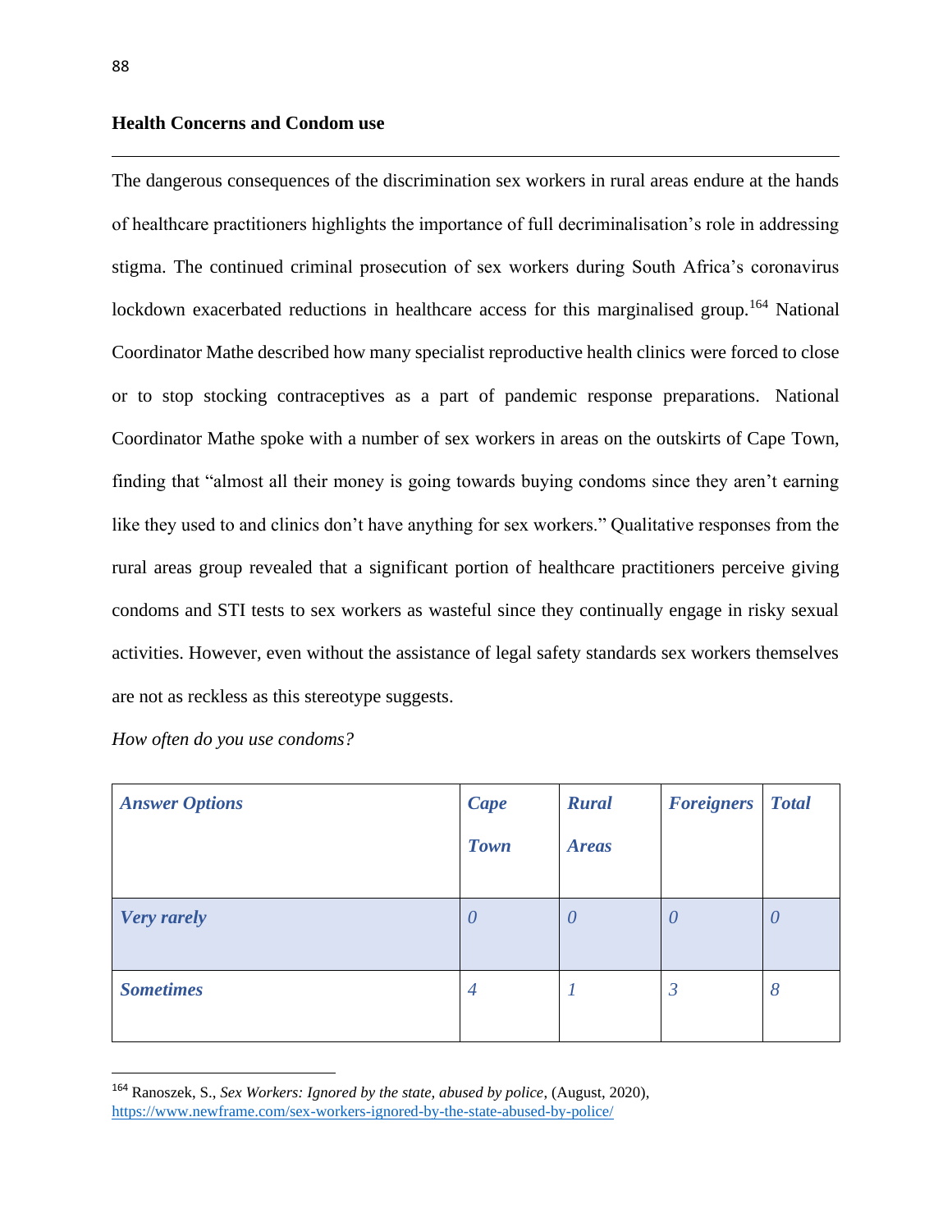## Health Concerns and Condom use

The dangerous consequences of the discrimination sex workers in rural areas endure at the hands of healthcare practitioners highlights the importance of full decriminalisation's role in addressing stigma. The continued criminal prosecution of sex workers during South Africa's coronavirus lockdown exacerbated reductions in healthcare access for this marginalised group.[164] National Coordinator Mathe described how many specialist reproductive health clinics were forced to close or to stop stocking contraceptives as a part of pandemic response preparations. National Coordinator Mathe spoke with a number of sex workers in areas on the outskirts of Cape Town, finding that "almost all their money is going towards buying condoms since they aren't earning like they used to and clinics don't have anything for sex workers." Qualitative responses from the rural areas group revealed that a significant portion of healthcare practitioners perceive giving condoms and STI tests to sex workers as wasteful since they continually engage in risky sexual activities. However, even without the assistance of legal safety standards sex workers themselves are not as reckless as this stereotype suggests.

*How often do you use condoms?*

| ***Answer Options*** | ***Cape Town*** | ***Rural Areas*** | ***Foreigners*** | ***Total*** |
|---|---|---|---|---|
| ***Very rarely*** | *0* | *0* | *0* | *0* |
| ***Sometimes*** | *4* | *1* | *3* | *8* |

[164] Ranoszek, S., *Sex Workers: Ignored by the state, abused by police,* (August, 2020), https://www.newframe.com/sex-workers-ignored-by-the-state-abused-by-police/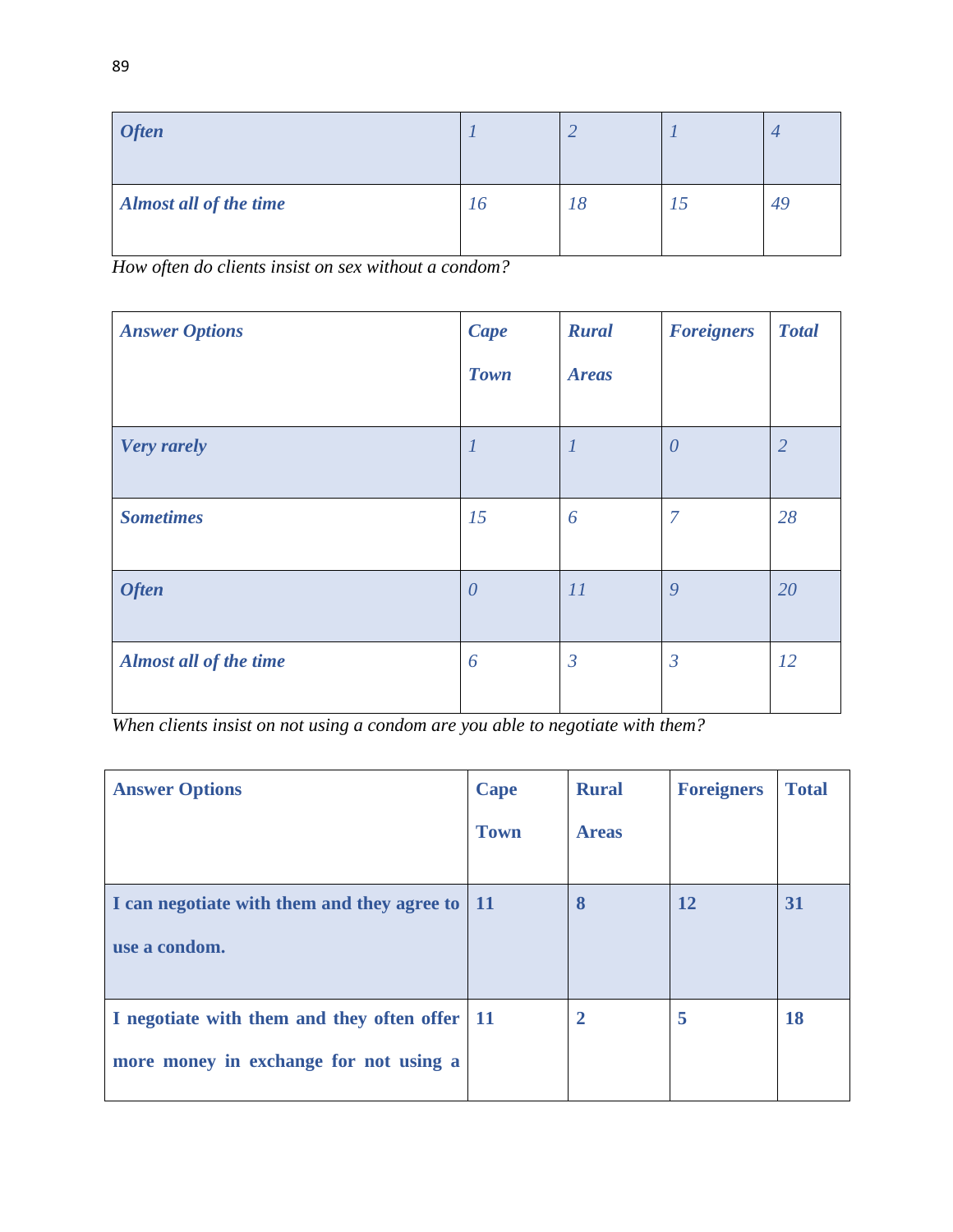| | | | | |
|---|---|---|---|---|
| *Often* | *1* | *2* | *1* | *4* |
| *Almost all of the time* | *16* | *18* | *15* | *49* |

*How often do clients insist on sex without a condom?*

| *Answer Options* | *Cape Town* | *Rural Areas* | *Foreigners* | *Total* |
|---|---|---|---|---|
| *Very rarely* | *1* | *1* | *0* | *2* |
| *Sometimes* | *15* | *6* | *7* | *28* |
| *Often* | *0* | *11* | *9* | *20* |
| *Almost all of the time* | *6* | *3* | *3* | *12* |

*When clients insist on not using a condom are you able to negotiate with them?*

| **Answer Options** | **Cape Town** | **Rural Areas** | **Foreigners** | **Total** |
|---|---|---|---|---|
| **I can negotiate with them and they agree to use a condom.** | **11** | **8** | **12** | **31** |
| **I negotiate with them and they often offer more money in exchange for not using a** | **11** | **2** | **5** | **18** |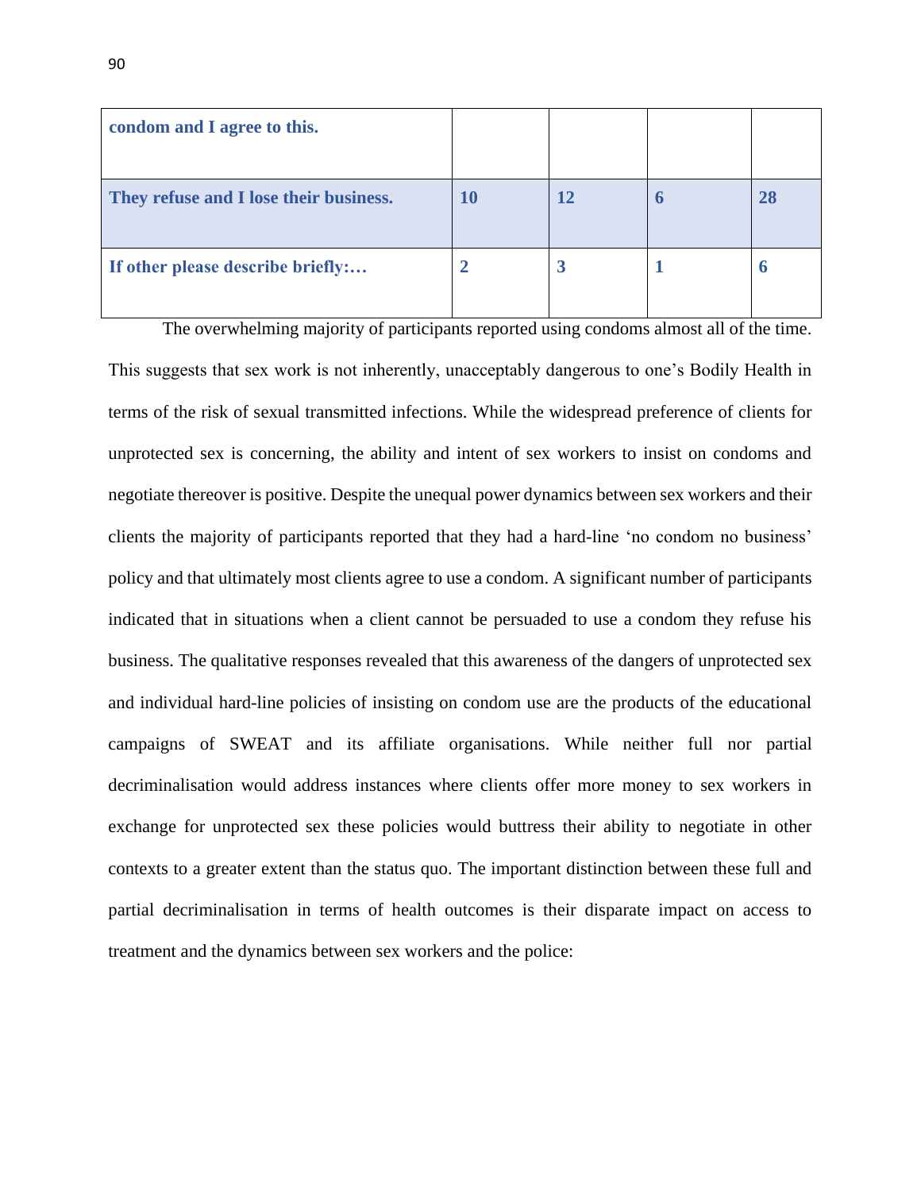| | | | | |
|---|---|---|---|---|
| **condom and I agree to this.** | | | | |
| **They refuse and I lose their business.** | **10** | **12** | **6** | **28** |
| **If other please describe briefly:…** | **2** | **3** | **1** | **6** |

The overwhelming majority of participants reported using condoms almost all of the time. This suggests that sex work is not inherently, unacceptably dangerous to one's Bodily Health in terms of the risk of sexual transmitted infections. While the widespread preference of clients for unprotected sex is concerning, the ability and intent of sex workers to insist on condoms and negotiate thereover is positive. Despite the unequal power dynamics between sex workers and their clients the majority of participants reported that they had a hard-line 'no condom no business' policy and that ultimately most clients agree to use a condom. A significant number of participants indicated that in situations when a client cannot be persuaded to use a condom they refuse his business. The qualitative responses revealed that this awareness of the dangers of unprotected sex and individual hard-line policies of insisting on condom use are the products of the educational campaigns of SWEAT and its affiliate organisations. While neither full nor partial decriminalisation would address instances where clients offer more money to sex workers in exchange for unprotected sex these policies would buttress their ability to negotiate in other contexts to a greater extent than the status quo. The important distinction between these full and partial decriminalisation in terms of health outcomes is their disparate impact on access to treatment and the dynamics between sex workers and the police: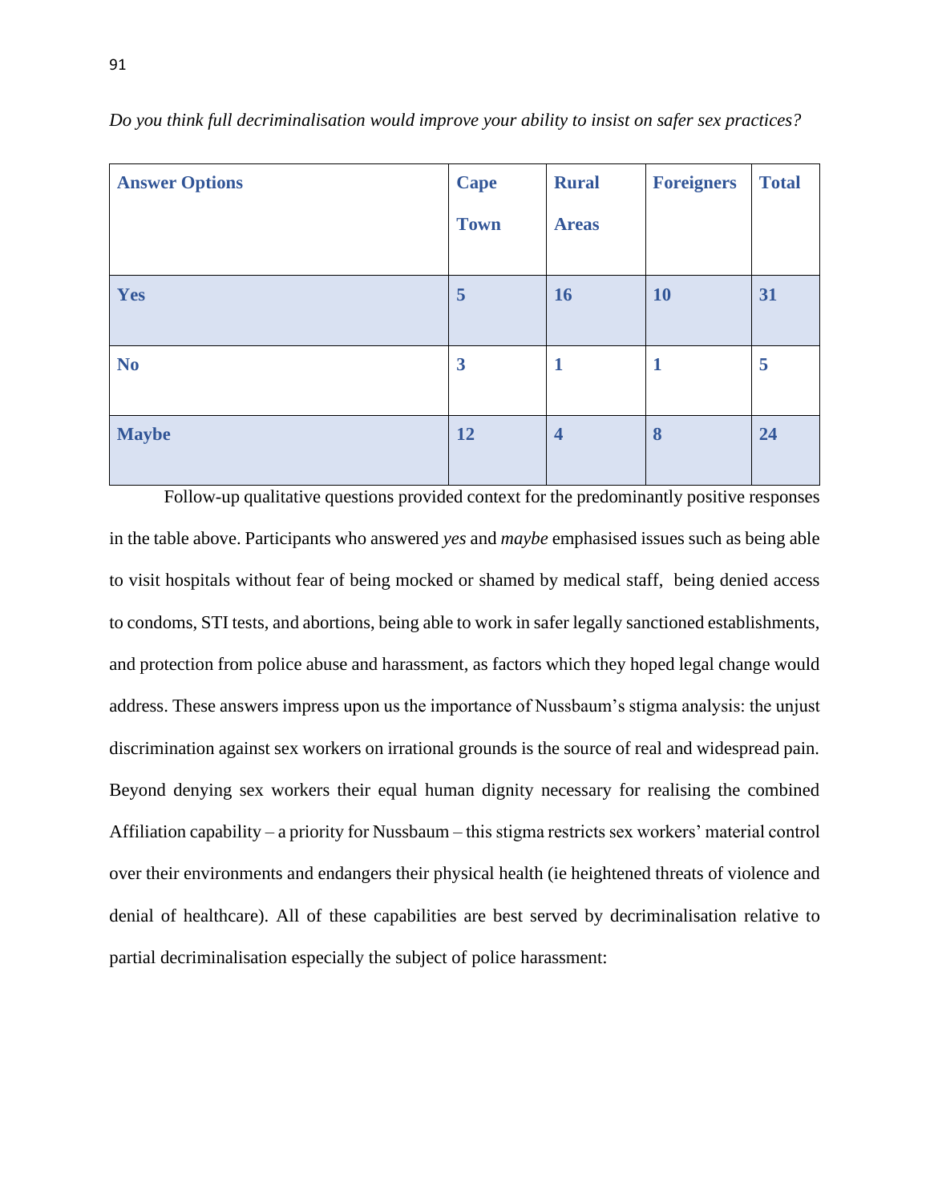*Do you think full decriminalisation would improve your ability to insist on safer sex practices?*

| Answer Options | Cape Town | Rural Areas | Foreigners | Total |
|---|---|---|---|---|
| Yes | 5 | 16 | 10 | 31 |
| No | 3 | 1 | 1 | 5 |
| Maybe | 12 | 4 | 8 | 24 |

Follow-up qualitative questions provided context for the predominantly positive responses in the table above. Participants who answered *yes* and *maybe* emphasised issues such as being able to visit hospitals without fear of being mocked or shamed by medical staff, being denied access to condoms, STI tests, and abortions, being able to work in safer legally sanctioned establishments, and protection from police abuse and harassment, as factors which they hoped legal change would address. These answers impress upon us the importance of Nussbaum's stigma analysis: the unjust discrimination against sex workers on irrational grounds is the source of real and widespread pain. Beyond denying sex workers their equal human dignity necessary for realising the combined Affiliation capability – a priority for Nussbaum – this stigma restricts sex workers' material control over their environments and endangers their physical health (ie heightened threats of violence and denial of healthcare). All of these capabilities are best served by decriminalisation relative to partial decriminalisation especially the subject of police harassment: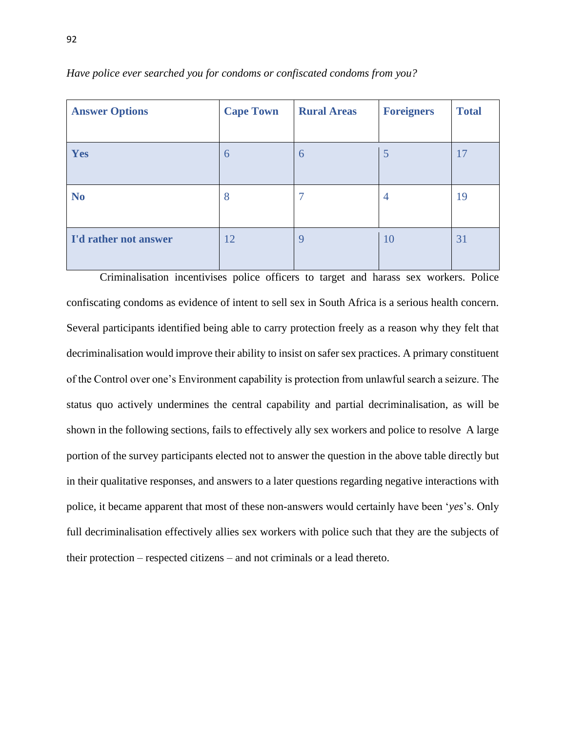*Have police ever searched you for condoms or confiscated condoms from you?*

| Answer Options | Cape Town | Rural Areas | Foreigners | Total |
|---|---|---|---|---|
| **Yes** | 6 | 6 | 5 | 17 |
| **No** | 8 | 7 | 4 | 19 |
| **I'd rather not answer** | 12 | 9 | 10 | 31 |

Criminalisation incentivises police officers to target and harass sex workers. Police confiscating condoms as evidence of intent to sell sex in South Africa is a serious health concern. Several participants identified being able to carry protection freely as a reason why they felt that decriminalisation would improve their ability to insist on safer sex practices. A primary constituent of the Control over one's Environment capability is protection from unlawful search a seizure. The status quo actively undermines the central capability and partial decriminalisation, as will be shown in the following sections, fails to effectively ally sex workers and police to resolve  A large portion of the survey participants elected not to answer the question in the above table directly but in their qualitative responses, and answers to a later questions regarding negative interactions with police, it became apparent that most of these non-answers would certainly have been '*yes*'s. Only full decriminalisation effectively allies sex workers with police such that they are the subjects of their protection – respected citizens – and not criminals or a lead thereto.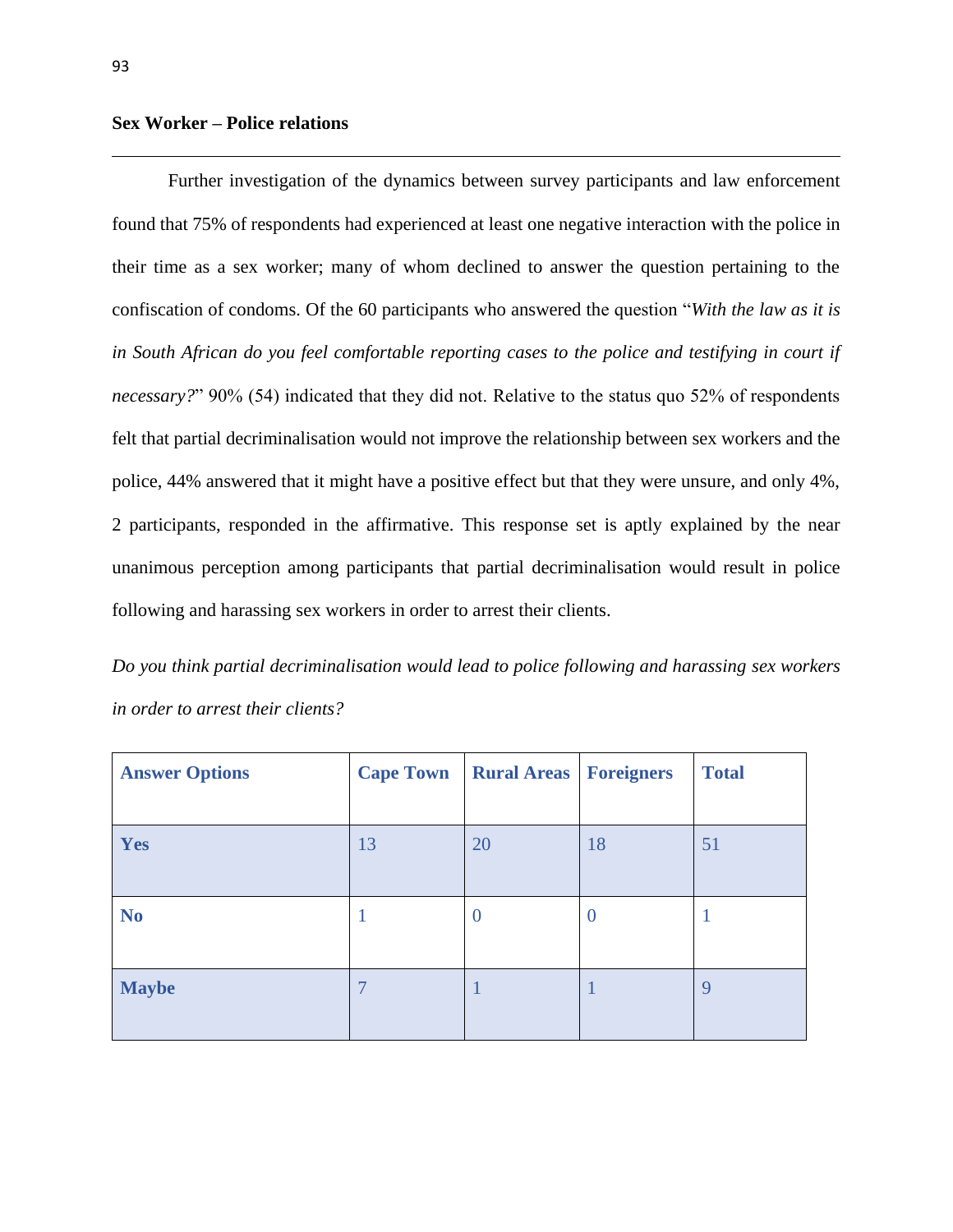**Sex Worker – Police relations**

---

Further investigation of the dynamics between survey participants and law enforcement found that 75% of respondents had experienced at least one negative interaction with the police in their time as a sex worker; many of whom declined to answer the question pertaining to the confiscation of condoms. Of the 60 participants who answered the question "*With the law as it is in South African do you feel comfortable reporting cases to the police and testifying in court if necessary?*" 90% (54) indicated that they did not. Relative to the status quo 52% of respondents felt that partial decriminalisation would not improve the relationship between sex workers and the police, 44% answered that it might have a positive effect but that they were unsure, and only 4%, 2 participants, responded in the affirmative. This response set is aptly explained by the near unanimous perception among participants that partial decriminalisation would result in police following and harassing sex workers in order to arrest their clients.

*Do you think partial decriminalisation would lead to police following and harassing sex workers in order to arrest their clients?*

| Answer Options | Cape Town | Rural Areas | Foreigners | Total |
|---|---|---|---|---|
| **Yes** | 13 | 20 | 18 | 51 |
| **No** | 1 | 0 | 0 | 1 |
| **Maybe** | 7 | 1 | 1 | 9 |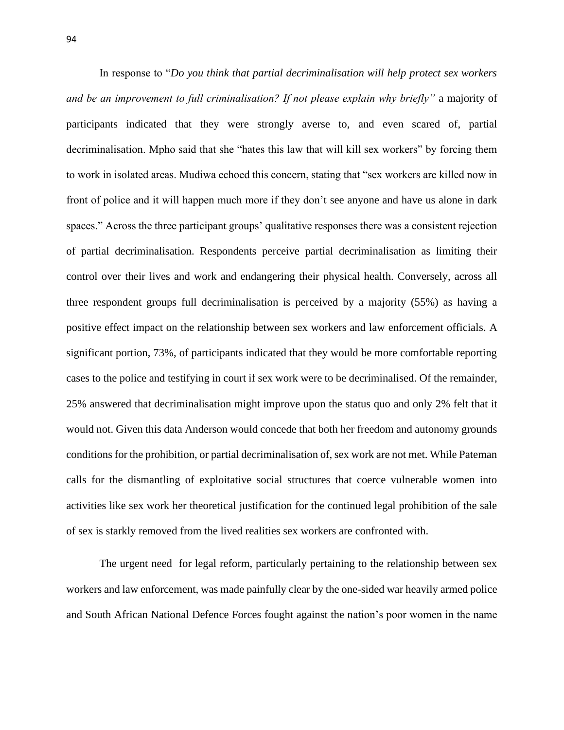In response to "*Do you think that partial decriminalisation will help protect sex workers and be an improvement to full criminalisation? If not please explain why briefly"* a majority of participants indicated that they were strongly averse to, and even scared of, partial decriminalisation. Mpho said that she "hates this law that will kill sex workers" by forcing them to work in isolated areas. Mudiwa echoed this concern, stating that "sex workers are killed now in front of police and it will happen much more if they don't see anyone and have us alone in dark spaces." Across the three participant groups' qualitative responses there was a consistent rejection of partial decriminalisation. Respondents perceive partial decriminalisation as limiting their control over their lives and work and endangering their physical health. Conversely, across all three respondent groups full decriminalisation is perceived by a majority (55%) as having a positive effect impact on the relationship between sex workers and law enforcement officials. A significant portion, 73%, of participants indicated that they would be more comfortable reporting cases to the police and testifying in court if sex work were to be decriminalised. Of the remainder, 25% answered that decriminalisation might improve upon the status quo and only 2% felt that it would not. Given this data Anderson would concede that both her freedom and autonomy grounds conditions for the prohibition, or partial decriminalisation of, sex work are not met. While Pateman calls for the dismantling of exploitative social structures that coerce vulnerable women into activities like sex work her theoretical justification for the continued legal prohibition of the sale of sex is starkly removed from the lived realities sex workers are confronted with.

The urgent need for legal reform, particularly pertaining to the relationship between sex workers and law enforcement, was made painfully clear by the one-sided war heavily armed police and South African National Defence Forces fought against the nation's poor women in the name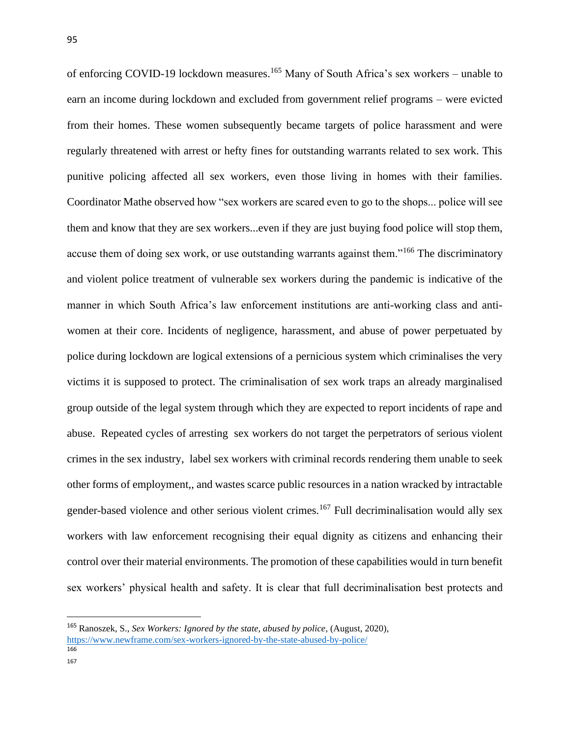of enforcing COVID-19 lockdown measures.[165] Many of South Africa's sex workers – unable to earn an income during lockdown and excluded from government relief programs – were evicted from their homes. These women subsequently became targets of police harassment and were regularly threatened with arrest or hefty fines for outstanding warrants related to sex work. This punitive policing affected all sex workers, even those living in homes with their families. Coordinator Mathe observed how "sex workers are scared even to go to the shops... police will see them and know that they are sex workers...even if they are just buying food police will stop them, accuse them of doing sex work, or use outstanding warrants against them."[166] The discriminatory and violent police treatment of vulnerable sex workers during the pandemic is indicative of the manner in which South Africa's law enforcement institutions are anti-working class and anti-women at their core. Incidents of negligence, harassment, and abuse of power perpetuated by police during lockdown are logical extensions of a pernicious system which criminalises the very victims it is supposed to protect. The criminalisation of sex work traps an already marginalised group outside of the legal system through which they are expected to report incidents of rape and abuse. Repeated cycles of arresting sex workers do not target the perpetrators of serious violent crimes in the sex industry, label sex workers with criminal records rendering them unable to seek other forms of employment,, and wastes scarce public resources in a nation wracked by intractable gender-based violence and other serious violent crimes.[167] Full decriminalisation would ally sex workers with law enforcement recognising their equal dignity as citizens and enhancing their control over their material environments. The promotion of these capabilities would in turn benefit sex workers' physical health and safety. It is clear that full decriminalisation best protects and

---

[165] Ranoszek, S., *Sex Workers: Ignored by the state, abused by police*, (August, 2020), https://www.newframe.com/sex-workers-ignored-by-the-state-abused-by-police/

[166]

[167]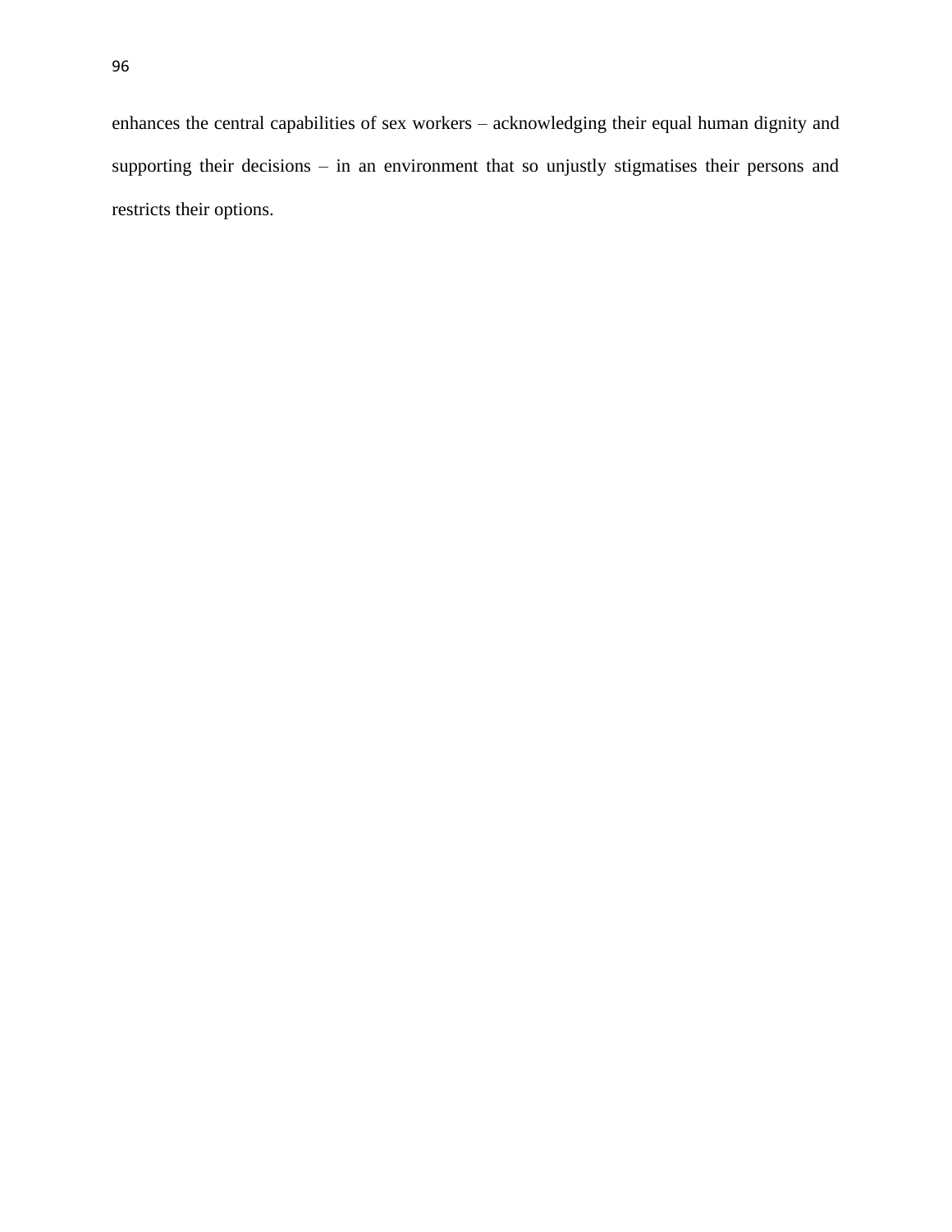enhances the central capabilities of sex workers – acknowledging their equal human dignity and supporting their decisions – in an environment that so unjustly stigmatises their persons and restricts their options.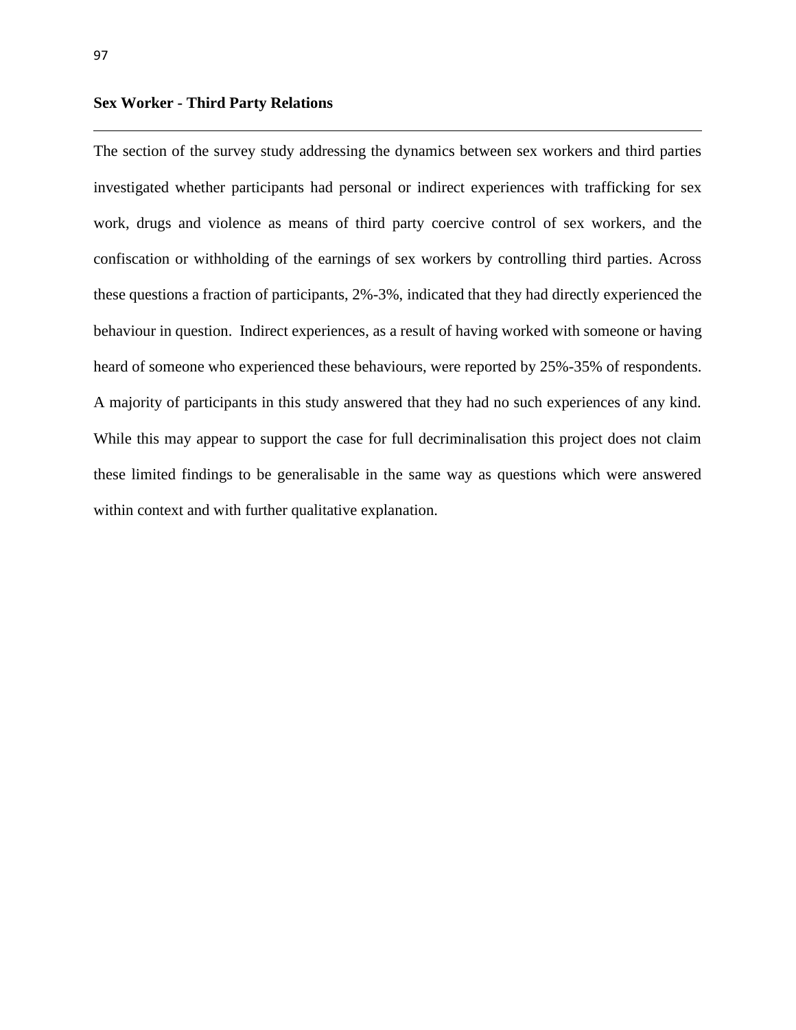**Sex Worker - Third Party Relations**

---

The section of the survey study addressing the dynamics between sex workers and third parties investigated whether participants had personal or indirect experiences with trafficking for sex work, drugs and violence as means of third party coercive control of sex workers, and the confiscation or withholding of the earnings of sex workers by controlling third parties. Across these questions a fraction of participants, 2%-3%, indicated that they had directly experienced the behaviour in question. Indirect experiences, as a result of having worked with someone or having heard of someone who experienced these behaviours, were reported by 25%-35% of respondents. A majority of participants in this study answered that they had no such experiences of any kind. While this may appear to support the case for full decriminalisation this project does not claim these limited findings to be generalisable in the same way as questions which were answered within context and with further qualitative explanation.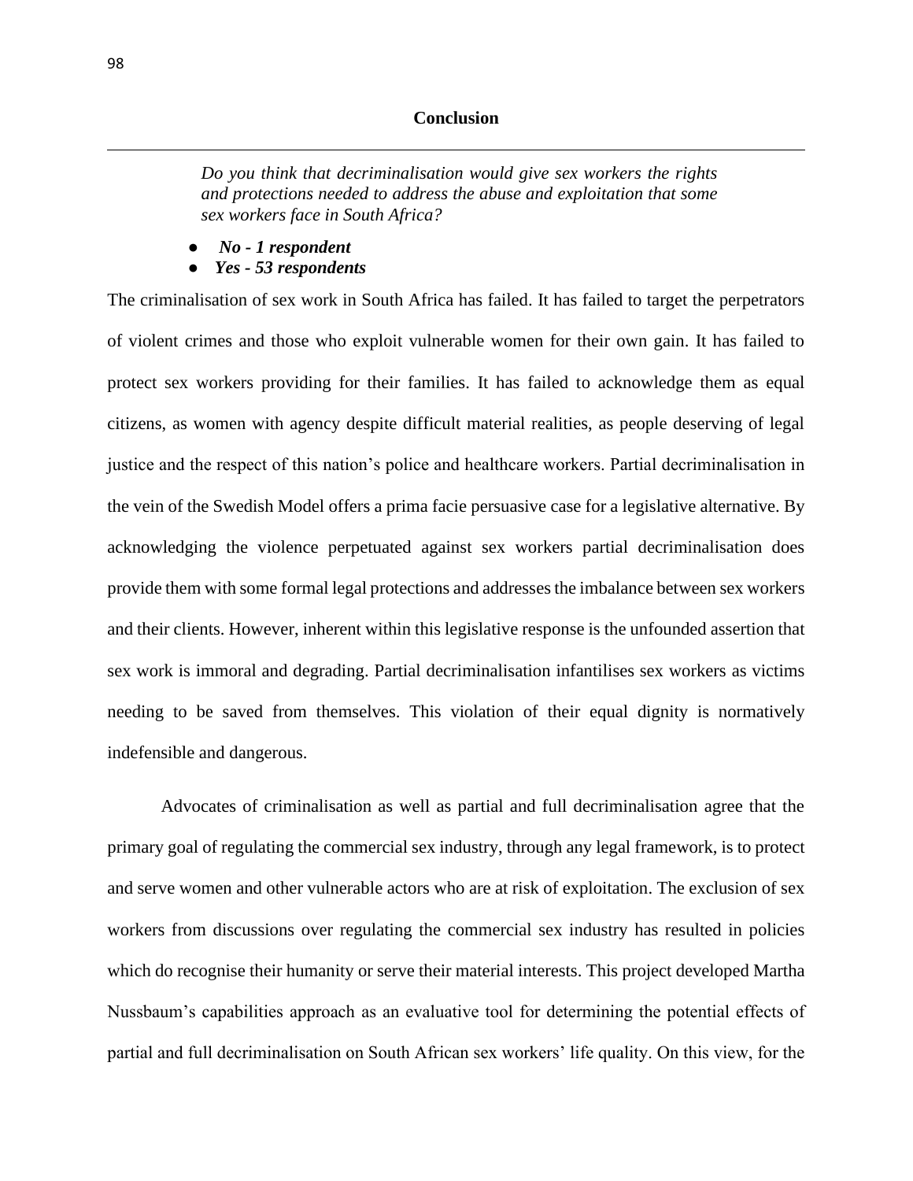# Conclusion

---

> *Do you think that decriminalisation would give sex workers the rights and protections needed to address the abuse and exploitation that some sex workers face in South Africa?*

- ***No - 1 respondent***
- ***Yes - 53 respondents***

The criminalisation of sex work in South Africa has failed. It has failed to target the perpetrators of violent crimes and those who exploit vulnerable women for their own gain. It has failed to protect sex workers providing for their families. It has failed to acknowledge them as equal citizens, as women with agency despite difficult material realities, as people deserving of legal justice and the respect of this nation's police and healthcare workers. Partial decriminalisation in the vein of the Swedish Model offers a prima facie persuasive case for a legislative alternative. By acknowledging the violence perpetuated against sex workers partial decriminalisation does provide them with some formal legal protections and addresses the imbalance between sex workers and their clients. However, inherent within this legislative response is the unfounded assertion that sex work is immoral and degrading. Partial decriminalisation infantilises sex workers as victims needing to be saved from themselves. This violation of their equal dignity is normatively indefensible and dangerous.

Advocates of criminalisation as well as partial and full decriminalisation agree that the primary goal of regulating the commercial sex industry, through any legal framework, is to protect and serve women and other vulnerable actors who are at risk of exploitation. The exclusion of sex workers from discussions over regulating the commercial sex industry has resulted in policies which do recognise their humanity or serve their material interests. This project developed Martha Nussbaum's capabilities approach as an evaluative tool for determining the potential effects of partial and full decriminalisation on South African sex workers' life quality. On this view, for the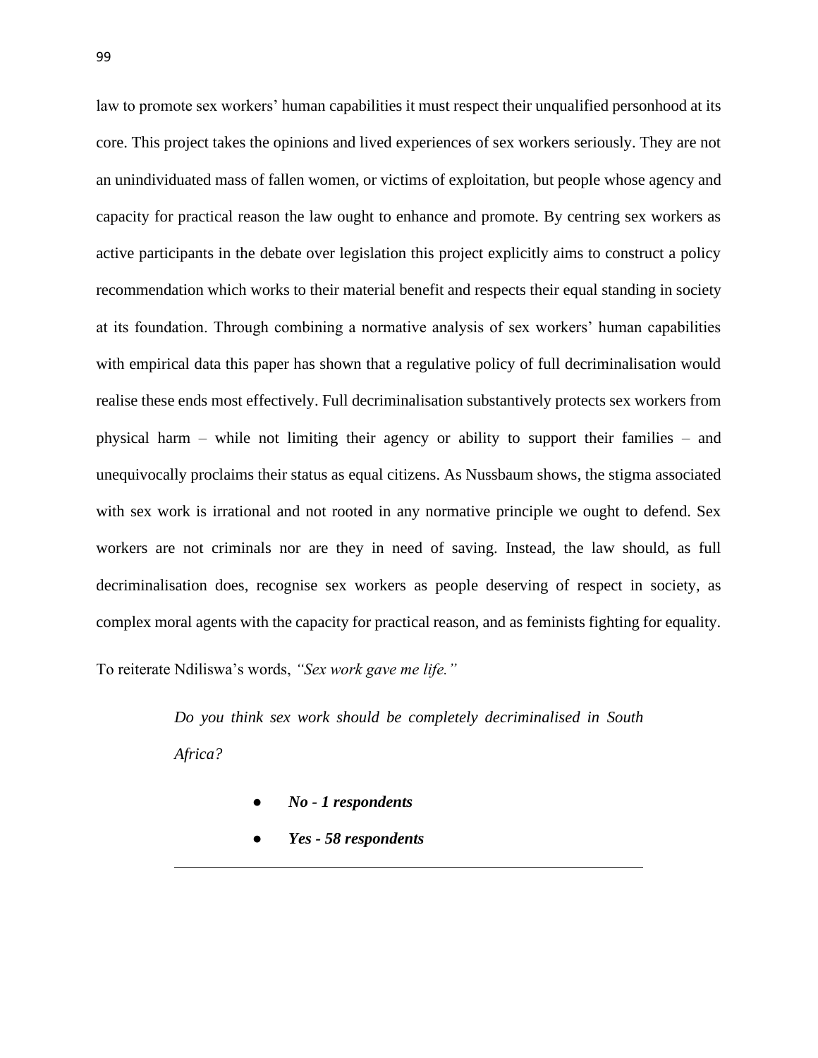law to promote sex workers' human capabilities it must respect their unqualified personhood at its core. This project takes the opinions and lived experiences of sex workers seriously. They are not an unindividuated mass of fallen women, or victims of exploitation, but people whose agency and capacity for practical reason the law ought to enhance and promote. By centring sex workers as active participants in the debate over legislation this project explicitly aims to construct a policy recommendation which works to their material benefit and respects their equal standing in society at its foundation. Through combining a normative analysis of sex workers' human capabilities with empirical data this paper has shown that a regulative policy of full decriminalisation would realise these ends most effectively. Full decriminalisation substantively protects sex workers from physical harm – while not limiting their agency or ability to support their families – and unequivocally proclaims their status as equal citizens. As Nussbaum shows, the stigma associated with sex work is irrational and not rooted in any normative principle we ought to defend. Sex workers are not criminals nor are they in need of saving. Instead, the law should, as full decriminalisation does, recognise sex workers as people deserving of respect in society, as complex moral agents with the capacity for practical reason, and as feminists fighting for equality.

To reiterate Ndiliswa's words, *"Sex work gave me life."*

> *Do you think sex work should be completely decriminalised in South Africa?*
>
> - ***No - 1 respondents***
> - ***Yes - 58 respondents***

---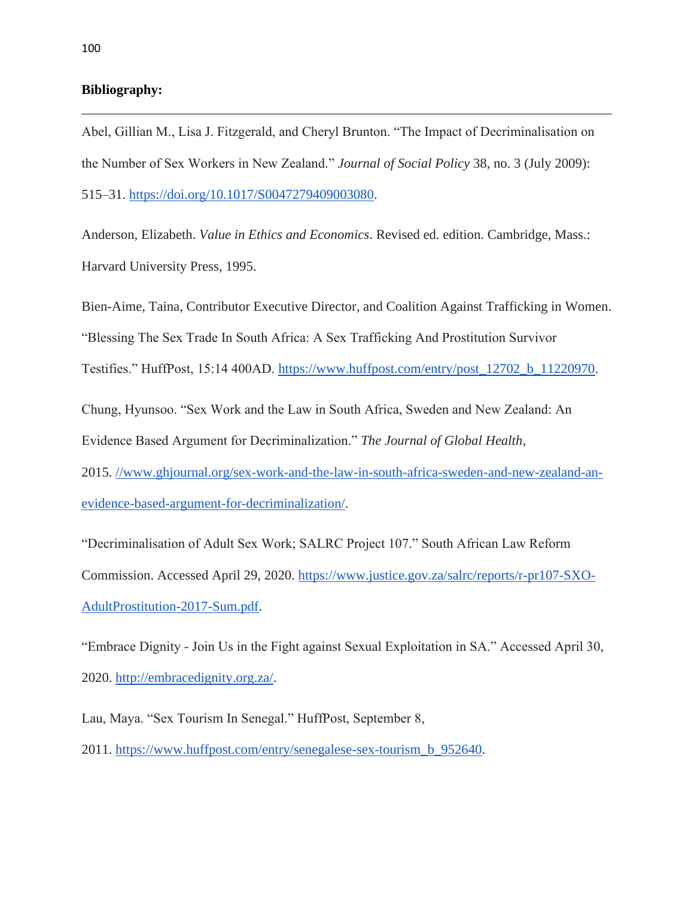**Bibliography:**

---

Abel, Gillian M., Lisa J. Fitzgerald, and Cheryl Brunton. "The Impact of Decriminalisation on the Number of Sex Workers in New Zealand." *Journal of Social Policy* 38, no. 3 (July 2009): 515–31. https://doi.org/10.1017/S0047279409003080.

Anderson, Elizabeth. *Value in Ethics and Economics*. Revised ed. edition. Cambridge, Mass.: Harvard University Press, 1995.

Bien-Aime, Taina, Contributor Executive Director, and Coalition Against Trafficking in Women. "Blessing The Sex Trade In South Africa: A Sex Trafficking And Prostitution Survivor Testifies." HuffPost, 15:14 400AD. https://www.huffpost.com/entry/post_12702_b_11220970.

Chung, Hyunsoo. "Sex Work and the Law in South Africa, Sweden and New Zealand: An Evidence Based Argument for Decriminalization." *The Journal of Global Health*, 2015. //www.ghjournal.org/sex-work-and-the-law-in-south-africa-sweden-and-new-zealand-an-evidence-based-argument-for-decriminalization/.

"Decriminalisation of Adult Sex Work; SALRC Project 107." South African Law Reform Commission. Accessed April 29, 2020. https://www.justice.gov.za/salrc/reports/r-pr107-SXO-AdultProstitution-2017-Sum.pdf.

"Embrace Dignity - Join Us in the Fight against Sexual Exploitation in SA." Accessed April 30, 2020. http://embracedignity.org.za/.

Lau, Maya. "Sex Tourism In Senegal." HuffPost, September 8, 2011. https://www.huffpost.com/entry/senegalese-sex-tourism_b_952640.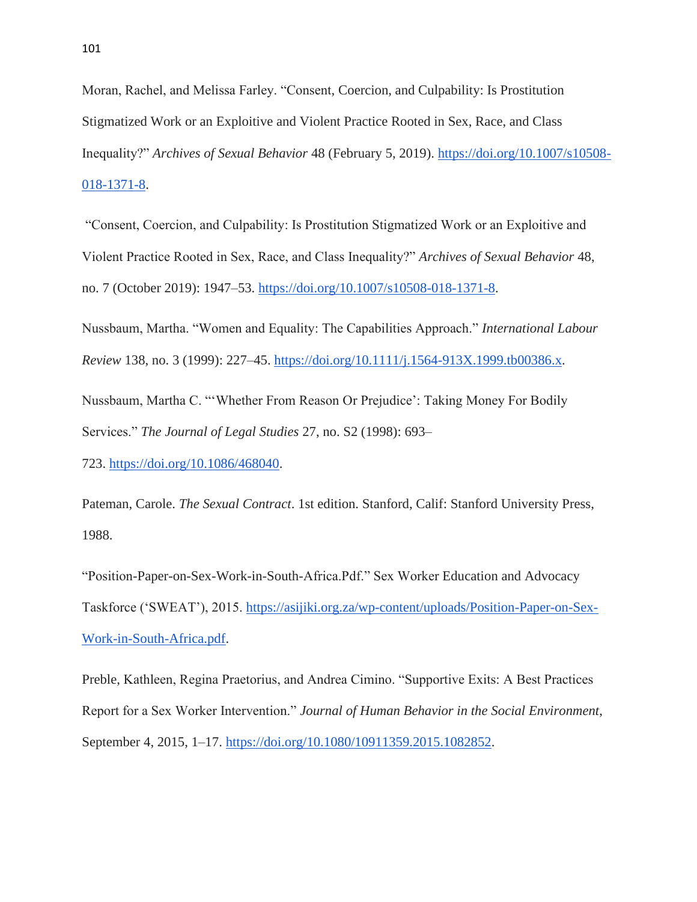Moran, Rachel, and Melissa Farley. "Consent, Coercion, and Culpability: Is Prostitution Stigmatized Work or an Exploitive and Violent Practice Rooted in Sex, Race, and Class Inequality?" *Archives of Sexual Behavior* 48 (February 5, 2019). https://doi.org/10.1007/s10508-018-1371-8.

"Consent, Coercion, and Culpability: Is Prostitution Stigmatized Work or an Exploitive and Violent Practice Rooted in Sex, Race, and Class Inequality?" *Archives of Sexual Behavior* 48, no. 7 (October 2019): 1947–53. https://doi.org/10.1007/s10508-018-1371-8.

Nussbaum, Martha. "Women and Equality: The Capabilities Approach." *International Labour Review* 138, no. 3 (1999): 227–45. https://doi.org/10.1111/j.1564-913X.1999.tb00386.x.

Nussbaum, Martha C. "'Whether From Reason Or Prejudice': Taking Money For Bodily Services." *The Journal of Legal Studies* 27, no. S2 (1998): 693–723. https://doi.org/10.1086/468040.

Pateman, Carole. *The Sexual Contract*. 1st edition. Stanford, Calif: Stanford University Press, 1988.

"Position-Paper-on-Sex-Work-in-South-Africa.Pdf." Sex Worker Education and Advocacy Taskforce ('SWEAT'), 2015. https://asijiki.org.za/wp-content/uploads/Position-Paper-on-Sex-Work-in-South-Africa.pdf.

Preble, Kathleen, Regina Praetorius, and Andrea Cimino. "Supportive Exits: A Best Practices Report for a Sex Worker Intervention." *Journal of Human Behavior in the Social Environment*, September 4, 2015, 1–17. https://doi.org/10.1080/10911359.2015.1082852.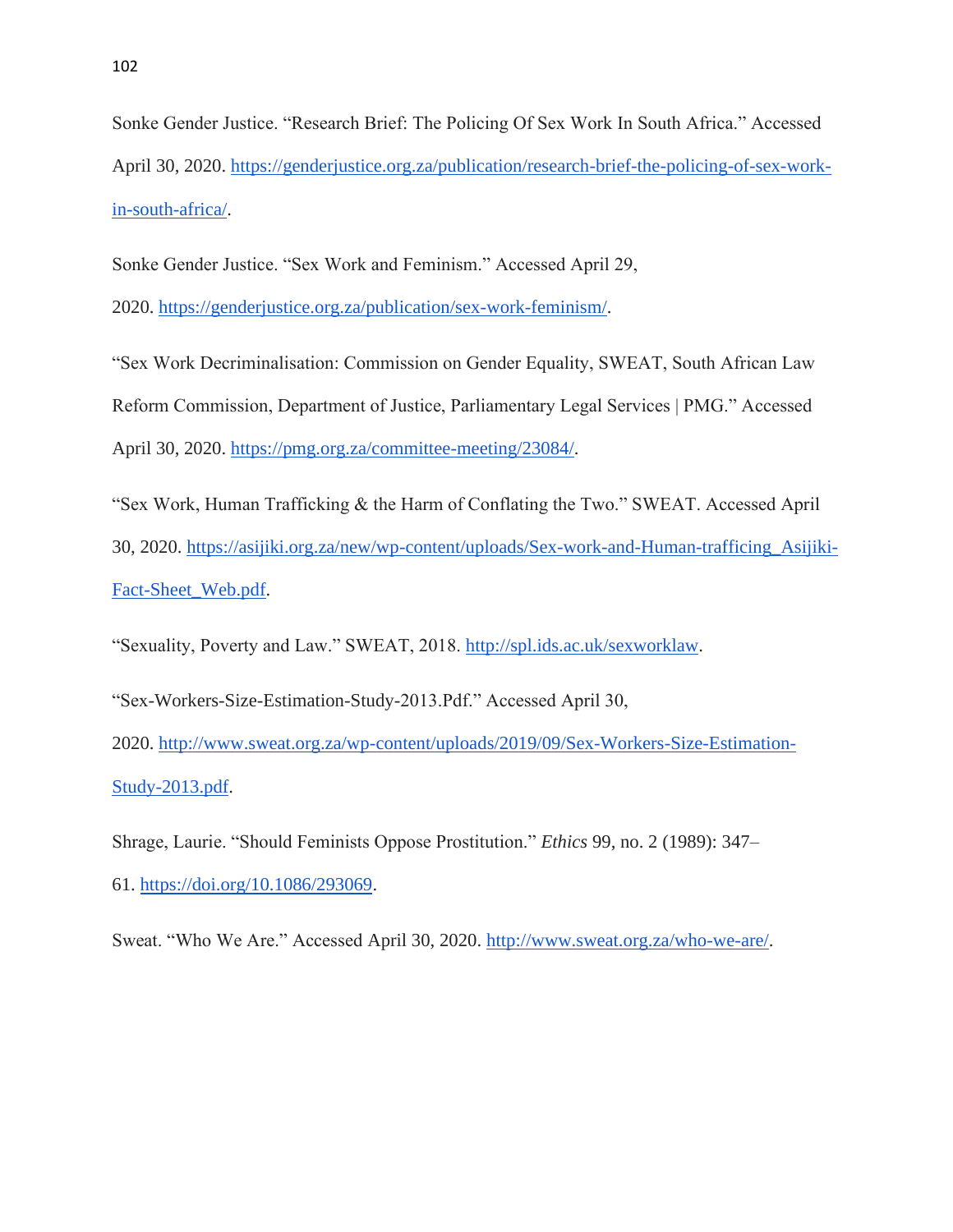Sonke Gender Justice. "Research Brief: The Policing Of Sex Work In South Africa." Accessed April 30, 2020. https://genderjustice.org.za/publication/research-brief-the-policing-of-sex-work-in-south-africa/.

Sonke Gender Justice. "Sex Work and Feminism." Accessed April 29, 2020. https://genderjustice.org.za/publication/sex-work-feminism/.

"Sex Work Decriminalisation: Commission on Gender Equality, SWEAT, South African Law Reform Commission, Department of Justice, Parliamentary Legal Services | PMG." Accessed April 30, 2020. https://pmg.org.za/committee-meeting/23084/.

"Sex Work, Human Trafficking & the Harm of Conflating the Two." SWEAT. Accessed April 30, 2020. https://asijiki.org.za/new/wp-content/uploads/Sex-work-and-Human-trafficing_Asijiki-Fact-Sheet_Web.pdf.

"Sexuality, Poverty and Law." SWEAT, 2018. http://spl.ids.ac.uk/sexworklaw.

"Sex-Workers-Size-Estimation-Study-2013.Pdf." Accessed April 30, 2020. http://www.sweat.org.za/wp-content/uploads/2019/09/Sex-Workers-Size-Estimation-Study-2013.pdf.

Shrage, Laurie. "Should Feminists Oppose Prostitution." *Ethics* 99, no. 2 (1989): 347–61. https://doi.org/10.1086/293069.

Sweat. "Who We Are." Accessed April 30, 2020. http://www.sweat.org.za/who-we-are/.